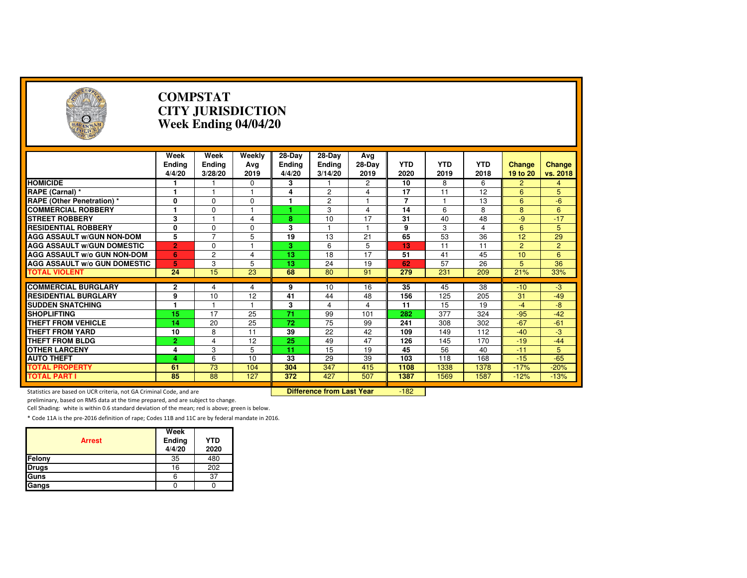# COMPSTAT
# CITY JURISDICTION
# Week Ending 04/04/20

| | Week Ending 4/4/20 | Week Ending 3/28/20 | Weekly Avg 2019 | 28-Day Ending 4/4/20 | 28-Day Ending 3/14/20 | Avg 28-Day 2019 | YTD 2020 | YTD 2019 | YTD 2018 | Change 19 to 20 | Change vs. 2018 |
|---|---|---|---|---|---|---|---|---|---|---|---|
| HOMICIDE | 1 | 1 | 0 | 3 | 1 | 2 | 10 | 8 | 6 | 2 | 4 |
| RAPE (Carnal) * | 1 | 1 | 1 | 4 | 2 | 4 | 17 | 11 | 12 | 6 | 5 |
| RAPE (Other Penetration) * | 0 | 0 | 0 | 1 | 2 | 1 | 7 | 1 | 13 | 6 | -6 |
| COMMERCIAL ROBBERY | 1 | 0 | 1 | 1 | 3 | 4 | 14 | 6 | 8 | 8 | 6 |
| STREET ROBBERY | 3 | 1 | 4 | 8 | 10 | 17 | 31 | 40 | 48 | -9 | -17 |
| RESIDENTIAL ROBBERY | 0 | 0 | 0 | 3 | 1 | 1 | 9 | 3 | 4 | 6 | 5 |
| AGG ASSAULT w/GUN NON-DOM | 5 | 7 | 5 | 19 | 13 | 21 | 65 | 53 | 36 | 12 | 29 |
| AGG ASSAULT w/GUN DOMESTIC | 2 | 0 | 1 | 3 | 6 | 5 | 13 | 11 | 11 | 2 | 2 |
| AGG ASSAULT w/o GUN NON-DOM | 6 | 2 | 4 | 13 | 18 | 17 | 51 | 41 | 45 | 10 | 6 |
| AGG ASSAULT w/o GUN DOMESTIC | 5 | 3 | 5 | 13 | 24 | 19 | 62 | 57 | 26 | 5 | 36 |
| TOTAL VIOLENT | 24 | 15 | 23 | 68 | 80 | 91 | 279 | 231 | 209 | 21% | 33% |
| COMMERCIAL BURGLARY | 2 | 4 | 4 | 9 | 10 | 16 | 35 | 45 | 38 | -10 | -3 |
| RESIDENTIAL BURGLARY | 9 | 10 | 12 | 41 | 44 | 48 | 156 | 125 | 205 | 31 | -49 |
| SUDDEN SNATCHING | 1 | 1 | 1 | 3 | 4 | 4 | 11 | 15 | 19 | -4 | -8 |
| SHOPLIFTING | 15 | 17 | 25 | 71 | 99 | 101 | 282 | 377 | 324 | -95 | -42 |
| THEFT FROM VEHICLE | 14 | 20 | 25 | 72 | 75 | 99 | 241 | 308 | 302 | -67 | -61 |
| THEFT FROM YARD | 10 | 8 | 11 | 39 | 22 | 42 | 109 | 149 | 112 | -40 | -3 |
| THEFT FROM BLDG | 2 | 4 | 12 | 25 | 49 | 47 | 126 | 145 | 170 | -19 | -44 |
| OTHER LARCENY | 4 | 3 | 5 | 11 | 15 | 19 | 45 | 56 | 40 | -11 | 5 |
| AUTO THEFT | 4 | 6 | 10 | 33 | 29 | 39 | 103 | 118 | 168 | -15 | -65 |
| TOTAL PROPERTY | 61 | 73 | 104 | 304 | 347 | 415 | 1108 | 1338 | 1378 | -17% | -20% |
| TOTAL PART I | 85 | 88 | 127 | 372 | 427 | 507 | 1387 | 1569 | 1587 | -12% | -13% |

**Difference from Last Year**: -182

Statistics are based on UCR criteria, not GA Criminal Code, and are preliminary, based on RMS data at the time prepared, and are subject to change.

Cell Shading: white is within 0.6 standard deviation of the mean; red is above; green is below.

* Code 11A is the pre-2016 definition of rape; Codes 11B and 11C are by federal mandate in 2016.

| Arrest | Week Ending 4/4/20 | YTD 2020 |
|---|---|---|
| Felony | 35 | 480 |
| Drugs | 16 | 202 |
| Guns | 6 | 37 |
| Gangs | 0 | 0 |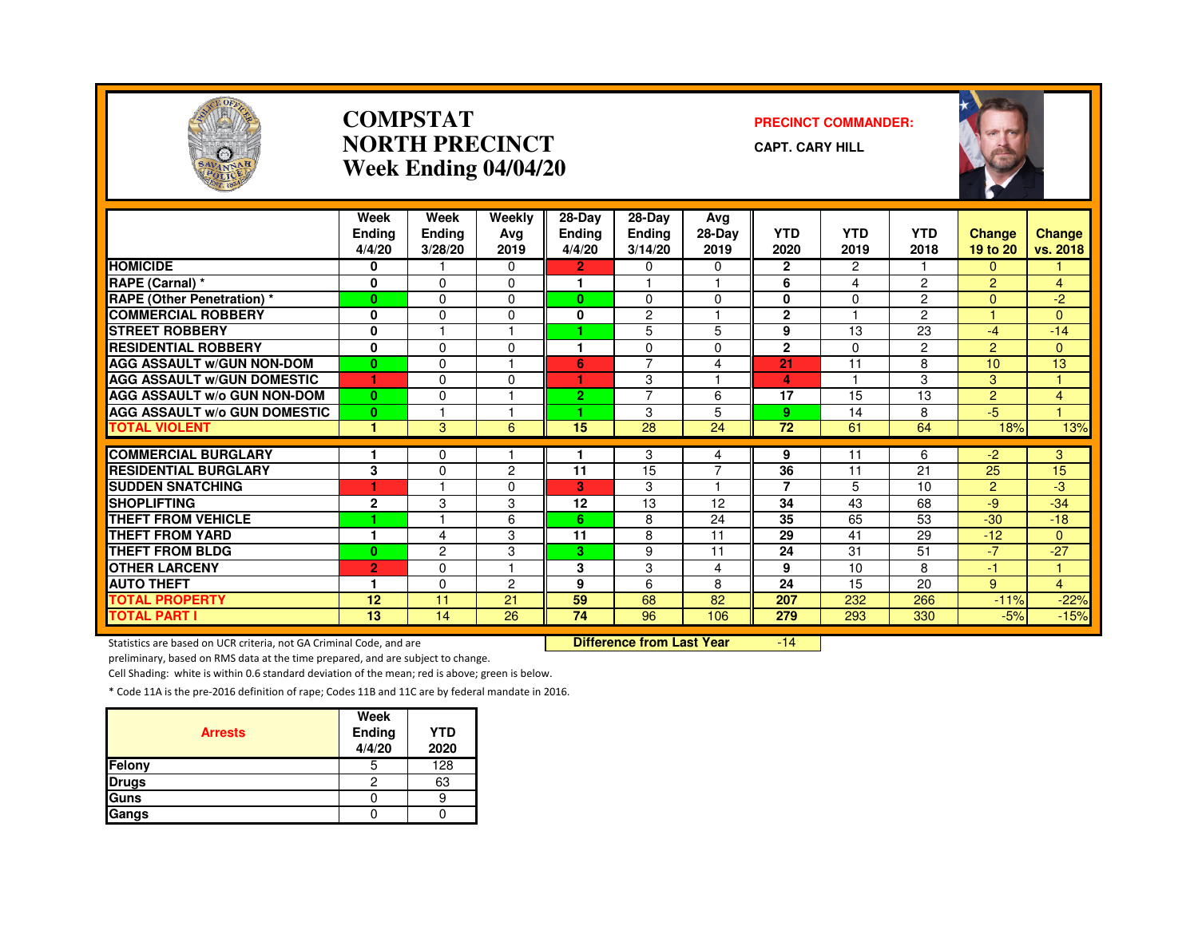# COMPSTAT
# NORTH PRECINCT
# Week Ending 04/04/20

**PRECINCT COMMANDER:**

**CAPT. CARY HILL**

| | Week Ending 4/4/20 | Week Ending 3/28/20 | Weekly Avg 2019 | 28-Day Ending 4/4/20 | 28-Day Ending 3/14/20 | Avg 28-Day 2019 | YTD 2020 | YTD 2019 | YTD 2018 | Change 19 to 20 | Change vs. 2018 |
|---|---|---|---|---|---|---|---|---|---|---|---|
| HOMICIDE | 0 | 1 | 0 | 2 | 0 | 0 | 2 | 2 | 1 | 0 | 1 |
| RAPE (Carnal) * | 0 | 0 | 0 | 1 | 1 | 1 | 6 | 4 | 2 | 2 | 4 |
| RAPE (Other Penetration) * | 0 | 0 | 0 | 0 | 0 | 0 | 0 | 0 | 2 | 0 | -2 |
| COMMERCIAL ROBBERY | 0 | 0 | 0 | 0 | 2 | 1 | 2 | 1 | 2 | 1 | 0 |
| STREET ROBBERY | 0 | 1 | 1 | 1 | 5 | 5 | 9 | 13 | 23 | -4 | -14 |
| RESIDENTIAL ROBBERY | 0 | 0 | 0 | 1 | 0 | 0 | 2 | 0 | 2 | 2 | 0 |
| AGG ASSAULT w/GUN NON-DOM | 0 | 0 | 1 | 6 | 7 | 4 | 21 | 11 | 8 | 10 | 13 |
| AGG ASSAULT w/GUN DOMESTIC | 1 | 0 | 0 | 1 | 3 | 1 | 4 | 1 | 3 | 3 | 1 |
| AGG ASSAULT w/o GUN NON-DOM | 0 | 0 | 1 | 2 | 7 | 6 | 17 | 15 | 13 | 2 | 4 |
| AGG ASSAULT w/o GUN DOMESTIC | 0 | 1 | 1 | 1 | 3 | 5 | 9 | 14 | 8 | -5 | 1 |
| TOTAL VIOLENT | 1 | 3 | 6 | 15 | 28 | 24 | 72 | 61 | 64 | 18% | 13% |
| COMMERCIAL BURGLARY | 1 | 0 | 1 | 1 | 3 | 4 | 9 | 11 | 6 | -2 | 3 |
| RESIDENTIAL BURGLARY | 3 | 0 | 2 | 11 | 15 | 7 | 36 | 11 | 21 | 25 | 15 |
| SUDDEN SNATCHING | 1 | 1 | 0 | 3 | 3 | 1 | 7 | 5 | 10 | 2 | -3 |
| SHOPLIFTING | 2 | 3 | 3 | 12 | 13 | 12 | 34 | 43 | 68 | -9 | -34 |
| THEFT FROM VEHICLE | 1 | 1 | 6 | 6 | 8 | 24 | 35 | 65 | 53 | -30 | -18 |
| THEFT FROM YARD | 1 | 4 | 3 | 11 | 8 | 11 | 29 | 41 | 29 | -12 | 0 |
| THEFT FROM BLDG | 0 | 2 | 3 | 3 | 9 | 11 | 24 | 31 | 51 | -7 | -27 |
| OTHER LARCENY | 2 | 0 | 1 | 3 | 3 | 4 | 9 | 10 | 8 | -1 | 1 |
| AUTO THEFT | 1 | 0 | 2 | 9 | 6 | 8 | 24 | 15 | 20 | 9 | 4 |
| TOTAL PROPERTY | 12 | 11 | 21 | 59 | 68 | 82 | 207 | 232 | 266 | -11% | -22% |
| TOTAL PART I | 13 | 14 | 26 | 74 | 96 | 106 | 279 | 293 | 330 | -5% | -15% |

**Difference from Last Year** -14

Statistics are based on UCR criteria, not GA Criminal Code, and are preliminary, based on RMS data at the time prepared, and are subject to change.

Cell Shading: white is within 0.6 standard deviation of the mean; red is above; green is below.

* Code 11A is the pre-2016 definition of rape; Codes 11B and 11C are by federal mandate in 2016.

| Arrests | Week Ending 4/4/20 | YTD 2020 |
|---|---|---|
| Felony | 5 | 128 |
| Drugs | 2 | 63 |
| Guns | 0 | 9 |
| Gangs | 0 | 0 |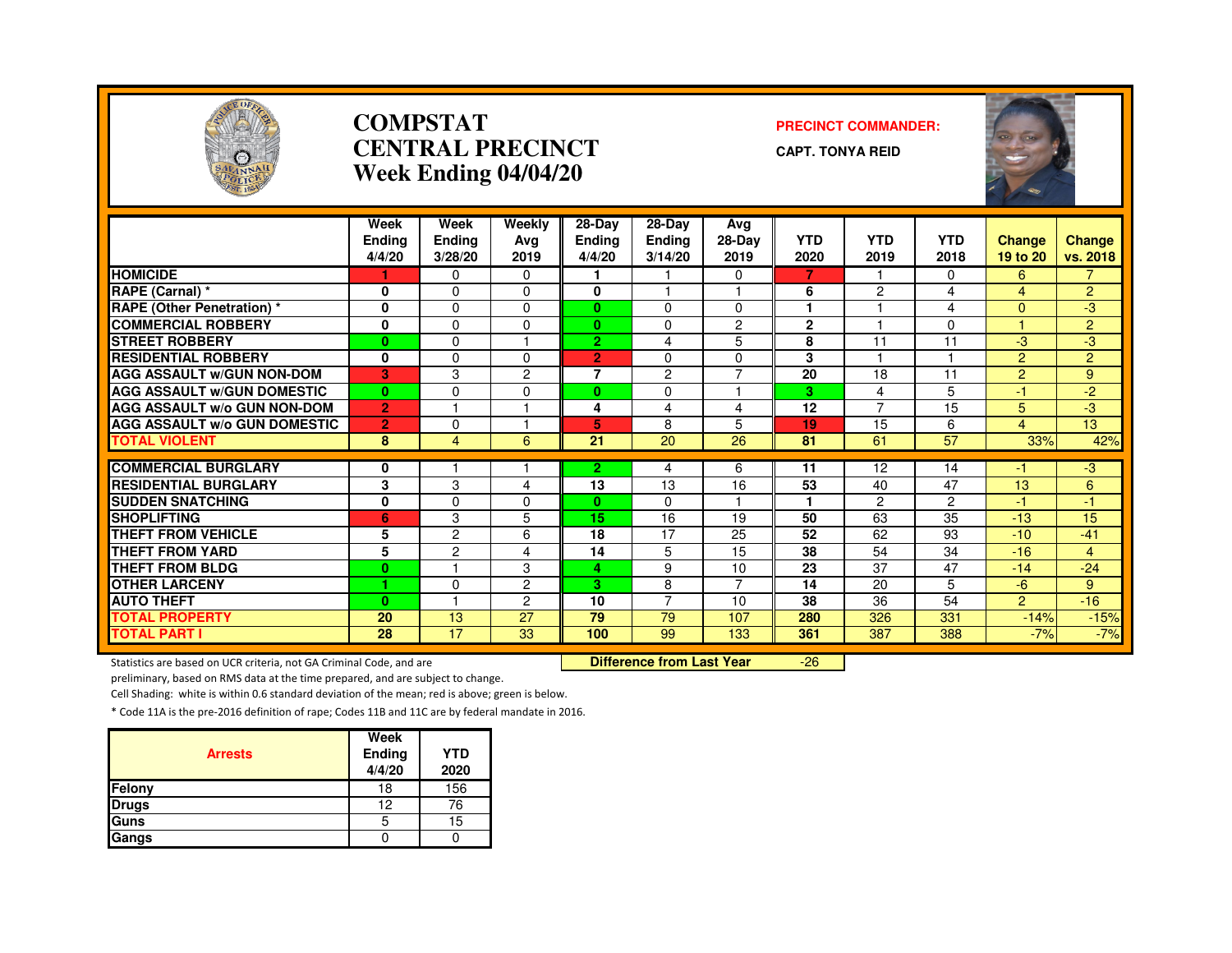# COMPSTAT
# CENTRAL PRECINCT
## Week Ending 04/04/20

**PRECINCT COMMANDER:**

**CAPT. TONYA REID**

| | Week Ending 4/4/20 | Week Ending 3/28/20 | Weekly Avg 2019 | 28-Day Ending 4/4/20 | 28-Day Ending 3/14/20 | Avg 28-Day 2019 | YTD 2020 | YTD 2019 | YTD 2018 | Change 19 to 20 | Change vs. 2018 |
|---|---|---|---|---|---|---|---|---|---|---|---|
| HOMICIDE | 1 | 0 | 0 | 1 | 1 | 0 | 7 | 1 | 0 | 6 | 7 |
| RAPE (Carnal) * | 0 | 0 | 0 | 0 | 1 | 1 | 6 | 2 | 4 | 4 | 2 |
| RAPE (Other Penetration) * | 0 | 0 | 0 | 0 | 0 | 0 | 1 | 1 | 4 | 0 | -3 |
| COMMERCIAL ROBBERY | 0 | 0 | 0 | 0 | 0 | 2 | 2 | 1 | 0 | 1 | 2 |
| STREET ROBBERY | 0 | 0 | 1 | 2 | 4 | 5 | 8 | 11 | 11 | -3 | -3 |
| RESIDENTIAL ROBBERY | 0 | 0 | 0 | 2 | 0 | 0 | 3 | 1 | 1 | 2 | 2 |
| AGG ASSAULT w/GUN NON-DOM | 3 | 3 | 2 | 7 | 2 | 7 | 20 | 18 | 11 | 2 | 9 |
| AGG ASSAULT w/GUN DOMESTIC | 0 | 0 | 0 | 0 | 0 | 1 | 3 | 4 | 5 | -1 | -2 |
| AGG ASSAULT w/o GUN NON-DOM | 2 | 1 | 1 | 4 | 4 | 4 | 12 | 7 | 15 | 5 | -3 |
| AGG ASSAULT w/o GUN DOMESTIC | 2 | 0 | 1 | 5 | 8 | 5 | 19 | 15 | 6 | 4 | 13 |
| TOTAL VIOLENT | 8 | 4 | 6 | 21 | 20 | 26 | 81 | 61 | 57 | 33% | 42% |
| COMMERCIAL BURGLARY | 0 | 1 | 1 | 2 | 4 | 6 | 11 | 12 | 14 | -1 | -3 |
| RESIDENTIAL BURGLARY | 3 | 3 | 4 | 13 | 13 | 16 | 53 | 40 | 47 | 13 | 6 |
| SUDDEN SNATCHING | 0 | 0 | 0 | 0 | 0 | 1 | 1 | 2 | 2 | -1 | -1 |
| SHOPLIFTING | 6 | 3 | 5 | 15 | 16 | 19 | 50 | 63 | 35 | -13 | 15 |
| THEFT FROM VEHICLE | 5 | 2 | 6 | 18 | 17 | 25 | 52 | 62 | 93 | -10 | -41 |
| THEFT FROM YARD | 5 | 2 | 4 | 14 | 5 | 15 | 38 | 54 | 34 | -16 | 4 |
| THEFT FROM BLDG | 0 | 1 | 3 | 4 | 9 | 10 | 23 | 37 | 47 | -14 | -24 |
| OTHER LARCENY | 1 | 0 | 2 | 3 | 8 | 7 | 14 | 20 | 5 | -6 | 9 |
| AUTO THEFT | 0 | 1 | 2 | 10 | 7 | 10 | 38 | 36 | 54 | 2 | -16 |
| TOTAL PROPERTY | 20 | 13 | 27 | 79 | 79 | 107 | 280 | 326 | 331 | -14% | -15% |
| TOTAL PART I | 28 | 17 | 33 | 100 | 99 | 133 | 361 | 387 | 388 | -7% | -7% |

**Difference from Last Year** -26

Statistics are based on UCR criteria, not GA Criminal Code, and are preliminary, based on RMS data at the time prepared, and are subject to change.

Cell Shading: white is within 0.6 standard deviation of the mean; red is above; green is below.

* Code 11A is the pre-2016 definition of rape; Codes 11B and 11C are by federal mandate in 2016.

| Arrests | Week Ending 4/4/20 | YTD 2020 |
|---|---|---|
| Felony | 18 | 156 |
| Drugs | 12 | 76 |
| Guns | 5 | 15 |
| Gangs | 0 | 0 |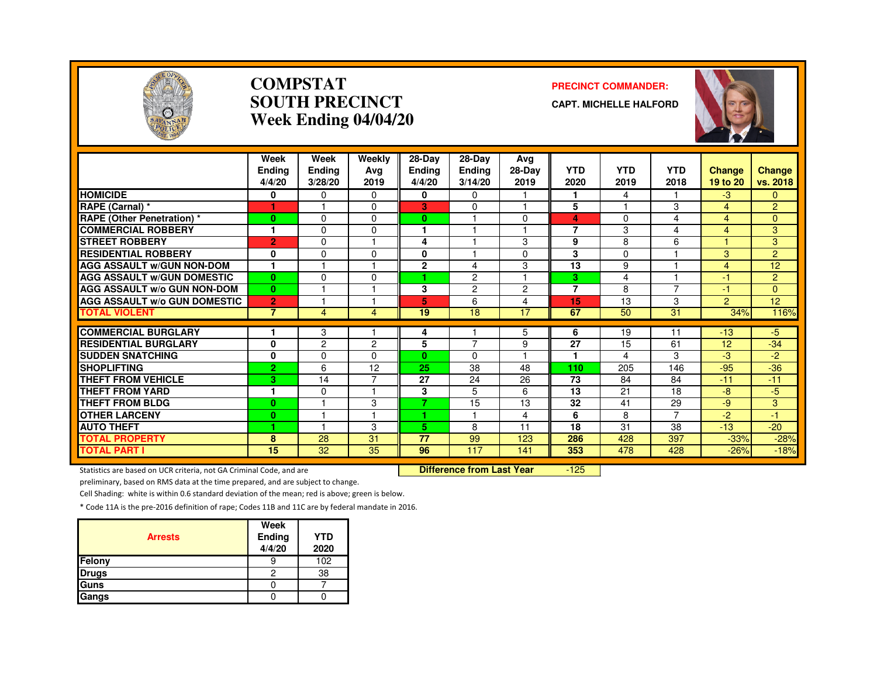# COMPSTAT
# SOUTH PRECINCT
# Week Ending 04/04/20

**PRECINCT COMMANDER:**

**CAPT. MICHELLE HALFORD**

| | Week Ending 4/4/20 | Week Ending 3/28/20 | Weekly Avg 2019 | 28-Day Ending 4/4/20 | 28-Day Ending 3/14/20 | Avg 28-Day 2019 | YTD 2020 | YTD 2019 | YTD 2018 | Change 19 to 20 | Change vs. 2018 |
|---|---|---|---|---|---|---|---|---|---|---|---|
| HOMICIDE | 0 | 0 | 0 | 0 | 0 | 1 | 1 | 4 | 1 | -3 | 0 |
| RAPE (Carnal) * | 1 | 1 | 0 | 3 | 0 | 1 | 5 | 1 | 3 | 4 | 2 |
| RAPE (Other Penetration) * | 0 | 0 | 0 | 0 | 1 | 0 | 4 | 0 | 4 | 4 | 0 |
| COMMERCIAL ROBBERY | 1 | 0 | 0 | 1 | 1 | 1 | 7 | 3 | 4 | 4 | 3 |
| STREET ROBBERY | 2 | 0 | 1 | 4 | 1 | 3 | 9 | 8 | 6 | 1 | 3 |
| RESIDENTIAL ROBBERY | 0 | 0 | 0 | 0 | 1 | 0 | 3 | 0 | 1 | 3 | 2 |
| AGG ASSAULT w/GUN NON-DOM | 1 | 1 | 1 | 2 | 4 | 3 | 13 | 9 | 1 | 4 | 12 |
| AGG ASSAULT w/GUN DOMESTIC | 0 | 0 | 0 | 1 | 2 | 1 | 3 | 4 | 1 | -1 | 2 |
| AGG ASSAULT w/o GUN NON-DOM | 0 | 1 | 1 | 3 | 2 | 2 | 7 | 8 | 7 | -1 | 0 |
| AGG ASSAULT w/o GUN DOMESTIC | 2 | 1 | 1 | 5 | 6 | 4 | 15 | 13 | 3 | 2 | 12 |
| TOTAL VIOLENT | 7 | 4 | 4 | 19 | 18 | 17 | 67 | 50 | 31 | 34% | 116% |
| COMMERCIAL BURGLARY | 1 | 3 | 1 | 4 | 1 | 5 | 6 | 19 | 11 | -13 | -5 |
| RESIDENTIAL BURGLARY | 0 | 2 | 2 | 5 | 7 | 9 | 27 | 15 | 61 | 12 | -34 |
| SUDDEN SNATCHING | 0 | 0 | 0 | 0 | 0 | 1 | 1 | 4 | 3 | -3 | -2 |
| SHOPLIFTING | 2 | 6 | 12 | 25 | 38 | 48 | 110 | 205 | 146 | -95 | -36 |
| THEFT FROM VEHICLE | 3 | 14 | 7 | 27 | 24 | 26 | 73 | 84 | 84 | -11 | -11 |
| THEFT FROM YARD | 1 | 0 | 1 | 3 | 5 | 6 | 13 | 21 | 18 | -8 | -5 |
| THEFT FROM BLDG | 0 | 1 | 3 | 7 | 15 | 13 | 32 | 41 | 29 | -9 | 3 |
| OTHER LARCENY | 0 | 1 | 1 | 1 | 1 | 4 | 6 | 8 | 7 | -2 | -1 |
| AUTO THEFT | 1 | 1 | 3 | 5 | 8 | 11 | 18 | 31 | 38 | -13 | -20 |
| TOTAL PROPERTY | 8 | 28 | 31 | 77 | 99 | 123 | 286 | 428 | 397 | -33% | -28% |
| TOTAL PART I | 15 | 32 | 35 | 96 | 117 | 141 | 353 | 478 | 428 | -26% | -18% |

**Difference from Last Year** -125

Statistics are based on UCR criteria, not GA Criminal Code, and are preliminary, based on RMS data at the time prepared, and are subject to change.

Cell Shading: white is within 0.6 standard deviation of the mean; red is above; green is below.

* Code 11A is the pre-2016 definition of rape; Codes 11B and 11C are by federal mandate in 2016.

| Arrests | Week Ending 4/4/20 | YTD 2020 |
|---|---|---|
| Felony | 9 | 102 |
| Drugs | 2 | 38 |
| Guns | 0 | 7 |
| Gangs | 0 | 0 |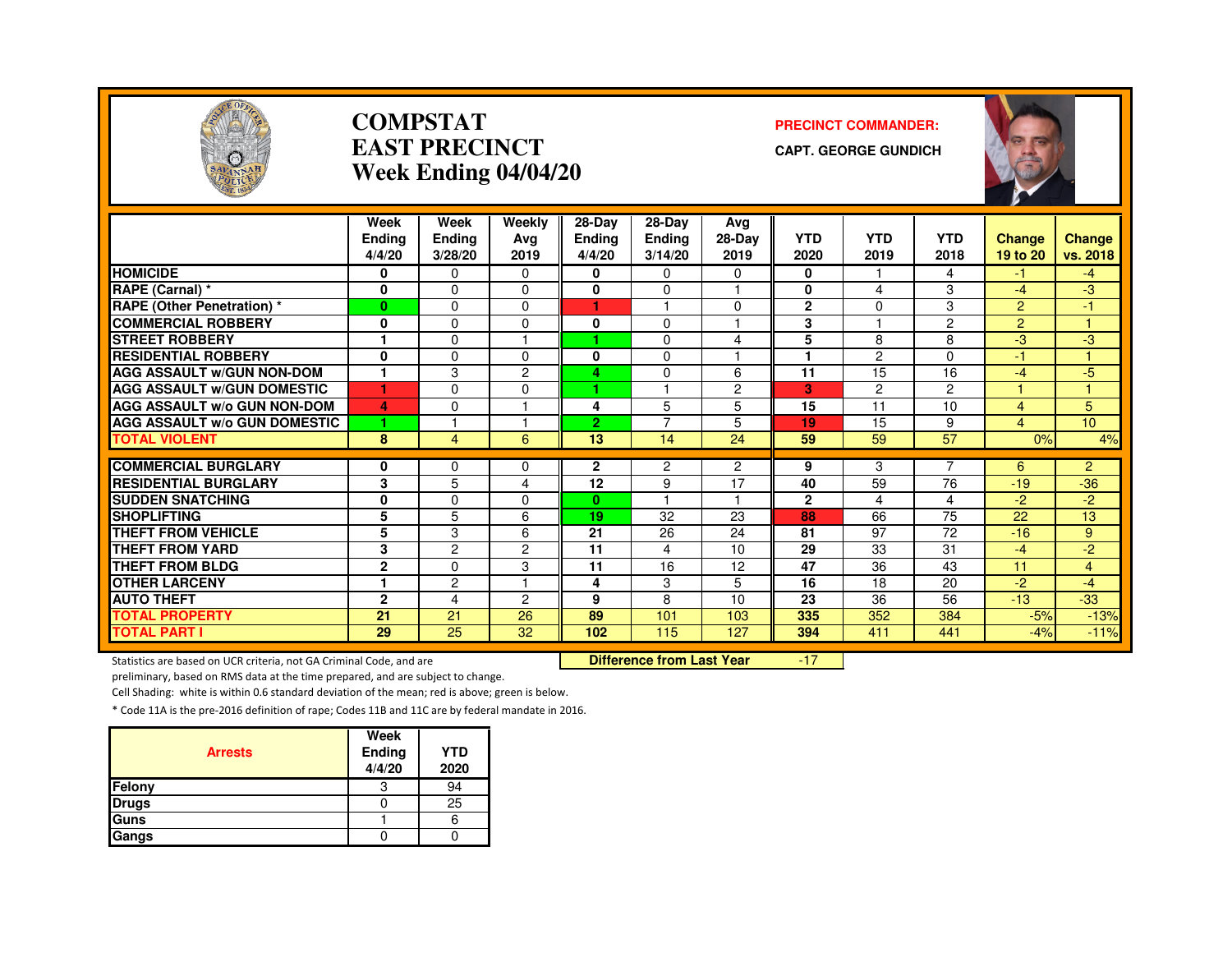# COMPSTAT
# EAST PRECINCT
# Week Ending 04/04/20

**PRECINCT COMMANDER:**

**CAPT. GEORGE GUNDICH**

| | Week Ending 4/4/20 | Week Ending 3/28/20 | Weekly Avg 2019 | 28-Day Ending 4/4/20 | 28-Day Ending 3/14/20 | Avg 28-Day 2019 | YTD 2020 | YTD 2019 | YTD 2018 | Change 19 to 20 | Change vs. 2018 |
|---|---|---|---|---|---|---|---|---|---|---|---|
| **HOMICIDE** | 0 | 0 | 0 | 0 | 0 | 0 | 0 | 1 | 4 | -1 | -4 |
| **RAPE (Carnal) *** | 0 | 0 | 0 | 0 | 0 | 1 | 0 | 4 | 3 | -4 | -3 |
| **RAPE (Other Penetration) *** | 0 | 0 | 0 | 1 | 1 | 0 | 2 | 0 | 3 | 2 | -1 |
| **COMMERCIAL ROBBERY** | 0 | 0 | 0 | 0 | 0 | 1 | 3 | 1 | 2 | 2 | 1 |
| **STREET ROBBERY** | 1 | 0 | 1 | 1 | 0 | 4 | 5 | 8 | 8 | -3 | -3 |
| **RESIDENTIAL ROBBERY** | 0 | 0 | 0 | 0 | 0 | 1 | 1 | 2 | 0 | -1 | 1 |
| **AGG ASSAULT w/GUN NON-DOM** | 1 | 3 | 2 | 4 | 0 | 6 | 11 | 15 | 16 | -4 | -5 |
| **AGG ASSAULT w/GUN DOMESTIC** | 1 | 0 | 0 | 1 | 1 | 2 | 3 | 2 | 2 | 1 | 1 |
| **AGG ASSAULT w/o GUN NON-DOM** | 4 | 0 | 1 | 4 | 5 | 5 | 15 | 11 | 10 | 4 | 5 |
| **AGG ASSAULT w/o GUN DOMESTIC** | 1 | 1 | 1 | 2 | 7 | 5 | 19 | 15 | 9 | 4 | 10 |
| **TOTAL VIOLENT** | 8 | 4 | 6 | 13 | 14 | 24 | 59 | 59 | 57 | 0% | 4% |
| **COMMERCIAL BURGLARY** | 0 | 0 | 0 | 2 | 2 | 2 | 9 | 3 | 7 | 6 | 2 |
| **RESIDENTIAL BURGLARY** | 3 | 5 | 4 | 12 | 9 | 17 | 40 | 59 | 76 | -19 | -36 |
| **SUDDEN SNATCHING** | 0 | 0 | 0 | 0 | 1 | 1 | 2 | 4 | 4 | -2 | -2 |
| **SHOPLIFTING** | 5 | 5 | 6 | 19 | 32 | 23 | 88 | 66 | 75 | 22 | 13 |
| **THEFT FROM VEHICLE** | 5 | 3 | 6 | 21 | 26 | 24 | 81 | 97 | 72 | -16 | 9 |
| **THEFT FROM YARD** | 3 | 2 | 2 | 11 | 4 | 10 | 29 | 33 | 31 | -4 | -2 |
| **THEFT FROM BLDG** | 2 | 0 | 3 | 11 | 16 | 12 | 47 | 36 | 43 | 11 | 4 |
| **OTHER LARCENY** | 1 | 2 | 1 | 4 | 3 | 5 | 16 | 18 | 20 | -2 | -4 |
| **AUTO THEFT** | 2 | 4 | 2 | 9 | 8 | 10 | 23 | 36 | 56 | -13 | -33 |
| **TOTAL PROPERTY** | 21 | 21 | 26 | 89 | 101 | 103 | 335 | 352 | 384 | -5% | -13% |
| **TOTAL PART I** | 29 | 25 | 32 | 102 | 115 | 127 | 394 | 411 | 441 | -4% | -11% |

**Difference from Last Year** -17

Statistics are based on UCR criteria, not GA Criminal Code, and are preliminary, based on RMS data at the time prepared, and are subject to change.

Cell Shading: white is within 0.6 standard deviation of the mean; red is above; green is below.

* Code 11A is the pre-2016 definition of rape; Codes 11B and 11C are by federal mandate in 2016.

| Arrests | Week Ending 4/4/20 | YTD 2020 |
|---|---|---|
| **Felony** | 3 | 94 |
| **Drugs** | 0 | 25 |
| **Guns** | 1 | 6 |
| **Gangs** | 0 | 0 |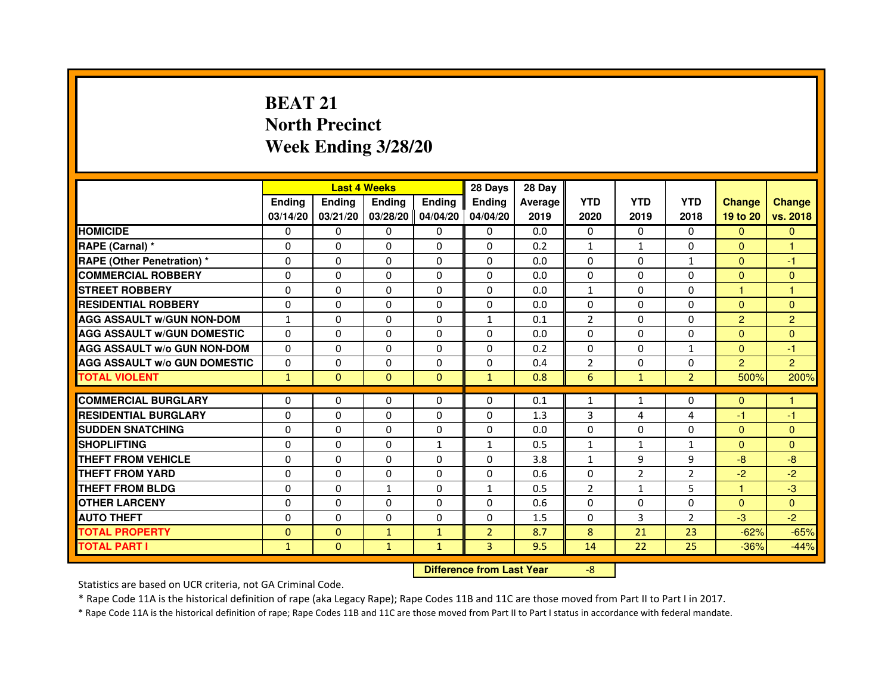# BEAT 21
## North Precinct
## Week Ending 3/28/20

| | Last 4 Weeks | | | | 28 Days | 28 Day | | | | | |
|---|---|---|---|---|---|---|---|---|---|---|---|
| | Ending 03/14/20 | Ending 03/21/20 | Ending 03/28/20 | Ending 04/04/20 | Ending 04/04/20 | Average 2019 | YTD 2020 | YTD 2019 | YTD 2018 | Change 19 to 20 | Change vs. 2018 |
| HOMICIDE | 0 | 0 | 0 | 0 | 0 | 0.0 | 0 | 0 | 0 | 0 | 0 |
| RAPE (Carnal) * | 0 | 0 | 0 | 0 | 0 | 0.2 | 1 | 1 | 0 | 0 | 1 |
| RAPE (Other Penetration) * | 0 | 0 | 0 | 0 | 0 | 0.0 | 0 | 0 | 1 | 0 | -1 |
| COMMERCIAL ROBBERY | 0 | 0 | 0 | 0 | 0 | 0.0 | 0 | 0 | 0 | 0 | 0 |
| STREET ROBBERY | 0 | 0 | 0 | 0 | 0 | 0.0 | 1 | 0 | 0 | 1 | 1 |
| RESIDENTIAL ROBBERY | 0 | 0 | 0 | 0 | 0 | 0.0 | 0 | 0 | 0 | 0 | 0 |
| AGG ASSAULT w/GUN NON-DOM | 1 | 0 | 0 | 0 | 1 | 0.1 | 2 | 0 | 0 | 2 | 2 |
| AGG ASSAULT w/GUN DOMESTIC | 0 | 0 | 0 | 0 | 0 | 0.0 | 0 | 0 | 0 | 0 | 0 |
| AGG ASSAULT w/o GUN NON-DOM | 0 | 0 | 0 | 0 | 0 | 0.2 | 0 | 0 | 1 | 0 | -1 |
| AGG ASSAULT w/o GUN DOMESTIC | 0 | 0 | 0 | 0 | 0 | 0.4 | 2 | 0 | 0 | 2 | 2 |
| TOTAL VIOLENT | 1 | 0 | 0 | 0 | 1 | 0.8 | 6 | 1 | 2 | 500% | 200% |
| COMMERCIAL BURGLARY | 0 | 0 | 0 | 0 | 0 | 0.1 | 1 | 1 | 0 | 0 | 1 |
| RESIDENTIAL BURGLARY | 0 | 0 | 0 | 0 | 0 | 1.3 | 3 | 4 | 4 | -1 | -1 |
| SUDDEN SNATCHING | 0 | 0 | 0 | 0 | 0 | 0.0 | 0 | 0 | 0 | 0 | 0 |
| SHOPLIFTING | 0 | 0 | 0 | 1 | 1 | 0.5 | 1 | 1 | 1 | 0 | 0 |
| THEFT FROM VEHICLE | 0 | 0 | 0 | 0 | 0 | 3.8 | 1 | 9 | 9 | -8 | -8 |
| THEFT FROM YARD | 0 | 0 | 0 | 0 | 0 | 0.6 | 0 | 2 | 2 | -2 | -2 |
| THEFT FROM BLDG | 0 | 0 | 1 | 0 | 1 | 0.5 | 2 | 1 | 5 | 1 | -3 |
| OTHER LARCENY | 0 | 0 | 0 | 0 | 0 | 0.6 | 0 | 0 | 0 | 0 | 0 |
| AUTO THEFT | 0 | 0 | 0 | 0 | 0 | 1.5 | 0 | 3 | 2 | -3 | -2 |
| TOTAL PROPERTY | 0 | 0 | 1 | 1 | 2 | 8.7 | 8 | 21 | 23 | -62% | -65% |
| TOTAL PART I | 1 | 0 | 1 | 1 | 3 | 9.5 | 14 | 22 | 25 | -36% | -44% |

**Difference from Last Year** -8

Statistics are based on UCR criteria, not GA Criminal Code.

* Rape Code 11A is the historical definition of rape (aka Legacy Rape); Rape Codes 11B and 11C are those moved from Part II to Part I in 2017.

* Rape Code 11A is the historical definition of rape; Rape Codes 11B and 11C are those moved from Part II to Part I status in accordance with federal mandate.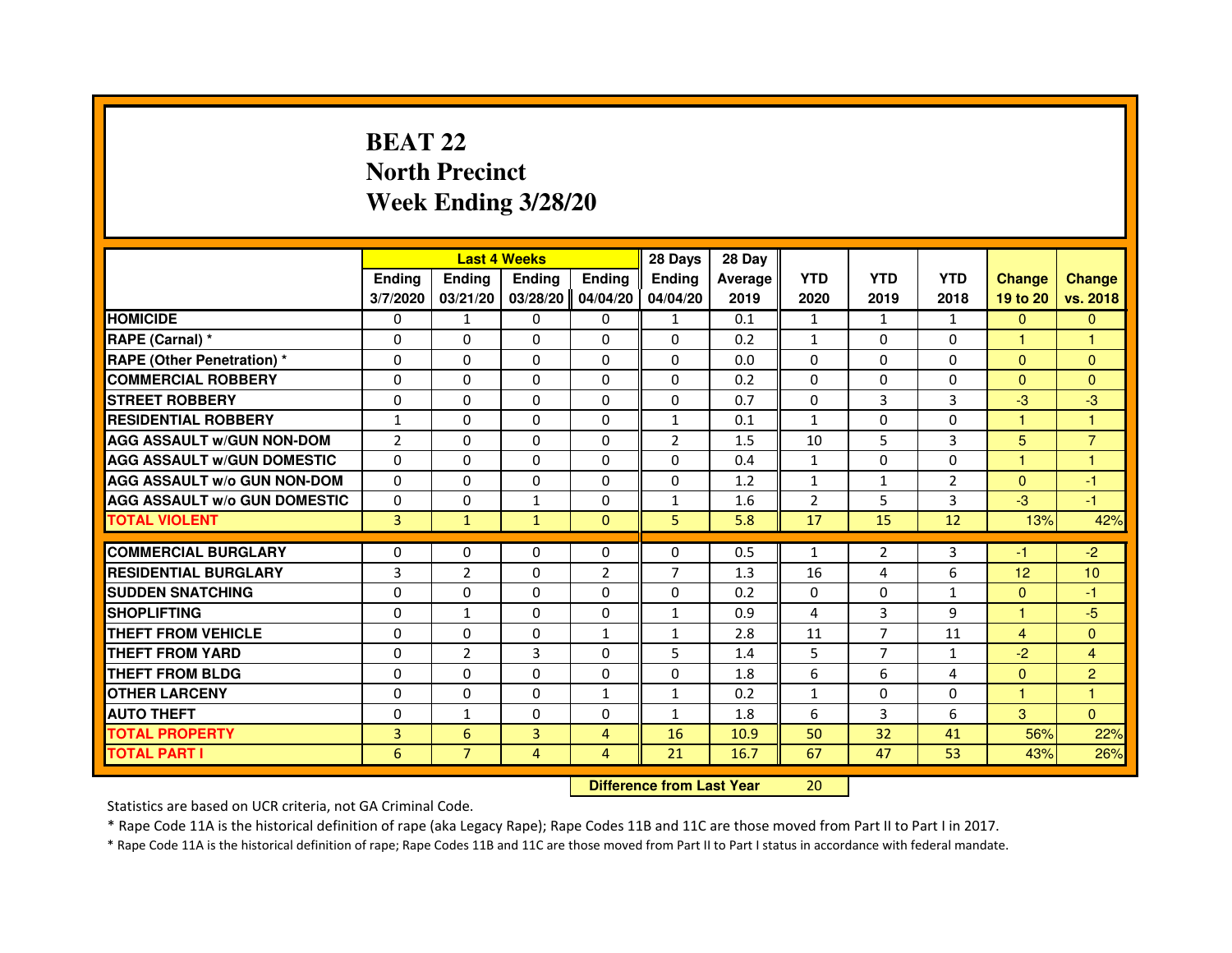# BEAT 22
## North Precinct
## Week Ending 3/28/20

| | Last 4 Weeks | | | | 28 Days | 28 Day | | | | | |
|---|---|---|---|---|---|---|---|---|---|---|---|
| | Ending 3/7/2020 | Ending 03/21/20 | Ending 03/28/20 | Ending 04/04/20 | Ending 04/04/20 | Average 2019 | YTD 2020 | YTD 2019 | YTD 2018 | Change 19 to 20 | Change vs. 2018 |
| HOMICIDE | 0 | 1 | 0 | 0 | 1 | 0.1 | 1 | 1 | 1 | 0 | 0 |
| RAPE (Carnal) * | 0 | 0 | 0 | 0 | 0 | 0.2 | 1 | 0 | 0 | 1 | 1 |
| RAPE (Other Penetration) * | 0 | 0 | 0 | 0 | 0 | 0.0 | 0 | 0 | 0 | 0 | 0 |
| COMMERCIAL ROBBERY | 0 | 0 | 0 | 0 | 0 | 0.2 | 0 | 0 | 0 | 0 | 0 |
| STREET ROBBERY | 0 | 0 | 0 | 0 | 0 | 0.7 | 0 | 3 | 3 | -3 | -3 |
| RESIDENTIAL ROBBERY | 1 | 0 | 0 | 0 | 1 | 0.1 | 1 | 0 | 0 | 1 | 1 |
| AGG ASSAULT w/GUN NON-DOM | 2 | 0 | 0 | 0 | 2 | 1.5 | 10 | 5 | 3 | 5 | 7 |
| AGG ASSAULT w/GUN DOMESTIC | 0 | 0 | 0 | 0 | 0 | 0.4 | 1 | 0 | 0 | 1 | 1 |
| AGG ASSAULT w/o GUN NON-DOM | 0 | 0 | 0 | 0 | 0 | 1.2 | 1 | 1 | 2 | 0 | -1 |
| AGG ASSAULT w/o GUN DOMESTIC | 0 | 0 | 1 | 0 | 1 | 1.6 | 2 | 5 | 3 | -3 | -1 |
| TOTAL VIOLENT | 3 | 1 | 1 | 0 | 5 | 5.8 | 17 | 15 | 12 | 13% | 42% |
| COMMERCIAL BURGLARY | 0 | 0 | 0 | 0 | 0 | 0.5 | 1 | 2 | 3 | -1 | -2 |
| RESIDENTIAL BURGLARY | 3 | 2 | 0 | 2 | 7 | 1.3 | 16 | 4 | 6 | 12 | 10 |
| SUDDEN SNATCHING | 0 | 0 | 0 | 0 | 0 | 0.2 | 0 | 0 | 1 | 0 | -1 |
| SHOPLIFTING | 0 | 1 | 0 | 0 | 1 | 0.9 | 4 | 3 | 9 | 1 | -5 |
| THEFT FROM VEHICLE | 0 | 0 | 0 | 1 | 1 | 2.8 | 11 | 7 | 11 | 4 | 0 |
| THEFT FROM YARD | 0 | 2 | 3 | 0 | 5 | 1.4 | 5 | 7 | 1 | -2 | 4 |
| THEFT FROM BLDG | 0 | 0 | 0 | 0 | 0 | 1.8 | 6 | 6 | 4 | 0 | 2 |
| OTHER LARCENY | 0 | 0 | 0 | 1 | 1 | 0.2 | 1 | 0 | 0 | 1 | 1 |
| AUTO THEFT | 0 | 1 | 0 | 0 | 1 | 1.8 | 6 | 3 | 6 | 3 | 0 |
| TOTAL PROPERTY | 3 | 6 | 3 | 4 | 16 | 10.9 | 50 | 32 | 41 | 56% | 22% |
| TOTAL PART I | 6 | 7 | 4 | 4 | 21 | 16.7 | 67 | 47 | 53 | 43% | 26% |

**Difference from Last Year** 20

Statistics are based on UCR criteria, not GA Criminal Code.

* Rape Code 11A is the historical definition of rape (aka Legacy Rape); Rape Codes 11B and 11C are those moved from Part II to Part I in 2017.

* Rape Code 11A is the historical definition of rape; Rape Codes 11B and 11C are those moved from Part II to Part I status in accordance with federal mandate.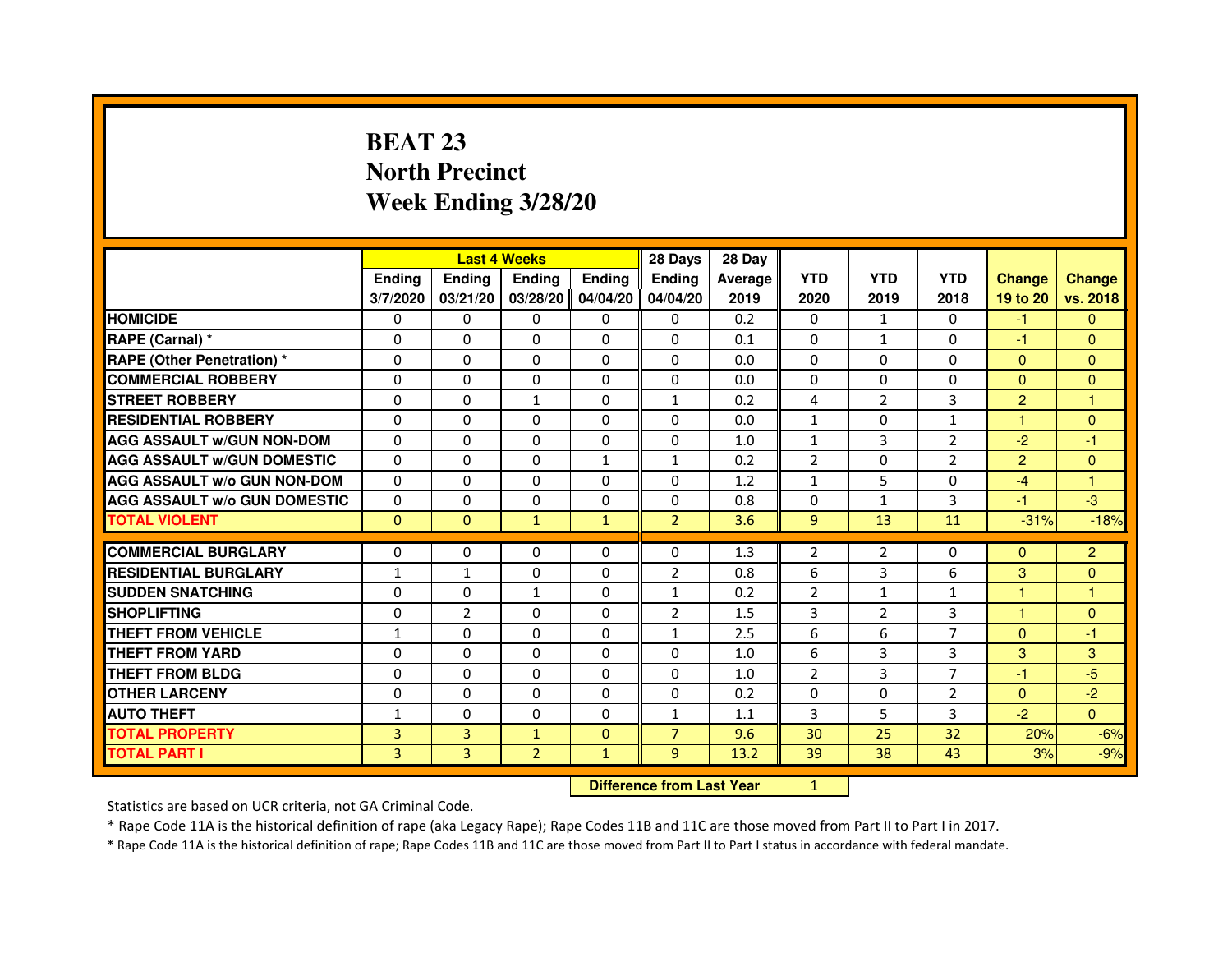# BEAT 23
## North Precinct
## Week Ending 3/28/20

| | Last 4 Weeks | | | | 28 Days | 28 Day | | | | | |
|---|---|---|---|---|---|---|---|---|---|---|---|
| | Ending 3/7/2020 | Ending 03/21/20 | Ending 03/28/20 | Ending 04/04/20 | Ending 04/04/20 | Average 2019 | YTD 2020 | YTD 2019 | YTD 2018 | Change 19 to 20 | Change vs. 2018 |
| HOMICIDE | 0 | 0 | 0 | 0 | 0 | 0.2 | 0 | 1 | 0 | -1 | 0 |
| RAPE (Carnal) * | 0 | 0 | 0 | 0 | 0 | 0.1 | 0 | 1 | 0 | -1 | 0 |
| RAPE (Other Penetration) * | 0 | 0 | 0 | 0 | 0 | 0.0 | 0 | 0 | 0 | 0 | 0 |
| COMMERCIAL ROBBERY | 0 | 0 | 0 | 0 | 0 | 0.0 | 0 | 0 | 0 | 0 | 0 |
| STREET ROBBERY | 0 | 0 | 1 | 0 | 1 | 0.2 | 4 | 2 | 3 | 2 | 1 |
| RESIDENTIAL ROBBERY | 0 | 0 | 0 | 0 | 0 | 0.0 | 1 | 0 | 1 | 1 | 0 |
| AGG ASSAULT w/GUN NON-DOM | 0 | 0 | 0 | 0 | 0 | 1.0 | 1 | 3 | 2 | -2 | -1 |
| AGG ASSAULT w/GUN DOMESTIC | 0 | 0 | 0 | 1 | 1 | 0.2 | 2 | 0 | 2 | 2 | 0 |
| AGG ASSAULT w/o GUN NON-DOM | 0 | 0 | 0 | 0 | 0 | 1.2 | 1 | 5 | 0 | -4 | 1 |
| AGG ASSAULT w/o GUN DOMESTIC | 0 | 0 | 0 | 0 | 0 | 0.8 | 0 | 1 | 3 | -1 | -3 |
| TOTAL VIOLENT | 0 | 0 | 1 | 1 | 2 | 3.6 | 9 | 13 | 11 | -31% | -18% |
| COMMERCIAL BURGLARY | 0 | 0 | 0 | 0 | 0 | 1.3 | 2 | 2 | 0 | 0 | 2 |
| RESIDENTIAL BURGLARY | 1 | 1 | 0 | 0 | 2 | 0.8 | 6 | 3 | 6 | 3 | 0 |
| SUDDEN SNATCHING | 0 | 0 | 1 | 0 | 1 | 0.2 | 2 | 1 | 1 | 1 | 1 |
| SHOPLIFTING | 0 | 2 | 0 | 0 | 2 | 1.5 | 3 | 2 | 3 | 1 | 0 |
| THEFT FROM VEHICLE | 1 | 0 | 0 | 0 | 1 | 2.5 | 6 | 6 | 7 | 0 | -1 |
| THEFT FROM YARD | 0 | 0 | 0 | 0 | 0 | 1.0 | 6 | 3 | 3 | 3 | 3 |
| THEFT FROM BLDG | 0 | 0 | 0 | 0 | 0 | 1.0 | 2 | 3 | 7 | -1 | -5 |
| OTHER LARCENY | 0 | 0 | 0 | 0 | 0 | 0.2 | 0 | 0 | 2 | 0 | -2 |
| AUTO THEFT | 1 | 0 | 0 | 0 | 1 | 1.1 | 3 | 5 | 3 | -2 | 0 |
| TOTAL PROPERTY | 3 | 3 | 1 | 0 | 7 | 9.6 | 30 | 25 | 32 | 20% | -6% |
| TOTAL PART I | 3 | 3 | 2 | 1 | 9 | 13.2 | 39 | 38 | 43 | 3% | -9% |

**Difference from Last Year** 1

Statistics are based on UCR criteria, not GA Criminal Code.

* Rape Code 11A is the historical definition of rape (aka Legacy Rape); Rape Codes 11B and 11C are those moved from Part II to Part I in 2017.

* Rape Code 11A is the historical definition of rape; Rape Codes 11B and 11C are those moved from Part II to Part I status in accordance with federal mandate.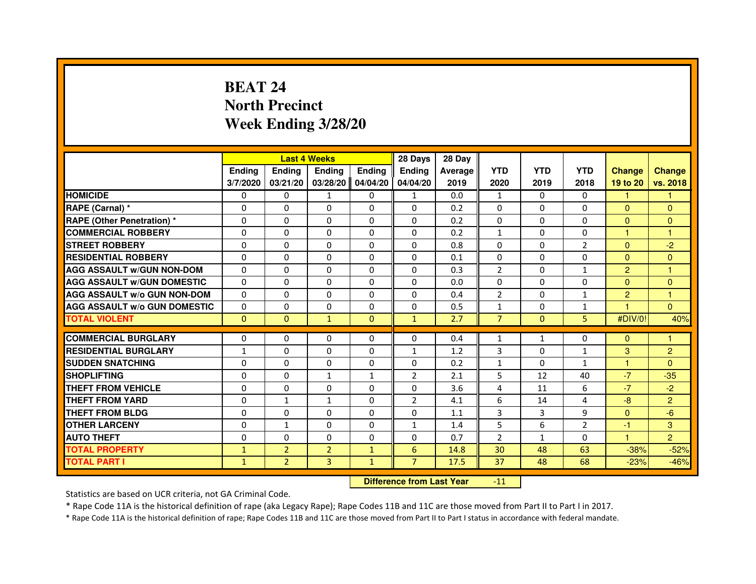# BEAT 24
# North Precinct
# Week Ending 3/28/20

| | Last 4 Weeks | | | | 28 Days | 28 Day | | | | | |
|---|---|---|---|---|---|---|---|---|---|---|---|
| | Ending 3/7/2020 | Ending 03/21/20 | Ending 03/28/20 | Ending 04/04/20 | Ending 04/04/20 | Average 2019 | YTD 2020 | YTD 2019 | YTD 2018 | Change 19 to 20 | Change vs. 2018 |
| HOMICIDE | 0 | 0 | 1 | 0 | 1 | 0.0 | 1 | 0 | 0 | 1 | 1 |
| RAPE (Carnal) * | 0 | 0 | 0 | 0 | 0 | 0.2 | 0 | 0 | 0 | 0 | 0 |
| RAPE (Other Penetration) * | 0 | 0 | 0 | 0 | 0 | 0.2 | 0 | 0 | 0 | 0 | 0 |
| COMMERCIAL ROBBERY | 0 | 0 | 0 | 0 | 0 | 0.2 | 1 | 0 | 0 | 1 | 1 |
| STREET ROBBERY | 0 | 0 | 0 | 0 | 0 | 0.8 | 0 | 0 | 2 | 0 | -2 |
| RESIDENTIAL ROBBERY | 0 | 0 | 0 | 0 | 0 | 0.1 | 0 | 0 | 0 | 0 | 0 |
| AGG ASSAULT w/GUN NON-DOM | 0 | 0 | 0 | 0 | 0 | 0.3 | 2 | 0 | 1 | 2 | 1 |
| AGG ASSAULT w/GUN DOMESTIC | 0 | 0 | 0 | 0 | 0 | 0.0 | 0 | 0 | 0 | 0 | 0 |
| AGG ASSAULT w/o GUN NON-DOM | 0 | 0 | 0 | 0 | 0 | 0.4 | 2 | 0 | 1 | 2 | 1 |
| AGG ASSAULT w/o GUN DOMESTIC | 0 | 0 | 0 | 0 | 0 | 0.5 | 1 | 0 | 1 | 1 | 0 |
| TOTAL VIOLENT | 0 | 0 | 1 | 0 | 1 | 2.7 | 7 | 0 | 5 | #DIV/0! | 40% |
| COMMERCIAL BURGLARY | 0 | 0 | 0 | 0 | 0 | 0.4 | 1 | 1 | 0 | 0 | 1 |
| RESIDENTIAL BURGLARY | 1 | 0 | 0 | 0 | 1 | 1.2 | 3 | 0 | 1 | 3 | 2 |
| SUDDEN SNATCHING | 0 | 0 | 0 | 0 | 0 | 0.2 | 1 | 0 | 1 | 1 | 0 |
| SHOPLIFTING | 0 | 0 | 1 | 1 | 2 | 2.1 | 5 | 12 | 40 | -7 | -35 |
| THEFT FROM VEHICLE | 0 | 0 | 0 | 0 | 0 | 3.6 | 4 | 11 | 6 | -7 | -2 |
| THEFT FROM YARD | 0 | 1 | 1 | 0 | 2 | 4.1 | 6 | 14 | 4 | -8 | 2 |
| THEFT FROM BLDG | 0 | 0 | 0 | 0 | 0 | 1.1 | 3 | 3 | 9 | 0 | -6 |
| OTHER LARCENY | 0 | 1 | 0 | 0 | 1 | 1.4 | 5 | 6 | 2 | -1 | 3 |
| AUTO THEFT | 0 | 0 | 0 | 0 | 0 | 0.7 | 2 | 1 | 0 | 1 | 2 |
| TOTAL PROPERTY | 1 | 2 | 2 | 1 | 6 | 14.8 | 30 | 48 | 63 | -38% | -52% |
| TOTAL PART I | 1 | 2 | 3 | 1 | 7 | 17.5 | 37 | 48 | 68 | -23% | -46% |

**Difference from Last Year** -11

Statistics are based on UCR criteria, not GA Criminal Code.

* Rape Code 11A is the historical definition of rape (aka Legacy Rape); Rape Codes 11B and 11C are those moved from Part II to Part I in 2017.

* Rape Code 11A is the historical definition of rape; Rape Codes 11B and 11C are those moved from Part II to Part I status in accordance with federal mandate.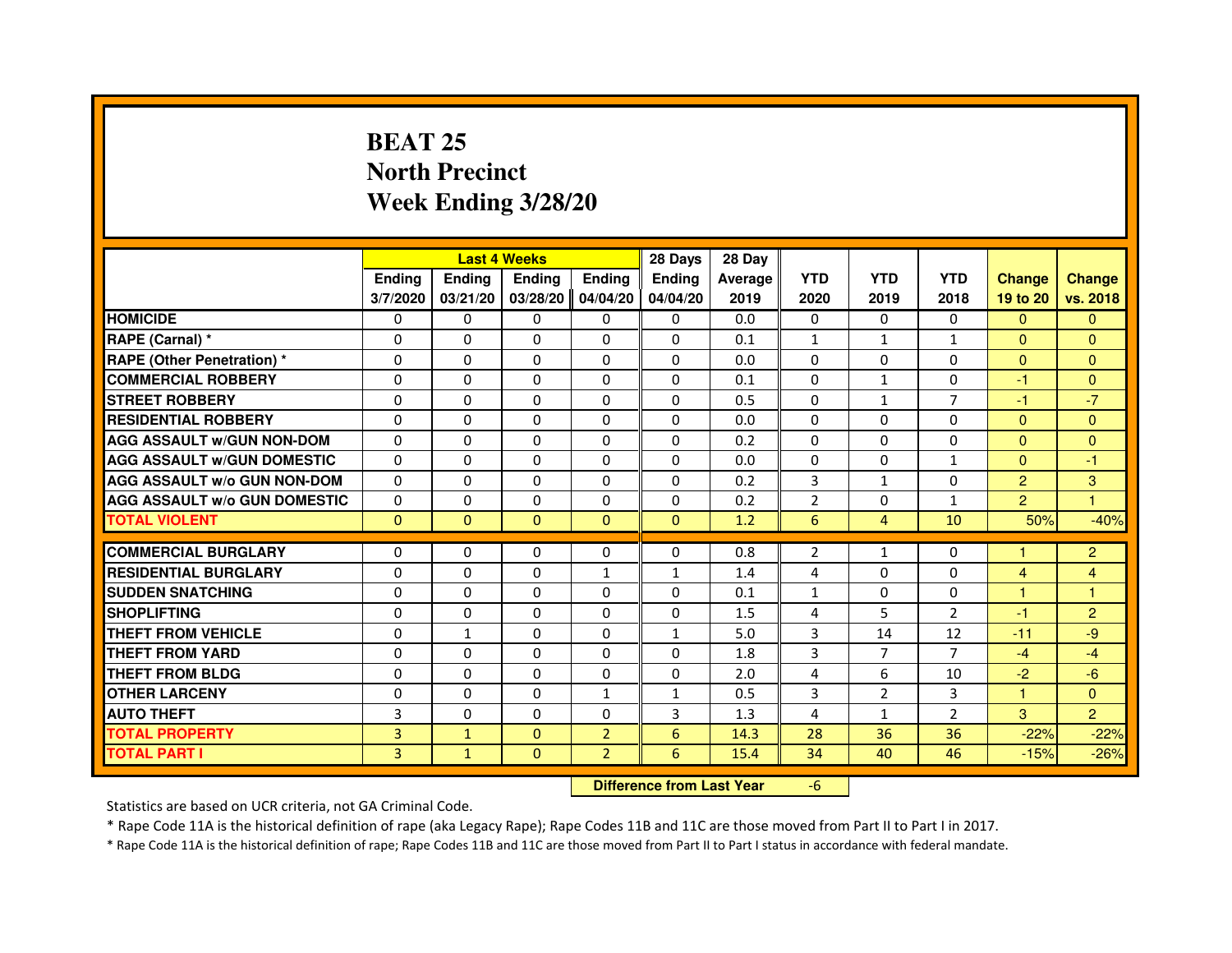# BEAT 25
# North Precinct
# Week Ending 3/28/20

| | Last 4 Weeks | | | | 28 Days | 28 Day | | | | | |
|---|---|---|---|---|---|---|---|---|---|---|---|
| | Ending 3/7/2020 | Ending 03/21/20 | Ending 03/28/20 | Ending 04/04/20 | Ending 04/04/20 | Average 2019 | YTD 2020 | YTD 2019 | YTD 2018 | Change 19 to 20 | Change vs. 2018 |
| HOMICIDE | 0 | 0 | 0 | 0 | 0 | 0.0 | 0 | 0 | 0 | 0 | 0 |
| RAPE (Carnal) * | 0 | 0 | 0 | 0 | 0 | 0.1 | 1 | 1 | 1 | 0 | 0 |
| RAPE (Other Penetration) * | 0 | 0 | 0 | 0 | 0 | 0.0 | 0 | 0 | 0 | 0 | 0 |
| COMMERCIAL ROBBERY | 0 | 0 | 0 | 0 | 0 | 0.1 | 0 | 1 | 0 | -1 | 0 |
| STREET ROBBERY | 0 | 0 | 0 | 0 | 0 | 0.5 | 0 | 1 | 7 | -1 | -7 |
| RESIDENTIAL ROBBERY | 0 | 0 | 0 | 0 | 0 | 0.0 | 0 | 0 | 0 | 0 | 0 |
| AGG ASSAULT w/GUN NON-DOM | 0 | 0 | 0 | 0 | 0 | 0.2 | 0 | 0 | 0 | 0 | 0 |
| AGG ASSAULT w/GUN DOMESTIC | 0 | 0 | 0 | 0 | 0 | 0.0 | 0 | 0 | 1 | 0 | -1 |
| AGG ASSAULT w/o GUN NON-DOM | 0 | 0 | 0 | 0 | 0 | 0.2 | 3 | 1 | 0 | 2 | 3 |
| AGG ASSAULT w/o GUN DOMESTIC | 0 | 0 | 0 | 0 | 0 | 0.2 | 2 | 0 | 1 | 2 | 1 |
| TOTAL VIOLENT | 0 | 0 | 0 | 0 | 0 | 1.2 | 6 | 4 | 10 | 50% | -40% |
| COMMERCIAL BURGLARY | 0 | 0 | 0 | 0 | 0 | 0.8 | 2 | 1 | 0 | 1 | 2 |
| RESIDENTIAL BURGLARY | 0 | 0 | 0 | 1 | 1 | 1.4 | 4 | 0 | 0 | 4 | 4 |
| SUDDEN SNATCHING | 0 | 0 | 0 | 0 | 0 | 0.1 | 1 | 0 | 0 | 1 | 1 |
| SHOPLIFTING | 0 | 0 | 0 | 0 | 0 | 1.5 | 4 | 5 | 2 | -1 | 2 |
| THEFT FROM VEHICLE | 0 | 1 | 0 | 0 | 1 | 5.0 | 3 | 14 | 12 | -11 | -9 |
| THEFT FROM YARD | 0 | 0 | 0 | 0 | 0 | 1.8 | 3 | 7 | 7 | -4 | -4 |
| THEFT FROM BLDG | 0 | 0 | 0 | 0 | 0 | 2.0 | 4 | 6 | 10 | -2 | -6 |
| OTHER LARCENY | 0 | 0 | 0 | 1 | 1 | 0.5 | 3 | 2 | 3 | 1 | 0 |
| AUTO THEFT | 3 | 0 | 0 | 0 | 3 | 1.3 | 4 | 1 | 2 | 3 | 2 |
| TOTAL PROPERTY | 3 | 1 | 0 | 2 | 6 | 14.3 | 28 | 36 | 36 | -22% | -22% |
| TOTAL PART I | 3 | 1 | 0 | 2 | 6 | 15.4 | 34 | 40 | 46 | -15% | -26% |

**Difference from Last Year** -6

Statistics are based on UCR criteria, not GA Criminal Code.

* Rape Code 11A is the historical definition of rape (aka Legacy Rape); Rape Codes 11B and 11C are those moved from Part II to Part I in 2017.

* Rape Code 11A is the historical definition of rape; Rape Codes 11B and 11C are those moved from Part II to Part I status in accordance with federal mandate.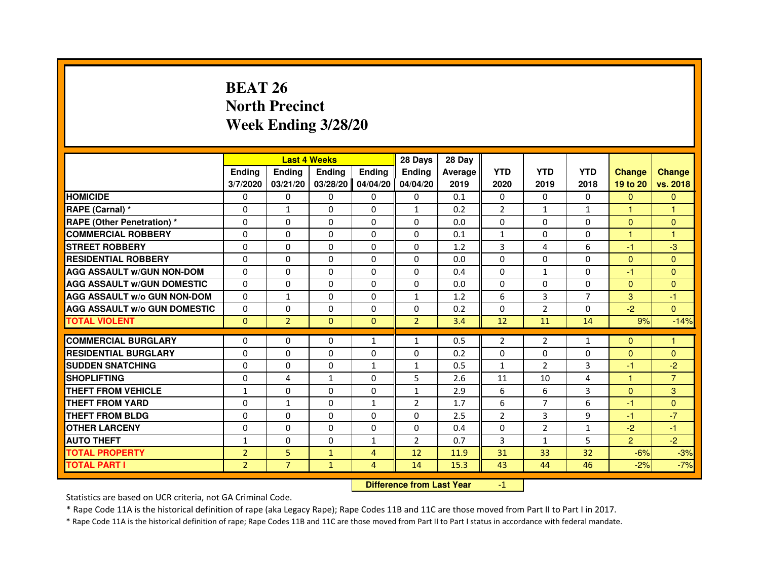# BEAT 26
## North Precinct
## Week Ending 3/28/20

| | Last 4 Weeks | | | | 28 Days | 28 Day | | | | | |
|---|---|---|---|---|---|---|---|---|---|---|---|
| | Ending 3/7/2020 | Ending 03/21/20 | Ending 03/28/20 | Ending 04/04/20 | Ending 04/04/20 | Average 2019 | YTD 2020 | YTD 2019 | YTD 2018 | Change 19 to 20 | Change vs. 2018 |
| HOMICIDE | 0 | 0 | 0 | 0 | 0 | 0.1 | 0 | 0 | 0 | 0 | 0 |
| RAPE (Carnal) * | 0 | 1 | 0 | 0 | 1 | 0.2 | 2 | 1 | 1 | 1 | 1 |
| RAPE (Other Penetration) * | 0 | 0 | 0 | 0 | 0 | 0.0 | 0 | 0 | 0 | 0 | 0 |
| COMMERCIAL ROBBERY | 0 | 0 | 0 | 0 | 0 | 0.1 | 1 | 0 | 0 | 1 | 1 |
| STREET ROBBERY | 0 | 0 | 0 | 0 | 0 | 1.2 | 3 | 4 | 6 | -1 | -3 |
| RESIDENTIAL ROBBERY | 0 | 0 | 0 | 0 | 0 | 0.0 | 0 | 0 | 0 | 0 | 0 |
| AGG ASSAULT w/GUN NON-DOM | 0 | 0 | 0 | 0 | 0 | 0.4 | 0 | 1 | 0 | -1 | 0 |
| AGG ASSAULT w/GUN DOMESTIC | 0 | 0 | 0 | 0 | 0 | 0.0 | 0 | 0 | 0 | 0 | 0 |
| AGG ASSAULT w/o GUN NON-DOM | 0 | 1 | 0 | 0 | 1 | 1.2 | 6 | 3 | 7 | 3 | -1 |
| AGG ASSAULT w/o GUN DOMESTIC | 0 | 0 | 0 | 0 | 0 | 0.2 | 0 | 2 | 0 | -2 | 0 |
| TOTAL VIOLENT | 0 | 2 | 0 | 0 | 2 | 3.4 | 12 | 11 | 14 | 9% | -14% |
| COMMERCIAL BURGLARY | 0 | 0 | 0 | 1 | 1 | 0.5 | 2 | 2 | 1 | 0 | 1 |
| RESIDENTIAL BURGLARY | 0 | 0 | 0 | 0 | 0 | 0.2 | 0 | 0 | 0 | 0 | 0 |
| SUDDEN SNATCHING | 0 | 0 | 0 | 1 | 1 | 0.5 | 1 | 2 | 3 | -1 | -2 |
| SHOPLIFTING | 0 | 4 | 1 | 0 | 5 | 2.6 | 11 | 10 | 4 | 1 | 7 |
| THEFT FROM VEHICLE | 1 | 0 | 0 | 0 | 1 | 2.9 | 6 | 6 | 3 | 0 | 3 |
| THEFT FROM YARD | 0 | 1 | 0 | 1 | 2 | 1.7 | 6 | 7 | 6 | -1 | 0 |
| THEFT FROM BLDG | 0 | 0 | 0 | 0 | 0 | 2.5 | 2 | 3 | 9 | -1 | -7 |
| OTHER LARCENY | 0 | 0 | 0 | 0 | 0 | 0.4 | 0 | 2 | 1 | -2 | -1 |
| AUTO THEFT | 1 | 0 | 0 | 1 | 2 | 0.7 | 3 | 1 | 5 | 2 | -2 |
| TOTAL PROPERTY | 2 | 5 | 1 | 4 | 12 | 11.9 | 31 | 33 | 32 | -6% | -3% |
| TOTAL PART I | 2 | 7 | 1 | 4 | 14 | 15.3 | 43 | 44 | 46 | -2% | -7% |

**Difference from Last Year** -1

Statistics are based on UCR criteria, not GA Criminal Code.

* Rape Code 11A is the historical definition of rape (aka Legacy Rape); Rape Codes 11B and 11C are those moved from Part II to Part I in 2017.

* Rape Code 11A is the historical definition of rape; Rape Codes 11B and 11C are those moved from Part II to Part I status in accordance with federal mandate.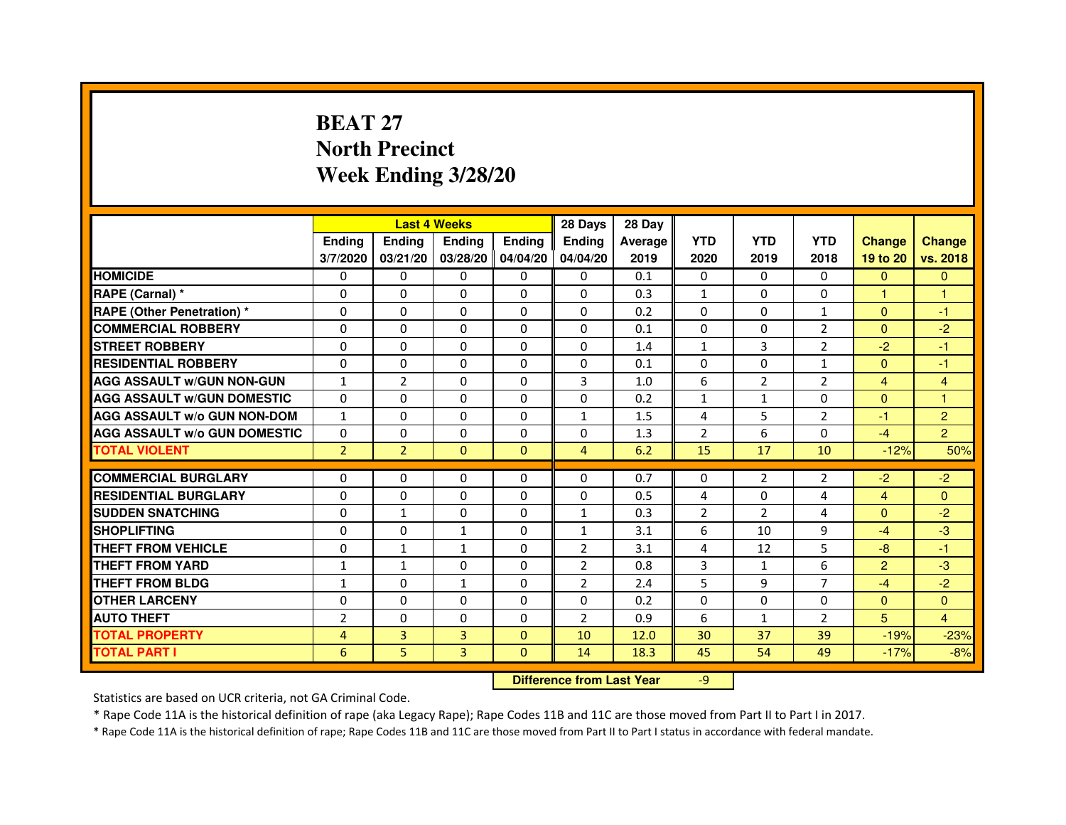# BEAT 27
## North Precinct
## Week Ending 3/28/20

| | Last 4 Weeks | | | | 28 Days | 28 Day | | | | | |
|---|---|---|---|---|---|---|---|---|---|---|---|
| | Ending 3/7/2020 | Ending 03/21/20 | Ending 03/28/20 | Ending 04/04/20 | Ending 04/04/20 | Average 2019 | YTD 2020 | YTD 2019 | YTD 2018 | Change 19 to 20 | Change vs. 2018 |
| HOMICIDE | 0 | 0 | 0 | 0 | 0 | 0.1 | 0 | 0 | 0 | 0 | 0 |
| RAPE (Carnal) * | 0 | 0 | 0 | 0 | 0 | 0.3 | 1 | 0 | 0 | 1 | 1 |
| RAPE (Other Penetration) * | 0 | 0 | 0 | 0 | 0 | 0.2 | 0 | 0 | 1 | 0 | -1 |
| COMMERCIAL ROBBERY | 0 | 0 | 0 | 0 | 0 | 0.1 | 0 | 0 | 2 | 0 | -2 |
| STREET ROBBERY | 0 | 0 | 0 | 0 | 0 | 1.4 | 1 | 3 | 2 | -2 | -1 |
| RESIDENTIAL ROBBERY | 0 | 0 | 0 | 0 | 0 | 0.1 | 0 | 0 | 1 | 0 | -1 |
| AGG ASSAULT w/GUN NON-GUN | 1 | 2 | 0 | 0 | 3 | 1.0 | 6 | 2 | 2 | 4 | 4 |
| AGG ASSAULT w/GUN DOMESTIC | 0 | 0 | 0 | 0 | 0 | 0.2 | 1 | 1 | 0 | 0 | 1 |
| AGG ASSAULT w/o GUN NON-DOM | 1 | 0 | 0 | 0 | 1 | 1.5 | 4 | 5 | 2 | -1 | 2 |
| AGG ASSAULT w/o GUN DOMESTIC | 0 | 0 | 0 | 0 | 0 | 1.3 | 2 | 6 | 0 | -4 | 2 |
| TOTAL VIOLENT | 2 | 2 | 0 | 0 | 4 | 6.2 | 15 | 17 | 10 | -12% | 50% |
| COMMERCIAL BURGLARY | 0 | 0 | 0 | 0 | 0 | 0.7 | 0 | 2 | 2 | -2 | -2 |
| RESIDENTIAL BURGLARY | 0 | 0 | 0 | 0 | 0 | 0.5 | 4 | 0 | 4 | 4 | 0 |
| SUDDEN SNATCHING | 0 | 1 | 0 | 0 | 1 | 0.3 | 2 | 2 | 4 | 0 | -2 |
| SHOPLIFTING | 0 | 0 | 1 | 0 | 1 | 3.1 | 6 | 10 | 9 | -4 | -3 |
| THEFT FROM VEHICLE | 0 | 1 | 1 | 0 | 2 | 3.1 | 4 | 12 | 5 | -8 | -1 |
| THEFT FROM YARD | 1 | 1 | 0 | 0 | 2 | 0.8 | 3 | 1 | 6 | 2 | -3 |
| THEFT FROM BLDG | 1 | 0 | 1 | 0 | 2 | 2.4 | 5 | 9 | 7 | -4 | -2 |
| OTHER LARCENY | 0 | 0 | 0 | 0 | 0 | 0.2 | 0 | 0 | 0 | 0 | 0 |
| AUTO THEFT | 2 | 0 | 0 | 0 | 2 | 0.9 | 6 | 1 | 2 | 5 | 4 |
| TOTAL PROPERTY | 4 | 3 | 3 | 0 | 10 | 12.0 | 30 | 37 | 39 | -19% | -23% |
| TOTAL PART I | 6 | 5 | 3 | 0 | 14 | 18.3 | 45 | 54 | 49 | -17% | -8% |

**Difference from Last Year** -9

Statistics are based on UCR criteria, not GA Criminal Code.

* Rape Code 11A is the historical definition of rape (aka Legacy Rape); Rape Codes 11B and 11C are those moved from Part II to Part I in 2017.

* Rape Code 11A is the historical definition of rape; Rape Codes 11B and 11C are those moved from Part II to Part I status in accordance with federal mandate.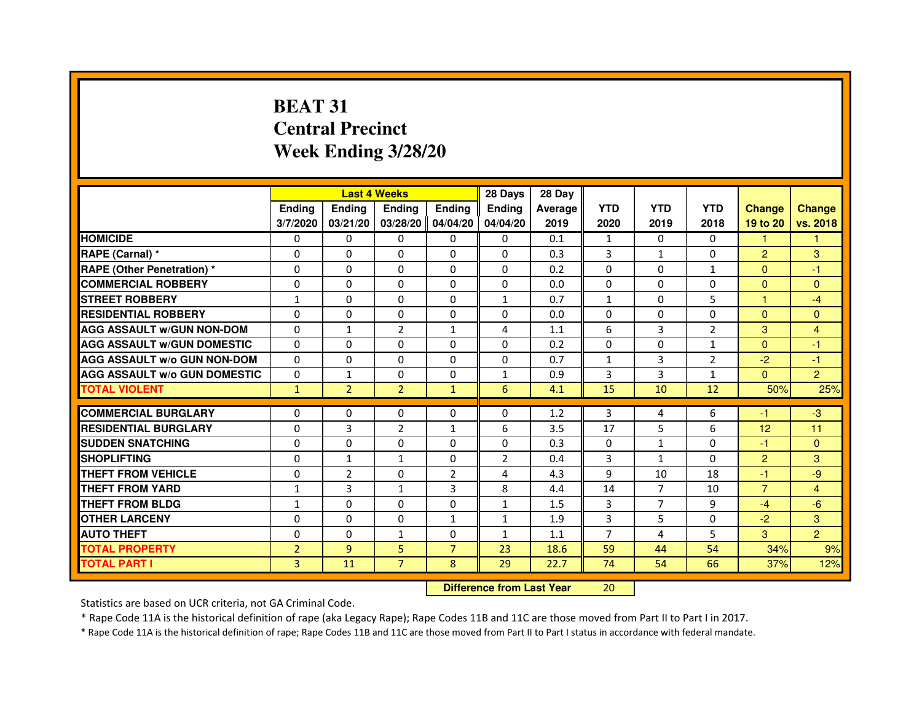# BEAT 31
# Central Precinct
# Week Ending 3/28/20

| | Last 4 Weeks | | | | 28 Days | 28 Day | | | | | |
|---|---|---|---|---|---|---|---|---|---|---|---|
| | Ending 3/7/2020 | Ending 03/21/20 | Ending 03/28/20 | Ending 04/04/20 | Ending 04/04/20 | Average 2019 | YTD 2020 | YTD 2019 | YTD 2018 | Change 19 to 20 | Change vs. 2018 |
| HOMICIDE | 0 | 0 | 0 | 0 | 0 | 0.1 | 1 | 0 | 0 | 1 | 1 |
| RAPE (Carnal) * | 0 | 0 | 0 | 0 | 0 | 0.3 | 3 | 1 | 0 | 2 | 3 |
| RAPE (Other Penetration) * | 0 | 0 | 0 | 0 | 0 | 0.2 | 0 | 0 | 1 | 0 | -1 |
| COMMERCIAL ROBBERY | 0 | 0 | 0 | 0 | 0 | 0.0 | 0 | 0 | 0 | 0 | 0 |
| STREET ROBBERY | 1 | 0 | 0 | 0 | 1 | 0.7 | 1 | 0 | 5 | 1 | -4 |
| RESIDENTIAL ROBBERY | 0 | 0 | 0 | 0 | 0 | 0.0 | 0 | 0 | 0 | 0 | 0 |
| AGG ASSAULT w/GUN NON-DOM | 0 | 1 | 2 | 1 | 4 | 1.1 | 6 | 3 | 2 | 3 | 4 |
| AGG ASSAULT w/GUN DOMESTIC | 0 | 0 | 0 | 0 | 0 | 0.2 | 0 | 0 | 1 | 0 | -1 |
| AGG ASSAULT w/o GUN NON-DOM | 0 | 0 | 0 | 0 | 0 | 0.7 | 1 | 3 | 2 | -2 | -1 |
| AGG ASSAULT w/o GUN DOMESTIC | 0 | 1 | 0 | 0 | 1 | 0.9 | 3 | 3 | 1 | 0 | 2 |
| TOTAL VIOLENT | 1 | 2 | 2 | 1 | 6 | 4.1 | 15 | 10 | 12 | 50% | 25% |
| COMMERCIAL BURGLARY | 0 | 0 | 0 | 0 | 0 | 1.2 | 3 | 4 | 6 | -1 | -3 |
| RESIDENTIAL BURGLARY | 0 | 3 | 2 | 1 | 6 | 3.5 | 17 | 5 | 6 | 12 | 11 |
| SUDDEN SNATCHING | 0 | 0 | 0 | 0 | 0 | 0.3 | 0 | 1 | 0 | -1 | 0 |
| SHOPLIFTING | 0 | 1 | 1 | 0 | 2 | 0.4 | 3 | 1 | 0 | 2 | 3 |
| THEFT FROM VEHICLE | 0 | 2 | 0 | 2 | 4 | 4.3 | 9 | 10 | 18 | -1 | -9 |
| THEFT FROM YARD | 1 | 3 | 1 | 3 | 8 | 4.4 | 14 | 7 | 10 | 7 | 4 |
| THEFT FROM BLDG | 1 | 0 | 0 | 0 | 1 | 1.5 | 3 | 7 | 9 | -4 | -6 |
| OTHER LARCENY | 0 | 0 | 0 | 1 | 1 | 1.9 | 3 | 5 | 0 | -2 | 3 |
| AUTO THEFT | 0 | 0 | 1 | 0 | 1 | 1.1 | 7 | 4 | 5 | 3 | 2 |
| TOTAL PROPERTY | 2 | 9 | 5 | 7 | 23 | 18.6 | 59 | 44 | 54 | 34% | 9% |
| TOTAL PART I | 3 | 11 | 7 | 8 | 29 | 22.7 | 74 | 54 | 66 | 37% | 12% |

**Difference from Last Year** 20

Statistics are based on UCR criteria, not GA Criminal Code.

* Rape Code 11A is the historical definition of rape (aka Legacy Rape); Rape Codes 11B and 11C are those moved from Part II to Part I in 2017.

* Rape Code 11A is the historical definition of rape; Rape Codes 11B and 11C are those moved from Part II to Part I status in accordance with federal mandate.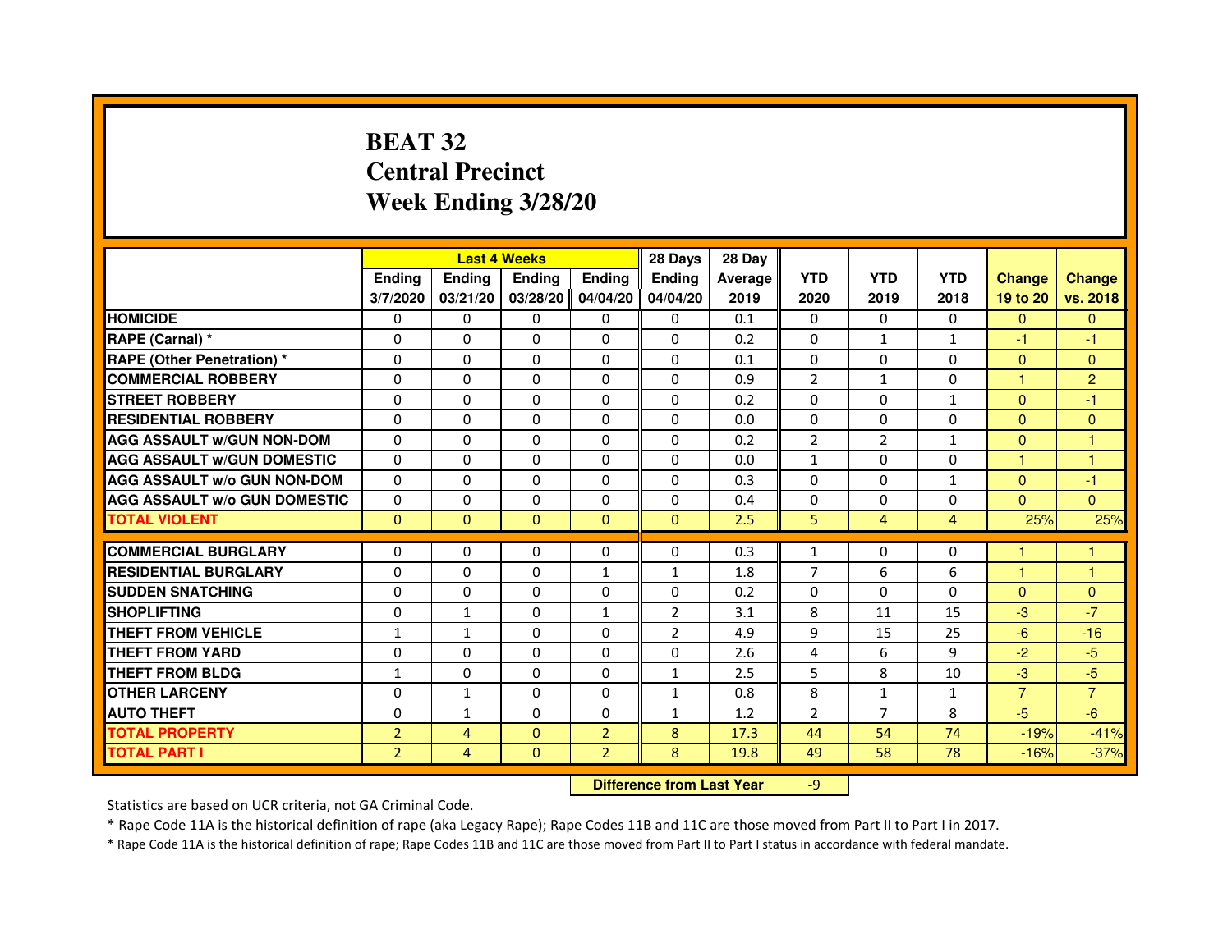# BEAT 32
# Central Precinct
# Week Ending 3/28/20

| | Last 4 Weeks | | | | 28 Days | 28 Day | | | | | |
|---|---|---|---|---|---|---|---|---|---|---|---|
| | Ending 3/7/2020 | Ending 03/21/20 | Ending 03/28/20 | Ending 04/04/20 | Ending 04/04/20 | Average 2019 | YTD 2020 | YTD 2019 | YTD 2018 | Change 19 to 20 | Change vs. 2018 |
| HOMICIDE | 0 | 0 | 0 | 0 | 0 | 0.1 | 0 | 0 | 0 | 0 | 0 |
| RAPE (Carnal) * | 0 | 0 | 0 | 0 | 0 | 0.2 | 0 | 1 | 1 | -1 | -1 |
| RAPE (Other Penetration) * | 0 | 0 | 0 | 0 | 0 | 0.1 | 0 | 0 | 0 | 0 | 0 |
| COMMERCIAL ROBBERY | 0 | 0 | 0 | 0 | 0 | 0.9 | 2 | 1 | 0 | 1 | 2 |
| STREET ROBBERY | 0 | 0 | 0 | 0 | 0 | 0.2 | 0 | 0 | 1 | 0 | -1 |
| RESIDENTIAL ROBBERY | 0 | 0 | 0 | 0 | 0 | 0.0 | 0 | 0 | 0 | 0 | 0 |
| AGG ASSAULT w/GUN NON-DOM | 0 | 0 | 0 | 0 | 0 | 0.2 | 2 | 2 | 1 | 0 | 1 |
| AGG ASSAULT w/GUN DOMESTIC | 0 | 0 | 0 | 0 | 0 | 0.0 | 1 | 0 | 0 | 1 | 1 |
| AGG ASSAULT w/o GUN NON-DOM | 0 | 0 | 0 | 0 | 0 | 0.3 | 0 | 0 | 1 | 0 | -1 |
| AGG ASSAULT w/o GUN DOMESTIC | 0 | 0 | 0 | 0 | 0 | 0.4 | 0 | 0 | 0 | 0 | 0 |
| TOTAL VIOLENT | 0 | 0 | 0 | 0 | 0 | 2.5 | 5 | 4 | 4 | 25% | 25% |
| COMMERCIAL BURGLARY | 0 | 0 | 0 | 0 | 0 | 0.3 | 1 | 0 | 0 | 1 | 1 |
| RESIDENTIAL BURGLARY | 0 | 0 | 0 | 1 | 1 | 1.8 | 7 | 6 | 6 | 1 | 1 |
| SUDDEN SNATCHING | 0 | 0 | 0 | 0 | 0 | 0.2 | 0 | 0 | 0 | 0 | 0 |
| SHOPLIFTING | 0 | 1 | 0 | 1 | 2 | 3.1 | 8 | 11 | 15 | -3 | -7 |
| THEFT FROM VEHICLE | 1 | 1 | 0 | 0 | 2 | 4.9 | 9 | 15 | 25 | -6 | -16 |
| THEFT FROM YARD | 0 | 0 | 0 | 0 | 0 | 2.6 | 4 | 6 | 9 | -2 | -5 |
| THEFT FROM BLDG | 1 | 0 | 0 | 0 | 1 | 2.5 | 5 | 8 | 10 | -3 | -5 |
| OTHER LARCENY | 0 | 1 | 0 | 0 | 1 | 0.8 | 8 | 1 | 1 | 7 | 7 |
| AUTO THEFT | 0 | 1 | 0 | 0 | 1 | 1.2 | 2 | 7 | 8 | -5 | -6 |
| TOTAL PROPERTY | 2 | 4 | 0 | 2 | 8 | 17.3 | 44 | 54 | 74 | -19% | -41% |
| TOTAL PART I | 2 | 4 | 0 | 2 | 8 | 19.8 | 49 | 58 | 78 | -16% | -37% |

**Difference from Last Year** -9

Statistics are based on UCR criteria, not GA Criminal Code.

* Rape Code 11A is the historical definition of rape (aka Legacy Rape); Rape Codes 11B and 11C are those moved from Part II to Part I in 2017.

* Rape Code 11A is the historical definition of rape; Rape Codes 11B and 11C are those moved from Part II to Part I status in accordance with federal mandate.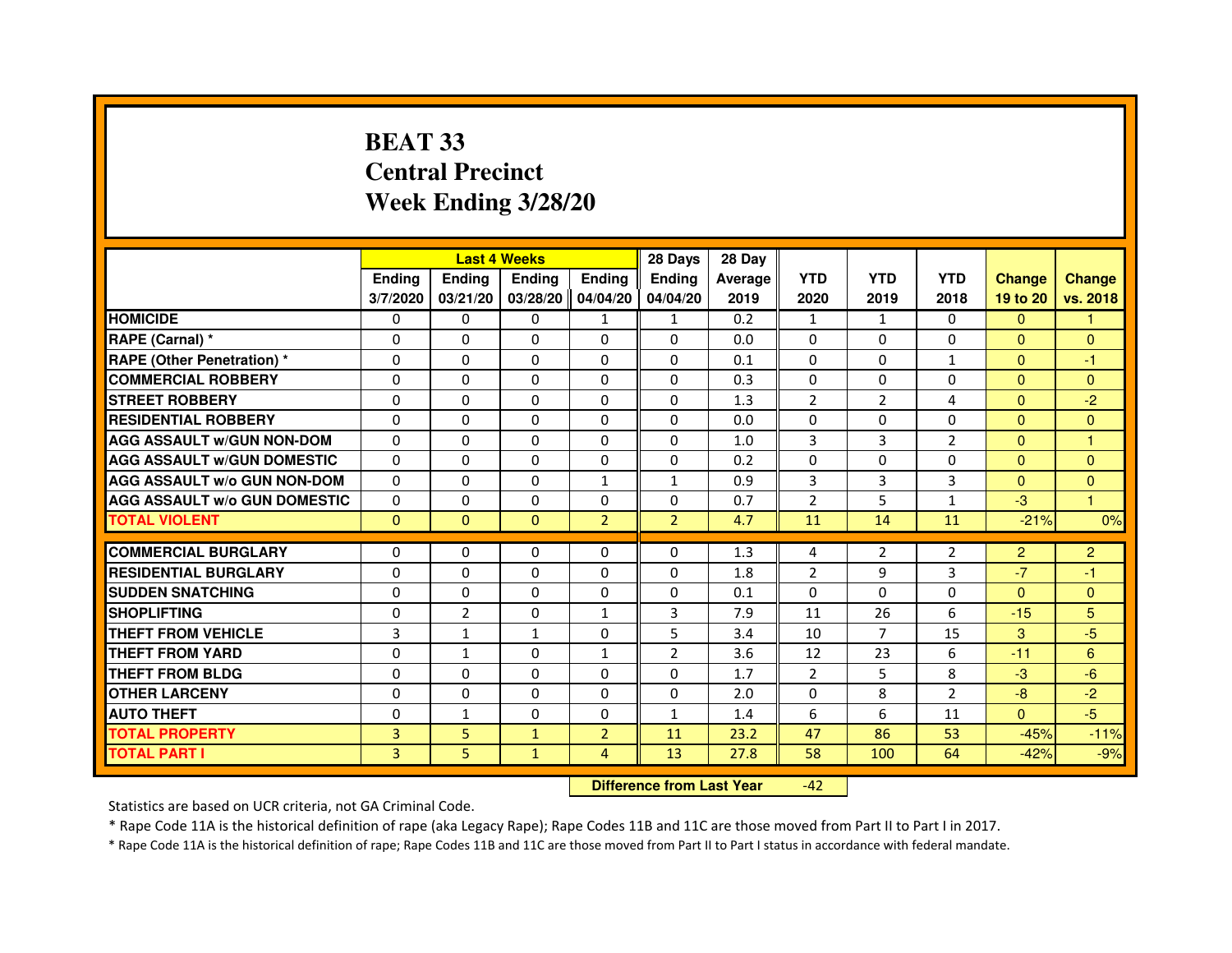# BEAT 33
## Central Precinct
## Week Ending 3/28/20

| | Last 4 Weeks | | | | 28 Days | 28 Day | | | | | |
|---|---|---|---|---|---|---|---|---|---|---|---|
| | Ending 3/7/2020 | Ending 03/21/20 | Ending 03/28/20 | Ending 04/04/20 | Ending 04/04/20 | Average 2019 | YTD 2020 | YTD 2019 | YTD 2018 | Change 19 to 20 | Change vs. 2018 |
| HOMICIDE | 0 | 0 | 0 | 1 | 1 | 0.2 | 1 | 1 | 0 | 0 | 1 |
| RAPE (Carnal) * | 0 | 0 | 0 | 0 | 0 | 0.0 | 0 | 0 | 0 | 0 | 0 |
| RAPE (Other Penetration) * | 0 | 0 | 0 | 0 | 0 | 0.1 | 0 | 0 | 1 | 0 | -1 |
| COMMERCIAL ROBBERY | 0 | 0 | 0 | 0 | 0 | 0.3 | 0 | 0 | 0 | 0 | 0 |
| STREET ROBBERY | 0 | 0 | 0 | 0 | 0 | 1.3 | 2 | 2 | 4 | 0 | -2 |
| RESIDENTIAL ROBBERY | 0 | 0 | 0 | 0 | 0 | 0.0 | 0 | 0 | 0 | 0 | 0 |
| AGG ASSAULT w/GUN NON-DOM | 0 | 0 | 0 | 0 | 0 | 1.0 | 3 | 3 | 2 | 0 | 1 |
| AGG ASSAULT w/GUN DOMESTIC | 0 | 0 | 0 | 0 | 0 | 0.2 | 0 | 0 | 0 | 0 | 0 |
| AGG ASSAULT w/o GUN NON-DOM | 0 | 0 | 0 | 1 | 1 | 0.9 | 3 | 3 | 3 | 0 | 0 |
| AGG ASSAULT w/o GUN DOMESTIC | 0 | 0 | 0 | 0 | 0 | 0.7 | 2 | 5 | 1 | -3 | 1 |
| TOTAL VIOLENT | 0 | 0 | 0 | 2 | 2 | 4.7 | 11 | 14 | 11 | -21% | 0% |
| COMMERCIAL BURGLARY | 0 | 0 | 0 | 0 | 0 | 1.3 | 4 | 2 | 2 | 2 | 2 |
| RESIDENTIAL BURGLARY | 0 | 0 | 0 | 0 | 0 | 1.8 | 2 | 9 | 3 | -7 | -1 |
| SUDDEN SNATCHING | 0 | 0 | 0 | 0 | 0 | 0.1 | 0 | 0 | 0 | 0 | 0 |
| SHOPLIFTING | 0 | 2 | 0 | 1 | 3 | 7.9 | 11 | 26 | 6 | -15 | 5 |
| THEFT FROM VEHICLE | 3 | 1 | 1 | 0 | 5 | 3.4 | 10 | 7 | 15 | 3 | -5 |
| THEFT FROM YARD | 0 | 1 | 0 | 1 | 2 | 3.6 | 12 | 23 | 6 | -11 | 6 |
| THEFT FROM BLDG | 0 | 0 | 0 | 0 | 0 | 1.7 | 2 | 5 | 8 | -3 | -6 |
| OTHER LARCENY | 0 | 0 | 0 | 0 | 0 | 2.0 | 0 | 8 | 2 | -8 | -2 |
| AUTO THEFT | 0 | 1 | 0 | 0 | 1 | 1.4 | 6 | 6 | 11 | 0 | -5 |
| TOTAL PROPERTY | 3 | 5 | 1 | 2 | 11 | 23.2 | 47 | 86 | 53 | -45% | -11% |
| TOTAL PART I | 3 | 5 | 1 | 4 | 13 | 27.8 | 58 | 100 | 64 | -42% | -9% |

**Difference from Last Year** -42

Statistics are based on UCR criteria, not GA Criminal Code.

* Rape Code 11A is the historical definition of rape (aka Legacy Rape); Rape Codes 11B and 11C are those moved from Part II to Part I in 2017.

* Rape Code 11A is the historical definition of rape; Rape Codes 11B and 11C are those moved from Part II to Part I status in accordance with federal mandate.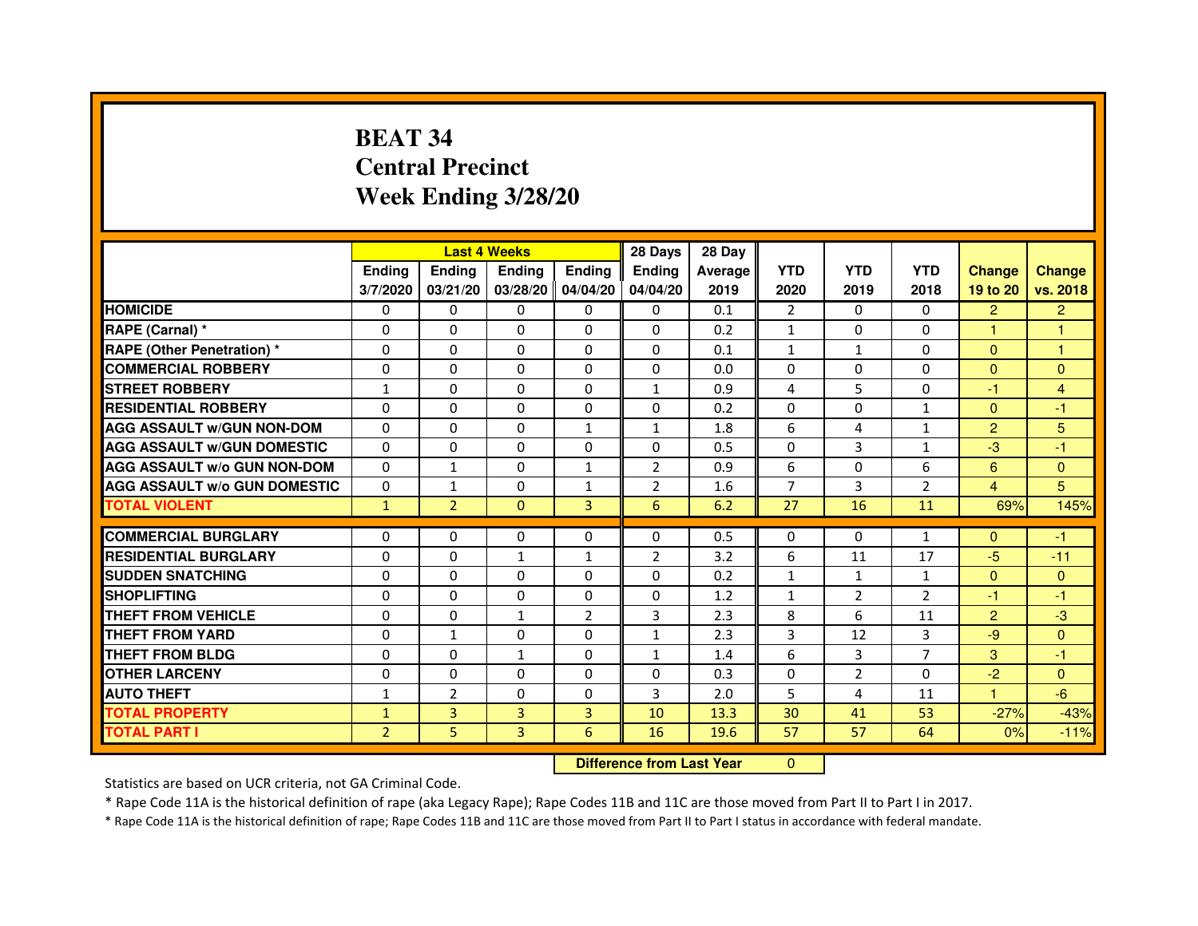# BEAT 34
# Central Precinct
# Week Ending 3/28/20

| | Last 4 Weeks | | | | 28 Days | 28 Day | | | | | |
|---|---|---|---|---|---|---|---|---|---|---|---|
| | Ending 3/7/2020 | Ending 03/21/20 | Ending 03/28/20 | Ending 04/04/20 | Ending 04/04/20 | Average 2019 | YTD 2020 | YTD 2019 | YTD 2018 | Change 19 to 20 | Change vs. 2018 |
| HOMICIDE | 0 | 0 | 0 | 0 | 0 | 0.1 | 2 | 0 | 0 | 2 | 2 |
| RAPE (Carnal) * | 0 | 0 | 0 | 0 | 0 | 0.2 | 1 | 0 | 0 | 1 | 1 |
| RAPE (Other Penetration) * | 0 | 0 | 0 | 0 | 0 | 0.1 | 1 | 1 | 0 | 0 | 1 |
| COMMERCIAL ROBBERY | 0 | 0 | 0 | 0 | 0 | 0.0 | 0 | 0 | 0 | 0 | 0 |
| STREET ROBBERY | 1 | 0 | 0 | 0 | 1 | 0.9 | 4 | 5 | 0 | -1 | 4 |
| RESIDENTIAL ROBBERY | 0 | 0 | 0 | 0 | 0 | 0.2 | 0 | 0 | 1 | 0 | -1 |
| AGG ASSAULT w/GUN NON-DOM | 0 | 0 | 0 | 1 | 1 | 1.8 | 6 | 4 | 1 | 2 | 5 |
| AGG ASSAULT w/GUN DOMESTIC | 0 | 0 | 0 | 0 | 0 | 0.5 | 0 | 3 | 1 | -3 | -1 |
| AGG ASSAULT w/o GUN NON-DOM | 0 | 1 | 0 | 1 | 2 | 0.9 | 6 | 0 | 6 | 6 | 0 |
| AGG ASSAULT w/o GUN DOMESTIC | 0 | 1 | 0 | 1 | 2 | 1.6 | 7 | 3 | 2 | 4 | 5 |
| TOTAL VIOLENT | 1 | 2 | 0 | 3 | 6 | 6.2 | 27 | 16 | 11 | 69% | 145% |
| COMMERCIAL BURGLARY | 0 | 0 | 0 | 0 | 0 | 0.5 | 0 | 0 | 1 | 0 | -1 |
| RESIDENTIAL BURGLARY | 0 | 0 | 1 | 1 | 2 | 3.2 | 6 | 11 | 17 | -5 | -11 |
| SUDDEN SNATCHING | 0 | 0 | 0 | 0 | 0 | 0.2 | 1 | 1 | 1 | 0 | 0 |
| SHOPLIFTING | 0 | 0 | 0 | 0 | 0 | 1.2 | 1 | 2 | 2 | -1 | -1 |
| THEFT FROM VEHICLE | 0 | 0 | 1 | 2 | 3 | 2.3 | 8 | 6 | 11 | 2 | -3 |
| THEFT FROM YARD | 0 | 1 | 0 | 0 | 1 | 2.3 | 3 | 12 | 3 | -9 | 0 |
| THEFT FROM BLDG | 0 | 0 | 1 | 0 | 1 | 1.4 | 6 | 3 | 7 | 3 | -1 |
| OTHER LARCENY | 0 | 0 | 0 | 0 | 0 | 0.3 | 0 | 2 | 0 | -2 | 0 |
| AUTO THEFT | 1 | 2 | 0 | 0 | 3 | 2.0 | 5 | 4 | 11 | 1 | -6 |
| TOTAL PROPERTY | 1 | 3 | 3 | 3 | 10 | 13.3 | 30 | 41 | 53 | -27% | -43% |
| TOTAL PART I | 2 | 5 | 3 | 6 | 16 | 19.6 | 57 | 57 | 64 | 0% | -11% |

**Difference from Last Year** 0

Statistics are based on UCR criteria, not GA Criminal Code.

* Rape Code 11A is the historical definition of rape (aka Legacy Rape); Rape Codes 11B and 11C are those moved from Part II to Part I in 2017.

* Rape Code 11A is the historical definition of rape; Rape Codes 11B and 11C are those moved from Part II to Part I status in accordance with federal mandate.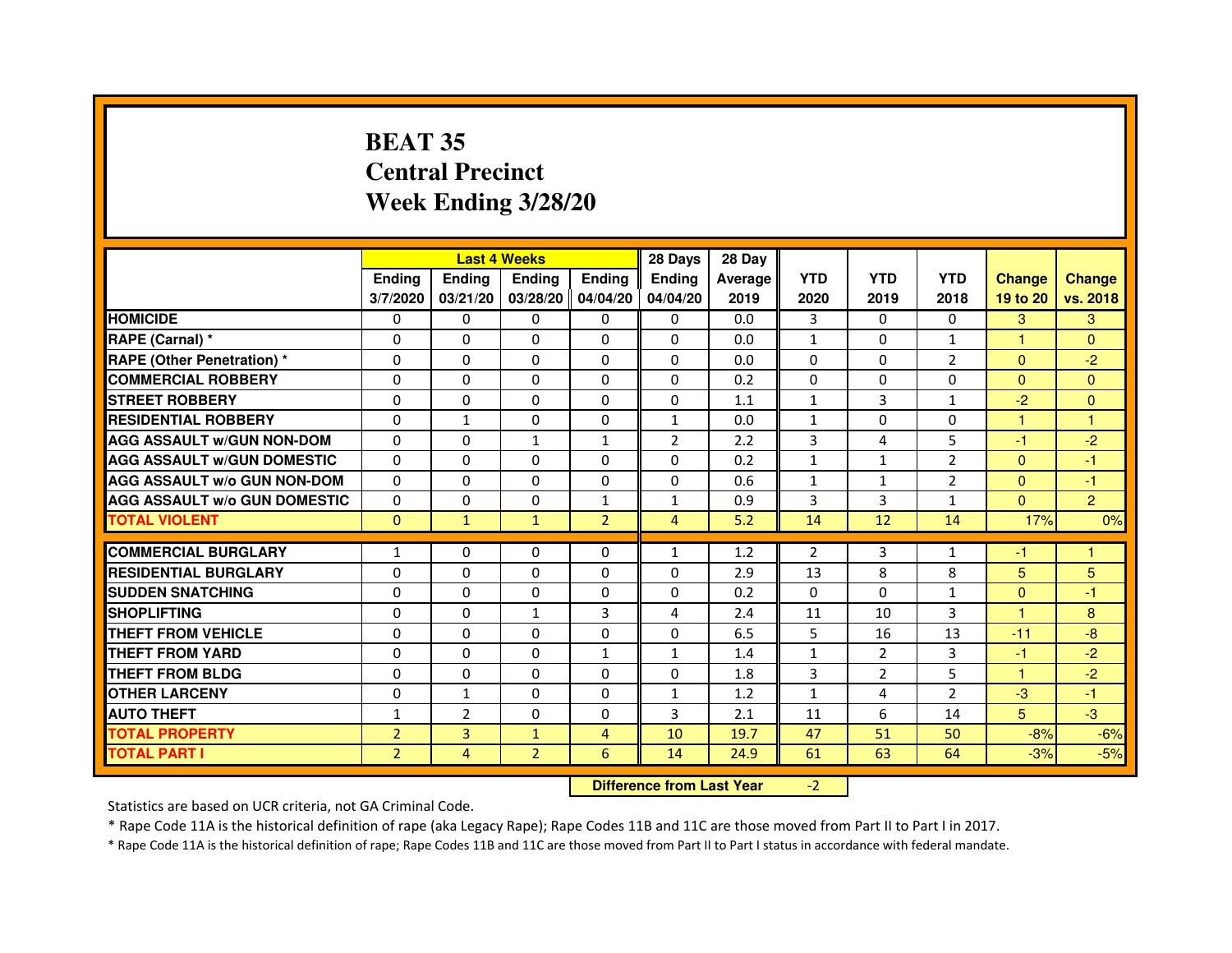# BEAT 35
# Central Precinct
# Week Ending 3/28/20

| | Last 4 Weeks | | | | 28 Days | 28 Day | | | | | |
|---|---|---|---|---|---|---|---|---|---|---|---|
| | Ending 3/7/2020 | Ending 03/21/20 | Ending 03/28/20 | Ending 04/04/20 | Ending 04/04/20 | Average 2019 | YTD 2020 | YTD 2019 | YTD 2018 | Change 19 to 20 | Change vs. 2018 |
| **HOMICIDE** | 0 | 0 | 0 | 0 | 0 | 0.0 | 3 | 0 | 0 | 3 | 3 |
| **RAPE (Carnal) *** | 0 | 0 | 0 | 0 | 0 | 0.0 | 1 | 0 | 1 | 1 | 0 |
| **RAPE (Other Penetration) *** | 0 | 0 | 0 | 0 | 0 | 0.0 | 0 | 0 | 2 | 0 | -2 |
| **COMMERCIAL ROBBERY** | 0 | 0 | 0 | 0 | 0 | 0.2 | 0 | 0 | 0 | 0 | 0 |
| **STREET ROBBERY** | 0 | 0 | 0 | 0 | 0 | 1.1 | 1 | 3 | 1 | -2 | 0 |
| **RESIDENTIAL ROBBERY** | 0 | 1 | 0 | 0 | 1 | 0.0 | 1 | 0 | 0 | 1 | 1 |
| **AGG ASSAULT w/GUN NON-DOM** | 0 | 0 | 1 | 1 | 2 | 2.2 | 3 | 4 | 5 | -1 | -2 |
| **AGG ASSAULT w/GUN DOMESTIC** | 0 | 0 | 0 | 0 | 0 | 0.2 | 1 | 1 | 2 | 0 | -1 |
| **AGG ASSAULT w/o GUN NON-DOM** | 0 | 0 | 0 | 0 | 0 | 0.6 | 1 | 1 | 2 | 0 | -1 |
| **AGG ASSAULT w/o GUN DOMESTIC** | 0 | 0 | 0 | 1 | 1 | 0.9 | 3 | 3 | 1 | 0 | 2 |
| **TOTAL VIOLENT** | 0 | 1 | 1 | 2 | 4 | 5.2 | 14 | 12 | 14 | 17% | 0% |
| **COMMERCIAL BURGLARY** | 1 | 0 | 0 | 0 | 1 | 1.2 | 2 | 3 | 1 | -1 | 1 |
| **RESIDENTIAL BURGLARY** | 0 | 0 | 0 | 0 | 0 | 2.9 | 13 | 8 | 8 | 5 | 5 |
| **SUDDEN SNATCHING** | 0 | 0 | 0 | 0 | 0 | 0.2 | 0 | 0 | 1 | 0 | -1 |
| **SHOPLIFTING** | 0 | 0 | 1 | 3 | 4 | 2.4 | 11 | 10 | 3 | 1 | 8 |
| **THEFT FROM VEHICLE** | 0 | 0 | 0 | 0 | 0 | 6.5 | 5 | 16 | 13 | -11 | -8 |
| **THEFT FROM YARD** | 0 | 0 | 0 | 1 | 1 | 1.4 | 1 | 2 | 3 | -1 | -2 |
| **THEFT FROM BLDG** | 0 | 0 | 0 | 0 | 0 | 1.8 | 3 | 2 | 5 | 1 | -2 |
| **OTHER LARCENY** | 0 | 1 | 0 | 0 | 1 | 1.2 | 1 | 4 | 2 | -3 | -1 |
| **AUTO THEFT** | 1 | 2 | 0 | 0 | 3 | 2.1 | 11 | 6 | 14 | 5 | -3 |
| **TOTAL PROPERTY** | 2 | 3 | 1 | 4 | 10 | 19.7 | 47 | 51 | 50 | -8% | -6% |
| **TOTAL PART I** | 2 | 4 | 2 | 6 | 14 | 24.9 | 61 | 63 | 64 | -3% | -5% |

**Difference from Last Year** -2

Statistics are based on UCR criteria, not GA Criminal Code.

* Rape Code 11A is the historical definition of rape (aka Legacy Rape); Rape Codes 11B and 11C are those moved from Part II to Part I in 2017.

* Rape Code 11A is the historical definition of rape; Rape Codes 11B and 11C are those moved from Part II to Part I status in accordance with federal mandate.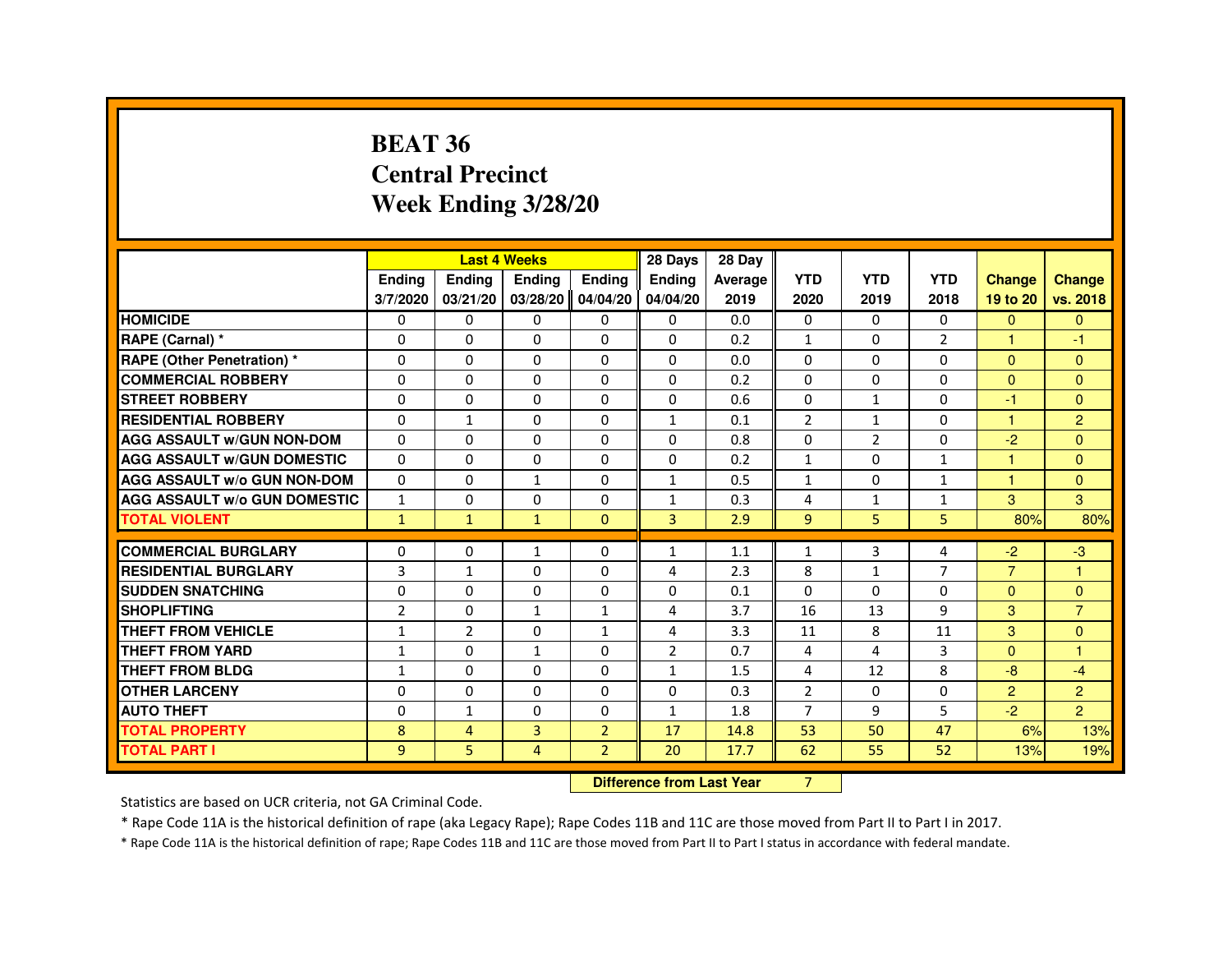# BEAT 36
# Central Precinct
# Week Ending 3/28/20

| | Last 4 Weeks | | | | 28 Days | 28 Day | | | | | |
|---|---|---|---|---|---|---|---|---|---|---|---|
| | Ending 3/7/2020 | Ending 03/21/20 | Ending 03/28/20 | Ending 04/04/20 | Ending 04/04/20 | Average 2019 | YTD 2020 | YTD 2019 | YTD 2018 | Change 19 to 20 | Change vs. 2018 |
| **HOMICIDE** | 0 | 0 | 0 | 0 | 0 | 0.0 | 0 | 0 | 0 | 0 | 0 |
| **RAPE (Carnal) *** | 0 | 0 | 0 | 0 | 0 | 0.2 | 1 | 0 | 2 | 1 | -1 |
| **RAPE (Other Penetration) *** | 0 | 0 | 0 | 0 | 0 | 0.0 | 0 | 0 | 0 | 0 | 0 |
| **COMMERCIAL ROBBERY** | 0 | 0 | 0 | 0 | 0 | 0.2 | 0 | 0 | 0 | 0 | 0 |
| **STREET ROBBERY** | 0 | 0 | 0 | 0 | 0 | 0.6 | 0 | 1 | 0 | -1 | 0 |
| **RESIDENTIAL ROBBERY** | 0 | 1 | 0 | 0 | 1 | 0.1 | 2 | 1 | 0 | 1 | 2 |
| **AGG ASSAULT w/GUN NON-DOM** | 0 | 0 | 0 | 0 | 0 | 0.8 | 0 | 2 | 0 | -2 | 0 |
| **AGG ASSAULT w/GUN DOMESTIC** | 0 | 0 | 0 | 0 | 0 | 0.2 | 1 | 0 | 1 | 1 | 0 |
| **AGG ASSAULT w/o GUN NON-DOM** | 0 | 0 | 1 | 0 | 1 | 0.5 | 1 | 0 | 1 | 1 | 0 |
| **AGG ASSAULT w/o GUN DOMESTIC** | 1 | 0 | 0 | 0 | 1 | 0.3 | 4 | 1 | 1 | 3 | 3 |
| **TOTAL VIOLENT** | 1 | 1 | 1 | 0 | 3 | 2.9 | 9 | 5 | 5 | 80% | 80% |
| **COMMERCIAL BURGLARY** | 0 | 0 | 1 | 0 | 1 | 1.1 | 1 | 3 | 4 | -2 | -3 |
| **RESIDENTIAL BURGLARY** | 3 | 1 | 0 | 0 | 4 | 2.3 | 8 | 1 | 7 | 7 | 1 |
| **SUDDEN SNATCHING** | 0 | 0 | 0 | 0 | 0 | 0.1 | 0 | 0 | 0 | 0 | 0 |
| **SHOPLIFTING** | 2 | 0 | 1 | 1 | 4 | 3.7 | 16 | 13 | 9 | 3 | 7 |
| **THEFT FROM VEHICLE** | 1 | 2 | 0 | 1 | 4 | 3.3 | 11 | 8 | 11 | 3 | 0 |
| **THEFT FROM YARD** | 1 | 0 | 1 | 0 | 2 | 0.7 | 4 | 4 | 3 | 0 | 1 |
| **THEFT FROM BLDG** | 1 | 0 | 0 | 0 | 1 | 1.5 | 4 | 12 | 8 | -8 | -4 |
| **OTHER LARCENY** | 0 | 0 | 0 | 0 | 0 | 0.3 | 2 | 0 | 0 | 2 | 2 |
| **AUTO THEFT** | 0 | 1 | 0 | 0 | 1 | 1.8 | 7 | 9 | 5 | -2 | 2 |
| **TOTAL PROPERTY** | 8 | 4 | 3 | 2 | 17 | 14.8 | 53 | 50 | 47 | 6% | 13% |
| **TOTAL PART I** | 9 | 5 | 4 | 2 | 20 | 17.7 | 62 | 55 | 52 | 13% | 19% |

**Difference from Last Year** 7

Statistics are based on UCR criteria, not GA Criminal Code.

\* Rape Code 11A is the historical definition of rape (aka Legacy Rape); Rape Codes 11B and 11C are those moved from Part II to Part I in 2017.

\* Rape Code 11A is the historical definition of rape; Rape Codes 11B and 11C are those moved from Part II to Part I status in accordance with federal mandate.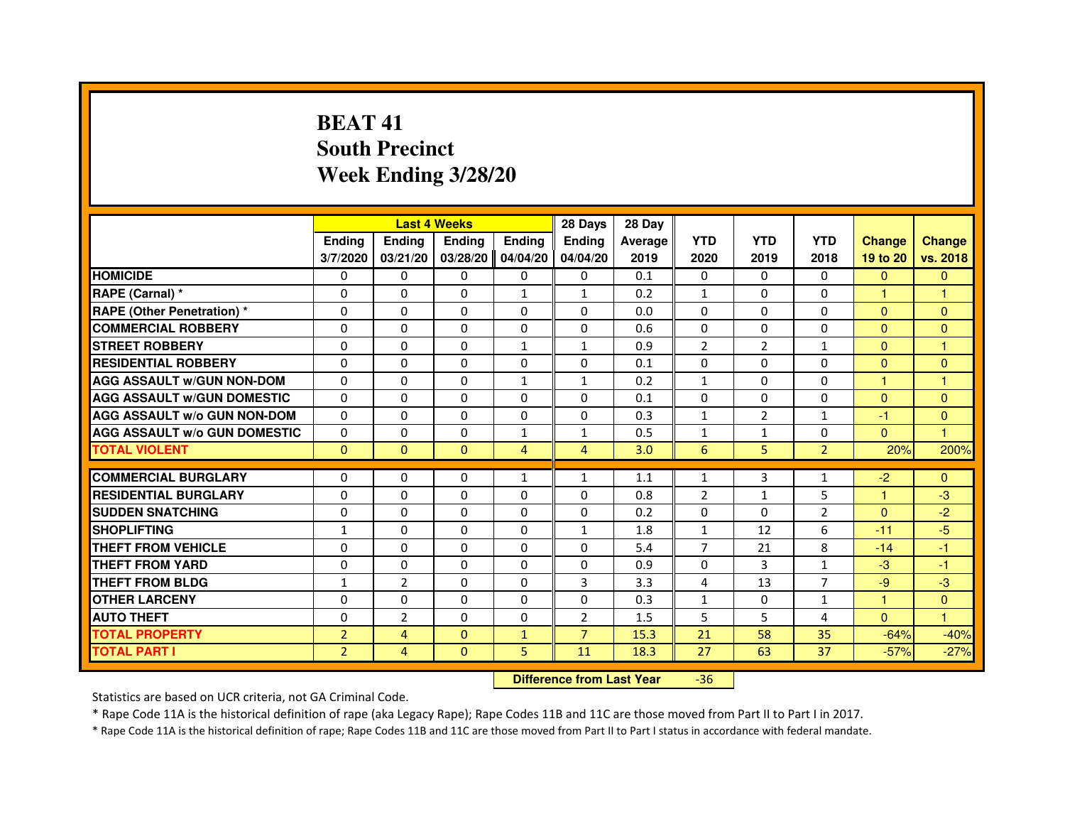# BEAT 41
## South Precinct
## Week Ending 3/28/20

| | Last 4 Weeks | | | | 28 Days | 28 Day | | | | | |
|---|---|---|---|---|---|---|---|---|---|---|---|
| | Ending 3/7/2020 | Ending 03/21/20 | Ending 03/28/20 | Ending 04/04/20 | Ending 04/04/20 | Average 2019 | YTD 2020 | YTD 2019 | YTD 2018 | Change 19 to 20 | Change vs. 2018 |
| HOMICIDE | 0 | 0 | 0 | 0 | 0 | 0.1 | 0 | 0 | 0 | 0 | 0 |
| RAPE (Carnal) * | 0 | 0 | 0 | 1 | 1 | 0.2 | 1 | 0 | 0 | 1 | 1 |
| RAPE (Other Penetration) * | 0 | 0 | 0 | 0 | 0 | 0.0 | 0 | 0 | 0 | 0 | 0 |
| COMMERCIAL ROBBERY | 0 | 0 | 0 | 0 | 0 | 0.6 | 0 | 0 | 0 | 0 | 0 |
| STREET ROBBERY | 0 | 0 | 0 | 1 | 1 | 0.9 | 2 | 2 | 1 | 0 | 1 |
| RESIDENTIAL ROBBERY | 0 | 0 | 0 | 0 | 0 | 0.1 | 0 | 0 | 0 | 0 | 0 |
| AGG ASSAULT w/GUN NON-DOM | 0 | 0 | 0 | 1 | 1 | 0.2 | 1 | 0 | 0 | 1 | 1 |
| AGG ASSAULT w/GUN DOMESTIC | 0 | 0 | 0 | 0 | 0 | 0.1 | 0 | 0 | 0 | 0 | 0 |
| AGG ASSAULT w/o GUN NON-DOM | 0 | 0 | 0 | 0 | 0 | 0.3 | 1 | 2 | 1 | -1 | 0 |
| AGG ASSAULT w/o GUN DOMESTIC | 0 | 0 | 0 | 1 | 1 | 0.5 | 1 | 1 | 0 | 0 | 1 |
| TOTAL VIOLENT | 0 | 0 | 0 | 4 | 4 | 3.0 | 6 | 5 | 2 | 20% | 200% |
| COMMERCIAL BURGLARY | 0 | 0 | 0 | 1 | 1 | 1.1 | 1 | 3 | 1 | -2 | 0 |
| RESIDENTIAL BURGLARY | 0 | 0 | 0 | 0 | 0 | 0.8 | 2 | 1 | 5 | 1 | -3 |
| SUDDEN SNATCHING | 0 | 0 | 0 | 0 | 0 | 0.2 | 0 | 0 | 2 | 0 | -2 |
| SHOPLIFTING | 1 | 0 | 0 | 0 | 1 | 1.8 | 1 | 12 | 6 | -11 | -5 |
| THEFT FROM VEHICLE | 0 | 0 | 0 | 0 | 0 | 5.4 | 7 | 21 | 8 | -14 | -1 |
| THEFT FROM YARD | 0 | 0 | 0 | 0 | 0 | 0.9 | 0 | 3 | 1 | -3 | -1 |
| THEFT FROM BLDG | 1 | 2 | 0 | 0 | 3 | 3.3 | 4 | 13 | 7 | -9 | -3 |
| OTHER LARCENY | 0 | 0 | 0 | 0 | 0 | 0.3 | 1 | 0 | 1 | 1 | 0 |
| AUTO THEFT | 0 | 2 | 0 | 0 | 2 | 1.5 | 5 | 5 | 4 | 0 | 1 |
| TOTAL PROPERTY | 2 | 4 | 0 | 1 | 7 | 15.3 | 21 | 58 | 35 | -64% | -40% |
| TOTAL PART I | 2 | 4 | 0 | 5 | 11 | 18.3 | 27 | 63 | 37 | -57% | -27% |

**Difference from Last Year** -36

Statistics are based on UCR criteria, not GA Criminal Code.

* Rape Code 11A is the historical definition of rape (aka Legacy Rape); Rape Codes 11B and 11C are those moved from Part II to Part I in 2017.

* Rape Code 11A is the historical definition of rape; Rape Codes 11B and 11C are those moved from Part II to Part I status in accordance with federal mandate.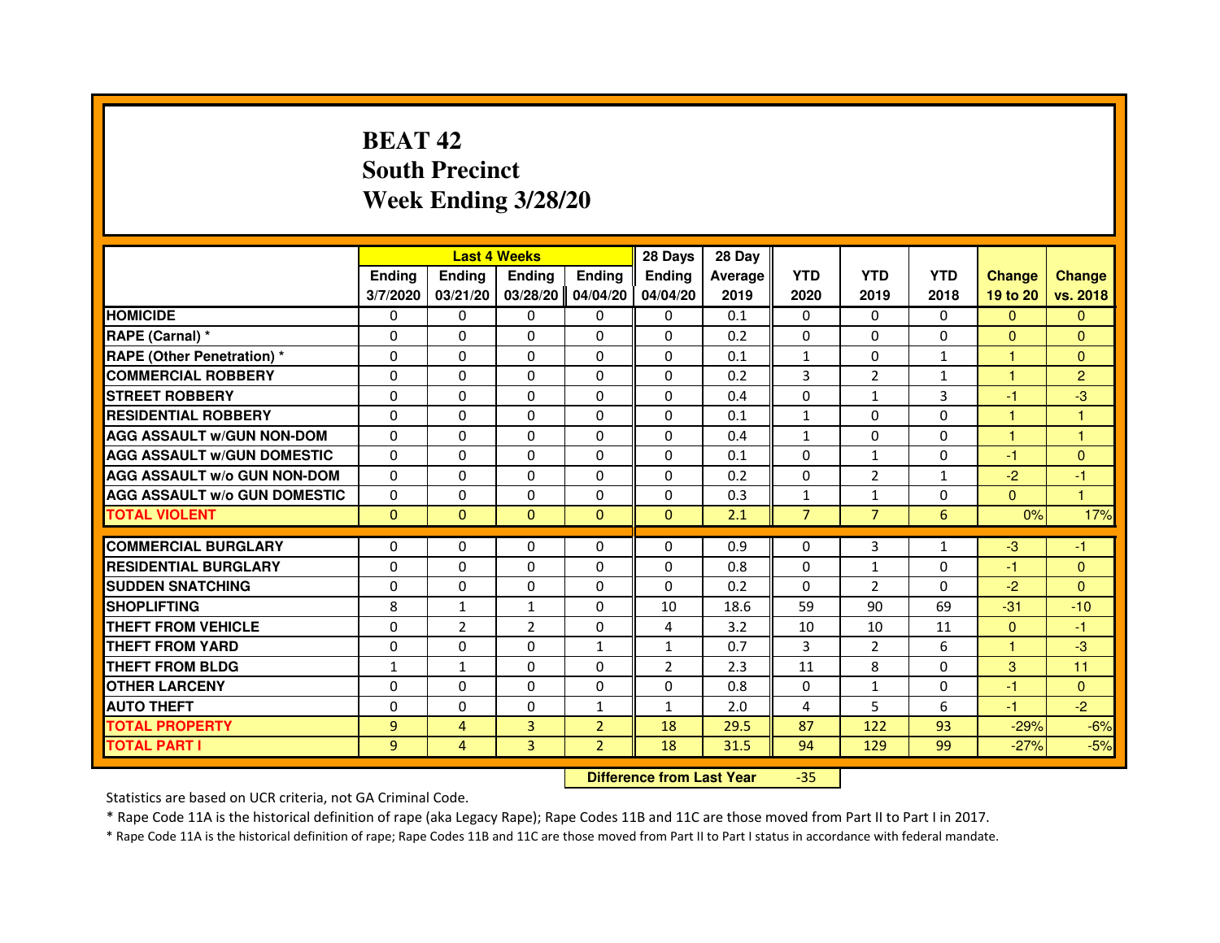# BEAT 42
## South Precinct
## Week Ending 3/28/20

| | Last 4 Weeks | | | | 28 Days | 28 Day | | | | | |
|---|---|---|---|---|---|---|---|---|---|---|---|
| | Ending 3/7/2020 | Ending 03/21/20 | Ending 03/28/20 | Ending 04/04/20 | Ending 04/04/20 | Average 2019 | YTD 2020 | YTD 2019 | YTD 2018 | Change 19 to 20 | Change vs. 2018 |
| HOMICIDE | 0 | 0 | 0 | 0 | 0 | 0.1 | 0 | 0 | 0 | 0 | 0 |
| RAPE (Carnal) * | 0 | 0 | 0 | 0 | 0 | 0.2 | 0 | 0 | 0 | 0 | 0 |
| RAPE (Other Penetration) * | 0 | 0 | 0 | 0 | 0 | 0.1 | 1 | 0 | 1 | 1 | 0 |
| COMMERCIAL ROBBERY | 0 | 0 | 0 | 0 | 0 | 0.2 | 3 | 2 | 1 | 1 | 2 |
| STREET ROBBERY | 0 | 0 | 0 | 0 | 0 | 0.4 | 0 | 1 | 3 | -1 | -3 |
| RESIDENTIAL ROBBERY | 0 | 0 | 0 | 0 | 0 | 0.1 | 1 | 0 | 0 | 1 | 1 |
| AGG ASSAULT w/GUN NON-DOM | 0 | 0 | 0 | 0 | 0 | 0.4 | 1 | 0 | 0 | 1 | 1 |
| AGG ASSAULT w/GUN DOMESTIC | 0 | 0 | 0 | 0 | 0 | 0.1 | 0 | 1 | 0 | -1 | 0 |
| AGG ASSAULT w/o GUN NON-DOM | 0 | 0 | 0 | 0 | 0 | 0.2 | 0 | 2 | 1 | -2 | -1 |
| AGG ASSAULT w/o GUN DOMESTIC | 0 | 0 | 0 | 0 | 0 | 0.3 | 1 | 1 | 0 | 0 | 1 |
| TOTAL VIOLENT | 0 | 0 | 0 | 0 | 0 | 2.1 | 7 | 7 | 6 | 0% | 17% |
| COMMERCIAL BURGLARY | 0 | 0 | 0 | 0 | 0 | 0.9 | 0 | 3 | 1 | -3 | -1 |
| RESIDENTIAL BURGLARY | 0 | 0 | 0 | 0 | 0 | 0.8 | 0 | 1 | 0 | -1 | 0 |
| SUDDEN SNATCHING | 0 | 0 | 0 | 0 | 0 | 0.2 | 0 | 2 | 0 | -2 | 0 |
| SHOPLIFTING | 8 | 1 | 1 | 0 | 10 | 18.6 | 59 | 90 | 69 | -31 | -10 |
| THEFT FROM VEHICLE | 0 | 2 | 2 | 0 | 4 | 3.2 | 10 | 10 | 11 | 0 | -1 |
| THEFT FROM YARD | 0 | 0 | 0 | 1 | 1 | 0.7 | 3 | 2 | 6 | 1 | -3 |
| THEFT FROM BLDG | 1 | 1 | 0 | 0 | 2 | 2.3 | 11 | 8 | 0 | 3 | 11 |
| OTHER LARCENY | 0 | 0 | 0 | 0 | 0 | 0.8 | 0 | 1 | 0 | -1 | 0 |
| AUTO THEFT | 0 | 0 | 0 | 1 | 1 | 2.0 | 4 | 5 | 6 | -1 | -2 |
| TOTAL PROPERTY | 9 | 4 | 3 | 2 | 18 | 29.5 | 87 | 122 | 93 | -29% | -6% |
| TOTAL PART I | 9 | 4 | 3 | 2 | 18 | 31.5 | 94 | 129 | 99 | -27% | -5% |

**Difference from Last Year** -35

Statistics are based on UCR criteria, not GA Criminal Code.

* Rape Code 11A is the historical definition of rape (aka Legacy Rape); Rape Codes 11B and 11C are those moved from Part II to Part I in 2017.

* Rape Code 11A is the historical definition of rape; Rape Codes 11B and 11C are those moved from Part II to Part I status in accordance with federal mandate.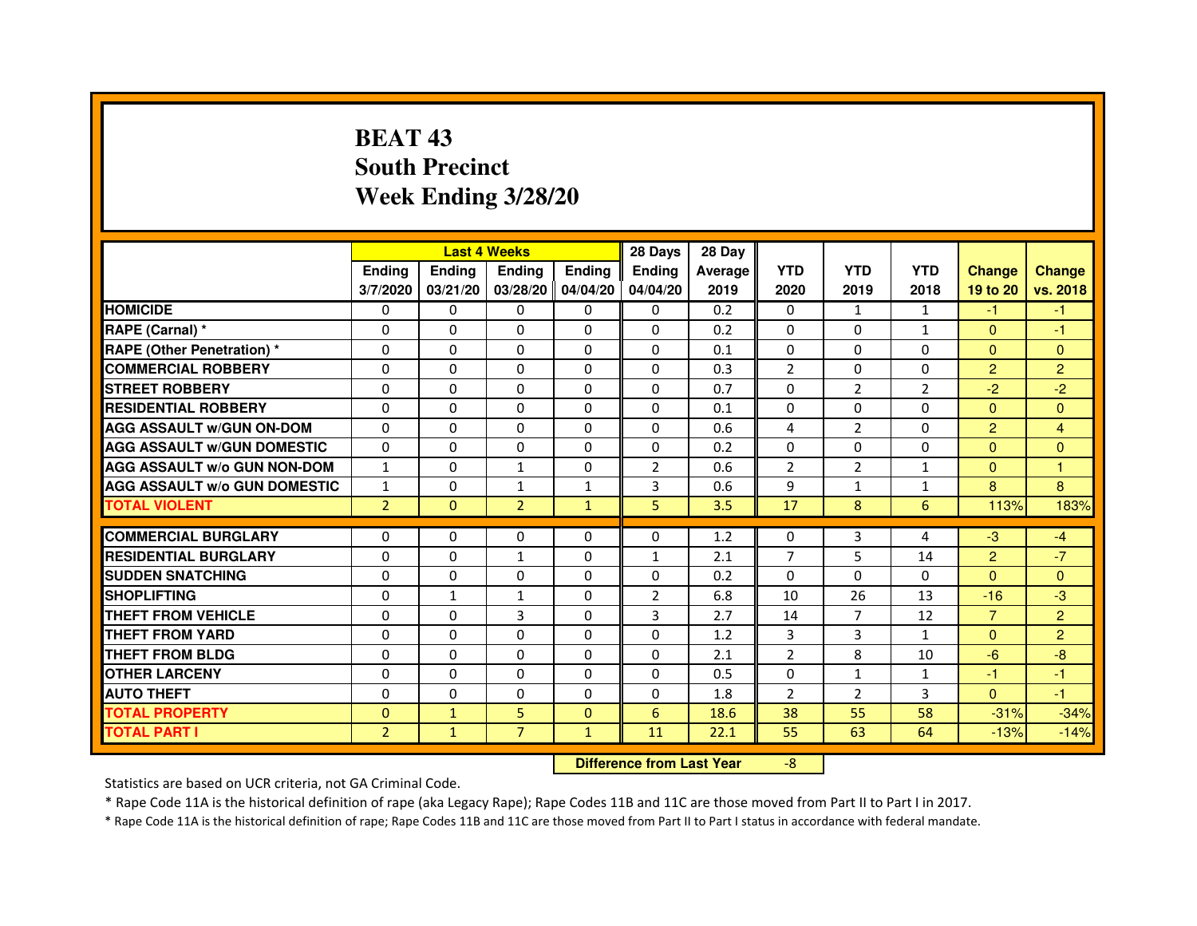# BEAT 43
## South Precinct
## Week Ending 3/28/20

| | Last 4 Weeks | | | | 28 Days | 28 Day | | | | | |
|---|---|---|---|---|---|---|---|---|---|---|---|
| | Ending 3/7/2020 | Ending 03/21/20 | Ending 03/28/20 | Ending 04/04/20 | Ending 04/04/20 | Average 2019 | YTD 2020 | YTD 2019 | YTD 2018 | Change 19 to 20 | Change vs. 2018 |
| HOMICIDE | 0 | 0 | 0 | 0 | 0 | 0.2 | 0 | 1 | 1 | -1 | -1 |
| RAPE (Carnal) * | 0 | 0 | 0 | 0 | 0 | 0.2 | 0 | 0 | 1 | 0 | -1 |
| RAPE (Other Penetration) * | 0 | 0 | 0 | 0 | 0 | 0.1 | 0 | 0 | 0 | 0 | 0 |
| COMMERCIAL ROBBERY | 0 | 0 | 0 | 0 | 0 | 0.3 | 2 | 0 | 0 | 2 | 2 |
| STREET ROBBERY | 0 | 0 | 0 | 0 | 0 | 0.7 | 0 | 2 | 2 | -2 | -2 |
| RESIDENTIAL ROBBERY | 0 | 0 | 0 | 0 | 0 | 0.1 | 0 | 0 | 0 | 0 | 0 |
| AGG ASSAULT w/GUN ON-DOM | 0 | 0 | 0 | 0 | 0 | 0.6 | 4 | 2 | 0 | 2 | 4 |
| AGG ASSAULT w/GUN DOMESTIC | 0 | 0 | 0 | 0 | 0 | 0.2 | 0 | 0 | 0 | 0 | 0 |
| AGG ASSAULT w/o GUN NON-DOM | 1 | 0 | 1 | 0 | 2 | 0.6 | 2 | 2 | 1 | 0 | 1 |
| AGG ASSAULT w/o GUN DOMESTIC | 1 | 0 | 1 | 1 | 3 | 0.6 | 9 | 1 | 1 | 8 | 8 |
| TOTAL VIOLENT | 2 | 0 | 2 | 1 | 5 | 3.5 | 17 | 8 | 6 | 113% | 183% |
| COMMERCIAL BURGLARY | 0 | 0 | 0 | 0 | 0 | 1.2 | 0 | 3 | 4 | -3 | -4 |
| RESIDENTIAL BURGLARY | 0 | 0 | 1 | 0 | 1 | 2.1 | 7 | 5 | 14 | 2 | -7 |
| SUDDEN SNATCHING | 0 | 0 | 0 | 0 | 0 | 0.2 | 0 | 0 | 0 | 0 | 0 |
| SHOPLIFTING | 0 | 1 | 1 | 0 | 2 | 6.8 | 10 | 26 | 13 | -16 | -3 |
| THEFT FROM VEHICLE | 0 | 0 | 3 | 0 | 3 | 2.7 | 14 | 7 | 12 | 7 | 2 |
| THEFT FROM YARD | 0 | 0 | 0 | 0 | 0 | 1.2 | 3 | 3 | 1 | 0 | 2 |
| THEFT FROM BLDG | 0 | 0 | 0 | 0 | 0 | 2.1 | 2 | 8 | 10 | -6 | -8 |
| OTHER LARCENY | 0 | 0 | 0 | 0 | 0 | 0.5 | 0 | 1 | 1 | -1 | -1 |
| AUTO THEFT | 0 | 0 | 0 | 0 | 0 | 1.8 | 2 | 2 | 3 | 0 | -1 |
| TOTAL PROPERTY | 0 | 1 | 5 | 0 | 6 | 18.6 | 38 | 55 | 58 | -31% | -34% |
| TOTAL PART I | 2 | 1 | 7 | 1 | 11 | 22.1 | 55 | 63 | 64 | -13% | -14% |

**Difference from Last Year** -8

Statistics are based on UCR criteria, not GA Criminal Code.

* Rape Code 11A is the historical definition of rape (aka Legacy Rape); Rape Codes 11B and 11C are those moved from Part II to Part I in 2017.

* Rape Code 11A is the historical definition of rape; Rape Codes 11B and 11C are those moved from Part II to Part I status in accordance with federal mandate.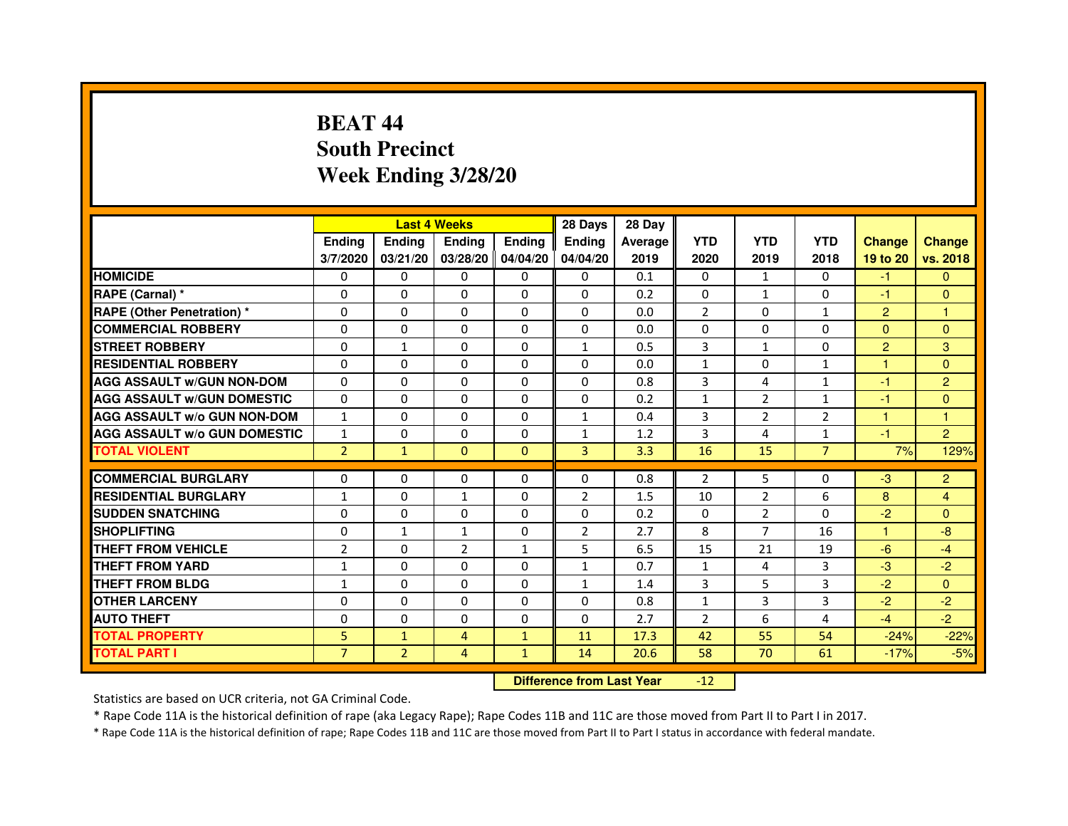# BEAT 44
## South Precinct
## Week Ending 3/28/20

| | Last 4 Weeks | | | | 28 Days | 28 Day | | | | | |
|---|---|---|---|---|---|---|---|---|---|---|---|
| | Ending 3/7/2020 | Ending 03/21/20 | Ending 03/28/20 | Ending 04/04/20 | Ending 04/04/20 | Average 2019 | YTD 2020 | YTD 2019 | YTD 2018 | Change 19 to 20 | Change vs. 2018 |
| HOMICIDE | 0 | 0 | 0 | 0 | 0 | 0.1 | 0 | 1 | 0 | -1 | 0 |
| RAPE (Carnal) * | 0 | 0 | 0 | 0 | 0 | 0.2 | 0 | 1 | 0 | -1 | 0 |
| RAPE (Other Penetration) * | 0 | 0 | 0 | 0 | 0 | 0.0 | 2 | 0 | 1 | 2 | 1 |
| COMMERCIAL ROBBERY | 0 | 0 | 0 | 0 | 0 | 0.0 | 0 | 0 | 0 | 0 | 0 |
| STREET ROBBERY | 0 | 1 | 0 | 0 | 1 | 0.5 | 3 | 1 | 0 | 2 | 3 |
| RESIDENTIAL ROBBERY | 0 | 0 | 0 | 0 | 0 | 0.0 | 1 | 0 | 1 | 1 | 0 |
| AGG ASSAULT w/GUN NON-DOM | 0 | 0 | 0 | 0 | 0 | 0.8 | 3 | 4 | 1 | -1 | 2 |
| AGG ASSAULT w/GUN DOMESTIC | 0 | 0 | 0 | 0 | 0 | 0.2 | 1 | 2 | 1 | -1 | 0 |
| AGG ASSAULT w/o GUN NON-DOM | 1 | 0 | 0 | 0 | 1 | 0.4 | 3 | 2 | 2 | 1 | 1 |
| AGG ASSAULT w/o GUN DOMESTIC | 1 | 0 | 0 | 0 | 1 | 1.2 | 3 | 4 | 1 | -1 | 2 |
| TOTAL VIOLENT | 2 | 1 | 0 | 0 | 3 | 3.3 | 16 | 15 | 7 | 7% | 129% |
| COMMERCIAL BURGLARY | 0 | 0 | 0 | 0 | 0 | 0.8 | 2 | 5 | 0 | -3 | 2 |
| RESIDENTIAL BURGLARY | 1 | 0 | 1 | 0 | 2 | 1.5 | 10 | 2 | 6 | 8 | 4 |
| SUDDEN SNATCHING | 0 | 0 | 0 | 0 | 0 | 0.2 | 0 | 2 | 0 | -2 | 0 |
| SHOPLIFTING | 0 | 1 | 1 | 0 | 2 | 2.7 | 8 | 7 | 16 | 1 | -8 |
| THEFT FROM VEHICLE | 2 | 0 | 2 | 1 | 5 | 6.5 | 15 | 21 | 19 | -6 | -4 |
| THEFT FROM YARD | 1 | 0 | 0 | 0 | 1 | 0.7 | 1 | 4 | 3 | -3 | -2 |
| THEFT FROM BLDG | 1 | 0 | 0 | 0 | 1 | 1.4 | 3 | 5 | 3 | -2 | 0 |
| OTHER LARCENY | 0 | 0 | 0 | 0 | 0 | 0.8 | 1 | 3 | 3 | -2 | -2 |
| AUTO THEFT | 0 | 0 | 0 | 0 | 0 | 2.7 | 2 | 6 | 4 | -4 | -2 |
| TOTAL PROPERTY | 5 | 1 | 4 | 1 | 11 | 17.3 | 42 | 55 | 54 | -24% | -22% |
| TOTAL PART I | 7 | 2 | 4 | 1 | 14 | 20.6 | 58 | 70 | 61 | -17% | -5% |

**Difference from Last Year** -12

Statistics are based on UCR criteria, not GA Criminal Code.

* Rape Code 11A is the historical definition of rape (aka Legacy Rape); Rape Codes 11B and 11C are those moved from Part II to Part I in 2017.

* Rape Code 11A is the historical definition of rape; Rape Codes 11B and 11C are those moved from Part II to Part I status in accordance with federal mandate.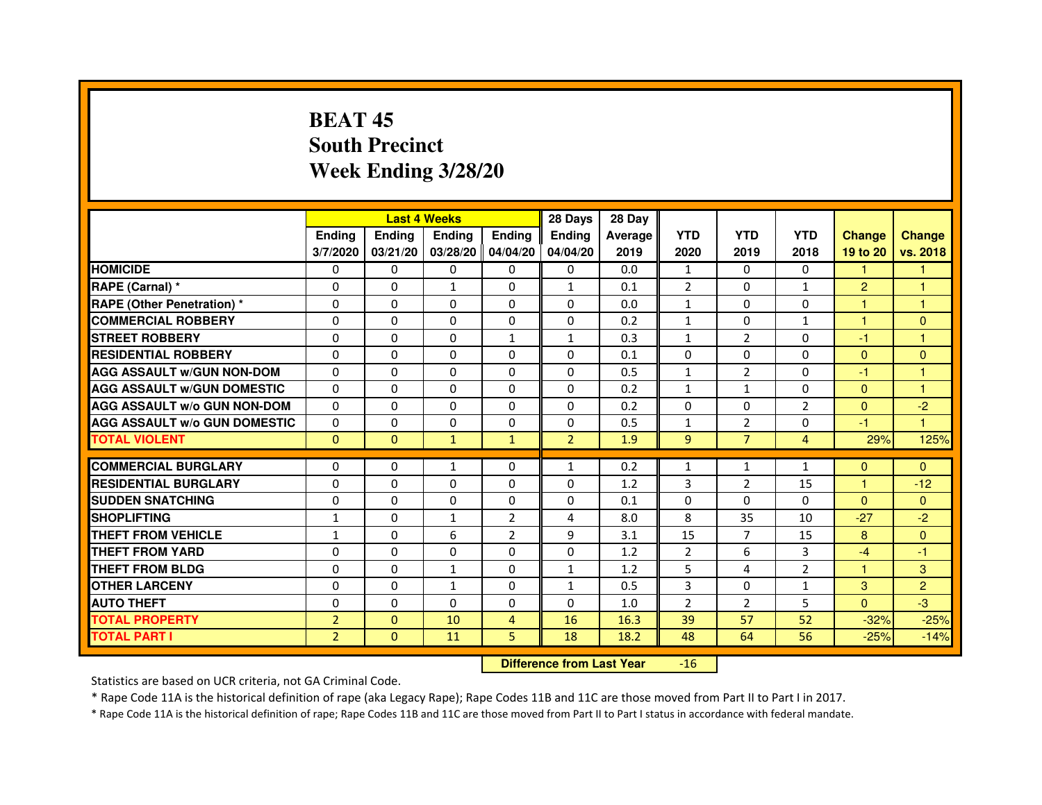# BEAT 45
## South Precinct
## Week Ending 3/28/20

| | Last 4 Weeks | | | | 28 Days | 28 Day | | | | | |
|---|---|---|---|---|---|---|---|---|---|---|---|
| | Ending 3/7/2020 | Ending 03/21/20 | Ending 03/28/20 | Ending 04/04/20 | Ending 04/04/20 | Average 2019 | YTD 2020 | YTD 2019 | YTD 2018 | Change 19 to 20 | Change vs. 2018 |
| HOMICIDE | 0 | 0 | 0 | 0 | 0 | 0.0 | 1 | 0 | 0 | 1 | 1 |
| RAPE (Carnal) * | 0 | 0 | 1 | 0 | 1 | 0.1 | 2 | 0 | 1 | 2 | 1 |
| RAPE (Other Penetration) * | 0 | 0 | 0 | 0 | 0 | 0.0 | 1 | 0 | 0 | 1 | 1 |
| COMMERCIAL ROBBERY | 0 | 0 | 0 | 0 | 0 | 0.2 | 1 | 0 | 1 | 1 | 0 |
| STREET ROBBERY | 0 | 0 | 0 | 1 | 1 | 0.3 | 1 | 2 | 0 | -1 | 1 |
| RESIDENTIAL ROBBERY | 0 | 0 | 0 | 0 | 0 | 0.1 | 0 | 0 | 0 | 0 | 0 |
| AGG ASSAULT w/GUN NON-DOM | 0 | 0 | 0 | 0 | 0 | 0.5 | 1 | 2 | 0 | -1 | 1 |
| AGG ASSAULT w/GUN DOMESTIC | 0 | 0 | 0 | 0 | 0 | 0.2 | 1 | 1 | 0 | 0 | 1 |
| AGG ASSAULT w/o GUN NON-DOM | 0 | 0 | 0 | 0 | 0 | 0.2 | 0 | 0 | 2 | 0 | -2 |
| AGG ASSAULT w/o GUN DOMESTIC | 0 | 0 | 0 | 0 | 0 | 0.5 | 1 | 2 | 0 | -1 | 1 |
| TOTAL VIOLENT | 0 | 0 | 1 | 1 | 2 | 1.9 | 9 | 7 | 4 | 29% | 125% |
| COMMERCIAL BURGLARY | 0 | 0 | 1 | 0 | 1 | 0.2 | 1 | 1 | 1 | 0 | 0 |
| RESIDENTIAL BURGLARY | 0 | 0 | 0 | 0 | 0 | 1.2 | 3 | 2 | 15 | 1 | -12 |
| SUDDEN SNATCHING | 0 | 0 | 0 | 0 | 0 | 0.1 | 0 | 0 | 0 | 0 | 0 |
| SHOPLIFTING | 1 | 0 | 1 | 2 | 4 | 8.0 | 8 | 35 | 10 | -27 | -2 |
| THEFT FROM VEHICLE | 1 | 0 | 6 | 2 | 9 | 3.1 | 15 | 7 | 15 | 8 | 0 |
| THEFT FROM YARD | 0 | 0 | 0 | 0 | 0 | 1.2 | 2 | 6 | 3 | -4 | -1 |
| THEFT FROM BLDG | 0 | 0 | 1 | 0 | 1 | 1.2 | 5 | 4 | 2 | 1 | 3 |
| OTHER LARCENY | 0 | 0 | 1 | 0 | 1 | 0.5 | 3 | 0 | 1 | 3 | 2 |
| AUTO THEFT | 0 | 0 | 0 | 0 | 0 | 1.0 | 2 | 2 | 5 | 0 | -3 |
| TOTAL PROPERTY | 2 | 0 | 10 | 4 | 16 | 16.3 | 39 | 57 | 52 | -32% | -25% |
| TOTAL PART I | 2 | 0 | 11 | 5 | 18 | 18.2 | 48 | 64 | 56 | -25% | -14% |

**Difference from Last Year** -16

Statistics are based on UCR criteria, not GA Criminal Code.

* Rape Code 11A is the historical definition of rape (aka Legacy Rape); Rape Codes 11B and 11C are those moved from Part II to Part I in 2017.

* Rape Code 11A is the historical definition of rape; Rape Codes 11B and 11C are those moved from Part II to Part I status in accordance with federal mandate.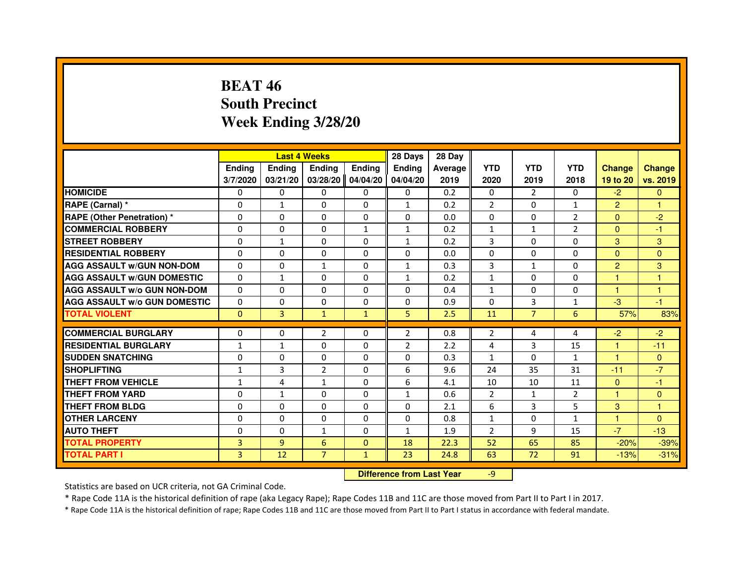# BEAT 46
## South Precinct
## Week Ending 3/28/20

| | Last 4 Weeks | | | | 28 Days | 28 Day | | | | | |
|---|---|---|---|---|---|---|---|---|---|---|---|
| | Ending 3/7/2020 | Ending 03/21/20 | Ending 03/28/20 | Ending 04/04/20 | Ending 04/04/20 | Average 2019 | YTD 2020 | YTD 2019 | YTD 2018 | Change 19 to 20 | Change vs. 2019 |
| HOMICIDE | 0 | 0 | 0 | 0 | 0 | 0.2 | 0 | 2 | 0 | -2 | 0 |
| RAPE (Carnal) * | 0 | 1 | 0 | 0 | 1 | 0.2 | 2 | 0 | 1 | 2 | 1 |
| RAPE (Other Penetration) * | 0 | 0 | 0 | 0 | 0 | 0.0 | 0 | 0 | 2 | 0 | -2 |
| COMMERCIAL ROBBERY | 0 | 0 | 0 | 1 | 1 | 0.2 | 1 | 1 | 2 | 0 | -1 |
| STREET ROBBERY | 0 | 1 | 0 | 0 | 1 | 0.2 | 3 | 0 | 0 | 3 | 3 |
| RESIDENTIAL ROBBERY | 0 | 0 | 0 | 0 | 0 | 0.0 | 0 | 0 | 0 | 0 | 0 |
| AGG ASSAULT w/GUN NON-DOM | 0 | 0 | 1 | 0 | 1 | 0.3 | 3 | 1 | 0 | 2 | 3 |
| AGG ASSAULT w/GUN DOMESTIC | 0 | 1 | 0 | 0 | 1 | 0.2 | 1 | 0 | 0 | 1 | 1 |
| AGG ASSAULT w/o GUN NON-DOM | 0 | 0 | 0 | 0 | 0 | 0.4 | 1 | 0 | 0 | 1 | 1 |
| AGG ASSAULT w/o GUN DOMESTIC | 0 | 0 | 0 | 0 | 0 | 0.9 | 0 | 3 | 1 | -3 | -1 |
| TOTAL VIOLENT | 0 | 3 | 1 | 1 | 5 | 2.5 | 11 | 7 | 6 | 57% | 83% |
| COMMERCIAL BURGLARY | 0 | 0 | 2 | 0 | 2 | 0.8 | 2 | 4 | 4 | -2 | -2 |
| RESIDENTIAL BURGLARY | 1 | 1 | 0 | 0 | 2 | 2.2 | 4 | 3 | 15 | 1 | -11 |
| SUDDEN SNATCHING | 0 | 0 | 0 | 0 | 0 | 0.3 | 1 | 0 | 1 | 1 | 0 |
| SHOPLIFTING | 1 | 3 | 2 | 0 | 6 | 9.6 | 24 | 35 | 31 | -11 | -7 |
| THEFT FROM VEHICLE | 1 | 4 | 1 | 0 | 6 | 4.1 | 10 | 10 | 11 | 0 | -1 |
| THEFT FROM YARD | 0 | 1 | 0 | 0 | 1 | 0.6 | 2 | 1 | 2 | 1 | 0 |
| THEFT FROM BLDG | 0 | 0 | 0 | 0 | 0 | 2.1 | 6 | 3 | 5 | 3 | 1 |
| OTHER LARCENY | 0 | 0 | 0 | 0 | 0 | 0.8 | 1 | 0 | 1 | 1 | 0 |
| AUTO THEFT | 0 | 0 | 1 | 0 | 1 | 1.9 | 2 | 9 | 15 | -7 | -13 |
| TOTAL PROPERTY | 3 | 9 | 6 | 0 | 18 | 22.3 | 52 | 65 | 85 | -20% | -39% |
| TOTAL PART I | 3 | 12 | 7 | 1 | 23 | 24.8 | 63 | 72 | 91 | -13% | -31% |

**Difference from Last Year** -9

Statistics are based on UCR criteria, not GA Criminal Code.

* Rape Code 11A is the historical definition of rape (aka Legacy Rape); Rape Codes 11B and 11C are those moved from Part II to Part I in 2017.

* Rape Code 11A is the historical definition of rape; Rape Codes 11B and 11C are those moved from Part II to Part I status in accordance with federal mandate.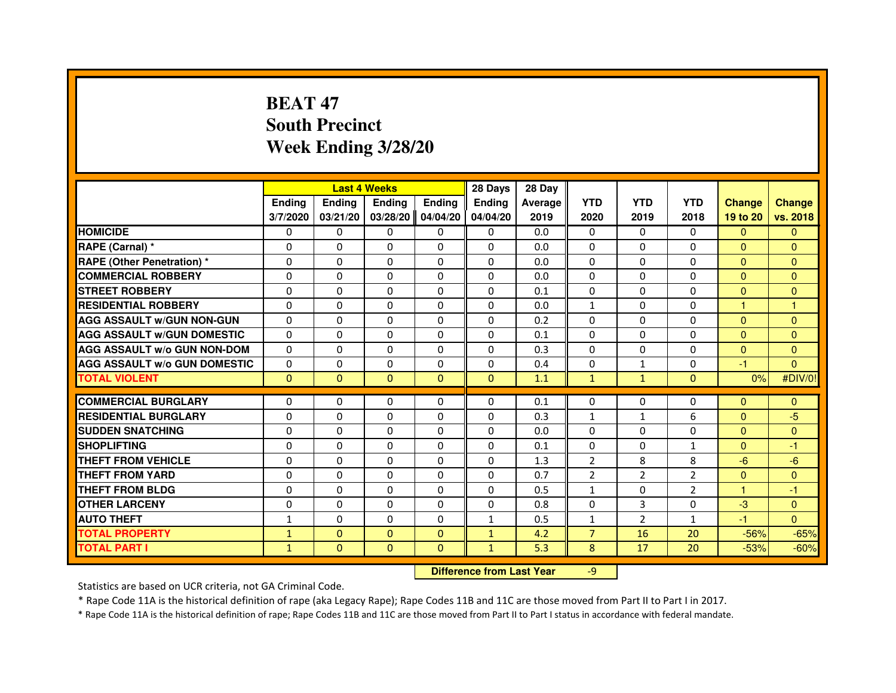# BEAT 47
# South Precinct
# Week Ending 3/28/20

| | Last 4 Weeks | | | | 28 Days | 28 Day | | | | | |
|---|---|---|---|---|---|---|---|---|---|---|---|
| | Ending 3/7/2020 | Ending 03/21/20 | Ending 03/28/20 | Ending 04/04/20 | Ending 04/04/20 | Average 2019 | YTD 2020 | YTD 2019 | YTD 2018 | Change 19 to 20 | Change vs. 2018 |
| HOMICIDE | 0 | 0 | 0 | 0 | 0 | 0.0 | 0 | 0 | 0 | 0 | 0 |
| RAPE (Carnal) * | 0 | 0 | 0 | 0 | 0 | 0.0 | 0 | 0 | 0 | 0 | 0 |
| RAPE (Other Penetration) * | 0 | 0 | 0 | 0 | 0 | 0.0 | 0 | 0 | 0 | 0 | 0 |
| COMMERCIAL ROBBERY | 0 | 0 | 0 | 0 | 0 | 0.0 | 0 | 0 | 0 | 0 | 0 |
| STREET ROBBERY | 0 | 0 | 0 | 0 | 0 | 0.1 | 0 | 0 | 0 | 0 | 0 |
| RESIDENTIAL ROBBERY | 0 | 0 | 0 | 0 | 0 | 0.0 | 1 | 0 | 0 | 1 | 1 |
| AGG ASSAULT w/GUN NON-GUN | 0 | 0 | 0 | 0 | 0 | 0.2 | 0 | 0 | 0 | 0 | 0 |
| AGG ASSAULT w/GUN DOMESTIC | 0 | 0 | 0 | 0 | 0 | 0.1 | 0 | 0 | 0 | 0 | 0 |
| AGG ASSAULT w/o GUN NON-DOM | 0 | 0 | 0 | 0 | 0 | 0.3 | 0 | 0 | 0 | 0 | 0 |
| AGG ASSAULT w/o GUN DOMESTIC | 0 | 0 | 0 | 0 | 0 | 0.4 | 0 | 1 | 0 | -1 | 0 |
| TOTAL VIOLENT | 0 | 0 | 0 | 0 | 0 | 1.1 | 1 | 1 | 0 | 0% | #DIV/0! |
| COMMERCIAL BURGLARY | 0 | 0 | 0 | 0 | 0 | 0.1 | 0 | 0 | 0 | 0 | 0 |
| RESIDENTIAL BURGLARY | 0 | 0 | 0 | 0 | 0 | 0.3 | 1 | 1 | 6 | 0 | -5 |
| SUDDEN SNATCHING | 0 | 0 | 0 | 0 | 0 | 0.0 | 0 | 0 | 0 | 0 | 0 |
| SHOPLIFTING | 0 | 0 | 0 | 0 | 0 | 0.1 | 0 | 0 | 1 | 0 | -1 |
| THEFT FROM VEHICLE | 0 | 0 | 0 | 0 | 0 | 1.3 | 2 | 8 | 8 | -6 | -6 |
| THEFT FROM YARD | 0 | 0 | 0 | 0 | 0 | 0.7 | 2 | 2 | 2 | 0 | 0 |
| THEFT FROM BLDG | 0 | 0 | 0 | 0 | 0 | 0.5 | 1 | 0 | 2 | 1 | -1 |
| OTHER LARCENY | 0 | 0 | 0 | 0 | 0 | 0.8 | 0 | 3 | 0 | -3 | 0 |
| AUTO THEFT | 1 | 0 | 0 | 0 | 1 | 0.5 | 1 | 2 | 1 | -1 | 0 |
| TOTAL PROPERTY | 1 | 0 | 0 | 0 | 1 | 4.2 | 7 | 16 | 20 | -56% | -65% |
| TOTAL PART I | 1 | 0 | 0 | 0 | 1 | 5.3 | 8 | 17 | 20 | -53% | -60% |

**Difference from Last Year** -9

Statistics are based on UCR criteria, not GA Criminal Code.

* Rape Code 11A is the historical definition of rape (aka Legacy Rape); Rape Codes 11B and 11C are those moved from Part II to Part I in 2017.

* Rape Code 11A is the historical definition of rape; Rape Codes 11B and 11C are those moved from Part II to Part I status in accordance with federal mandate.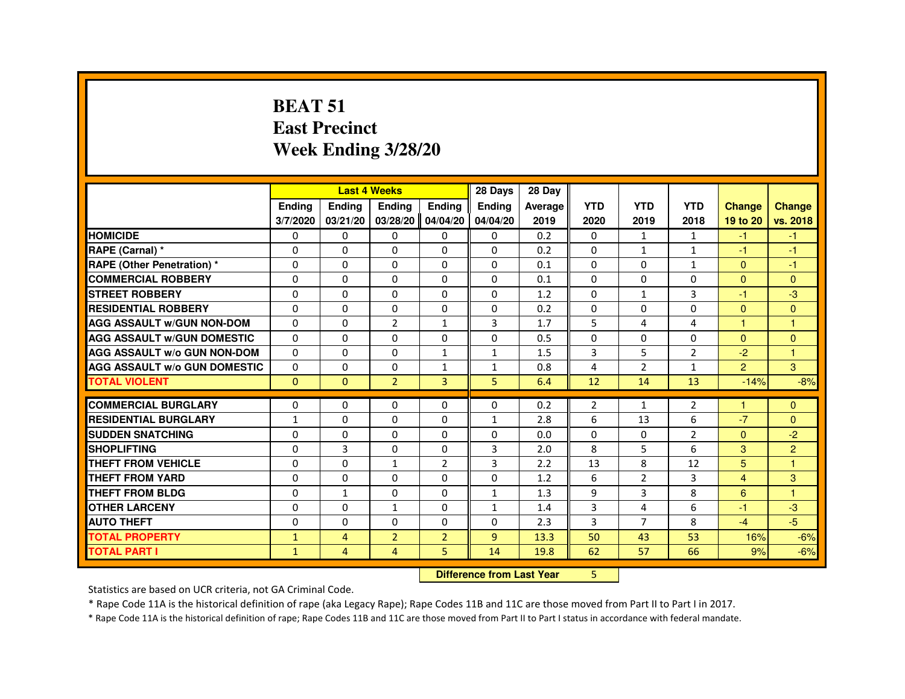# BEAT 51
# East Precinct
# Week Ending 3/28/20

| | Last 4 Weeks | | | | 28 Days | 28 Day | | | | | |
|---|---|---|---|---|---|---|---|---|---|---|---|
| | Ending 3/7/2020 | Ending 03/21/20 | Ending 03/28/20 | Ending 04/04/20 | Ending 04/04/20 | Average 2019 | YTD 2020 | YTD 2019 | YTD 2018 | Change 19 to 20 | Change vs. 2018 |
| **HOMICIDE** | 0 | 0 | 0 | 0 | 0 | 0.2 | 0 | 1 | 1 | -1 | -1 |
| **RAPE (Carnal) *** | 0 | 0 | 0 | 0 | 0 | 0.2 | 0 | 1 | 1 | -1 | -1 |
| **RAPE (Other Penetration) *** | 0 | 0 | 0 | 0 | 0 | 0.1 | 0 | 0 | 1 | 0 | -1 |
| **COMMERCIAL ROBBERY** | 0 | 0 | 0 | 0 | 0 | 0.1 | 0 | 0 | 0 | 0 | 0 |
| **STREET ROBBERY** | 0 | 0 | 0 | 0 | 0 | 1.2 | 0 | 1 | 3 | -1 | -3 |
| **RESIDENTIAL ROBBERY** | 0 | 0 | 0 | 0 | 0 | 0.2 | 0 | 0 | 0 | 0 | 0 |
| **AGG ASSAULT w/GUN NON-DOM** | 0 | 0 | 2 | 1 | 3 | 1.7 | 5 | 4 | 4 | 1 | 1 |
| **AGG ASSAULT w/GUN DOMESTIC** | 0 | 0 | 0 | 0 | 0 | 0.5 | 0 | 0 | 0 | 0 | 0 |
| **AGG ASSAULT w/o GUN NON-DOM** | 0 | 0 | 0 | 1 | 1 | 1.5 | 3 | 5 | 2 | -2 | 1 |
| **AGG ASSAULT w/o GUN DOMESTIC** | 0 | 0 | 0 | 1 | 1 | 0.8 | 4 | 2 | 1 | 2 | 3 |
| **TOTAL VIOLENT** | 0 | 0 | 2 | 3 | 5 | 6.4 | 12 | 14 | 13 | -14% | -8% |
| **COMMERCIAL BURGLARY** | 0 | 0 | 0 | 0 | 0 | 0.2 | 2 | 1 | 2 | 1 | 0 |
| **RESIDENTIAL BURGLARY** | 1 | 0 | 0 | 0 | 1 | 2.8 | 6 | 13 | 6 | -7 | 0 |
| **SUDDEN SNATCHING** | 0 | 0 | 0 | 0 | 0 | 0.0 | 0 | 0 | 2 | 0 | -2 |
| **SHOPLIFTING** | 0 | 3 | 0 | 0 | 3 | 2.0 | 8 | 5 | 6 | 3 | 2 |
| **THEFT FROM VEHICLE** | 0 | 0 | 1 | 2 | 3 | 2.2 | 13 | 8 | 12 | 5 | 1 |
| **THEFT FROM YARD** | 0 | 0 | 0 | 0 | 0 | 1.2 | 6 | 2 | 3 | 4 | 3 |
| **THEFT FROM BLDG** | 0 | 1 | 0 | 0 | 1 | 1.3 | 9 | 3 | 8 | 6 | 1 |
| **OTHER LARCENY** | 0 | 0 | 1 | 0 | 1 | 1.4 | 3 | 4 | 6 | -1 | -3 |
| **AUTO THEFT** | 0 | 0 | 0 | 0 | 0 | 2.3 | 3 | 7 | 8 | -4 | -5 |
| **TOTAL PROPERTY** | 1 | 4 | 2 | 2 | 9 | 13.3 | 50 | 43 | 53 | 16% | -6% |
| **TOTAL PART I** | 1 | 4 | 4 | 5 | 14 | 19.8 | 62 | 57 | 66 | 9% | -6% |

**Difference from Last Year** 5

Statistics are based on UCR criteria, not GA Criminal Code.

* Rape Code 11A is the historical definition of rape (aka Legacy Rape); Rape Codes 11B and 11C are those moved from Part II to Part I in 2017.

* Rape Code 11A is the historical definition of rape; Rape Codes 11B and 11C are those moved from Part II to Part I status in accordance with federal mandate.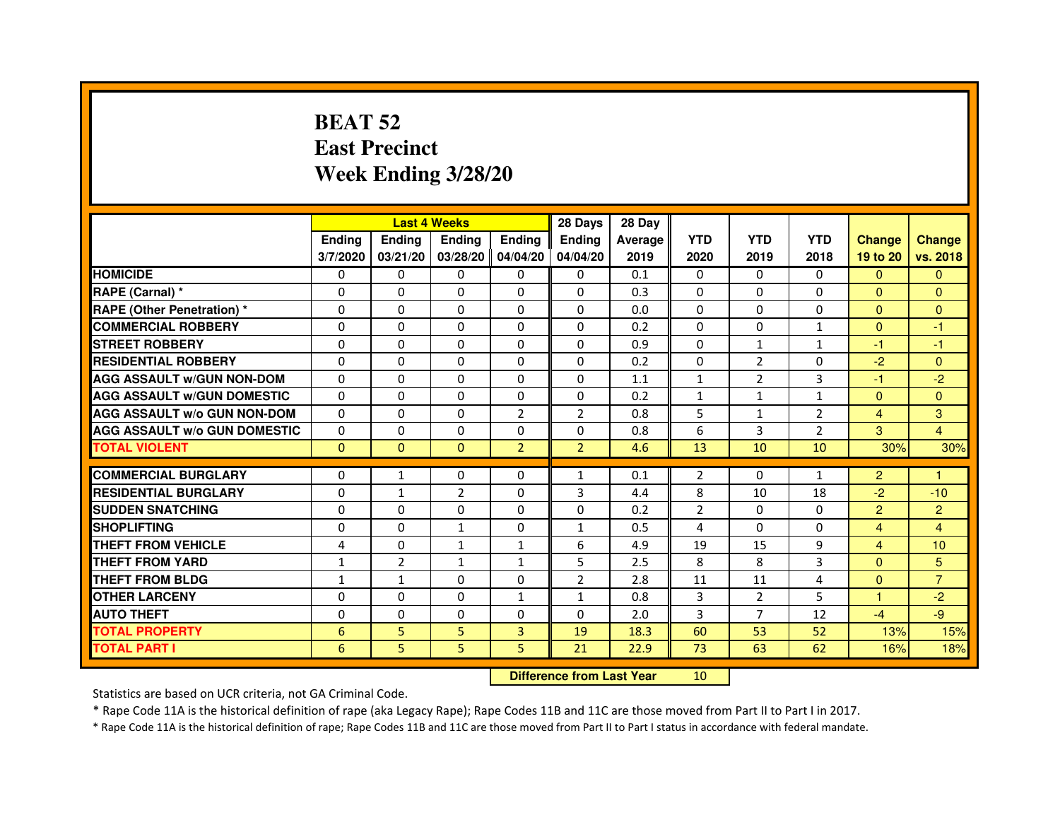# BEAT 52
# East Precinct
# Week Ending 3/28/20

| | Last 4 Weeks | | | | 28 Days | 28 Day | | | | | |
|---|---|---|---|---|---|---|---|---|---|---|---|
| | Ending 3/7/2020 | Ending 03/21/20 | Ending 03/28/20 | Ending 04/04/20 | Ending 04/04/20 | Average 2019 | YTD 2020 | YTD 2019 | YTD 2018 | Change 19 to 20 | Change vs. 2018 |
| **HOMICIDE** | 0 | 0 | 0 | 0 | 0 | 0.1 | 0 | 0 | 0 | 0 | 0 |
| **RAPE (Carnal) *** | 0 | 0 | 0 | 0 | 0 | 0.3 | 0 | 0 | 0 | 0 | 0 |
| **RAPE (Other Penetration) *** | 0 | 0 | 0 | 0 | 0 | 0.0 | 0 | 0 | 0 | 0 | 0 |
| **COMMERCIAL ROBBERY** | 0 | 0 | 0 | 0 | 0 | 0.2 | 0 | 0 | 1 | 0 | -1 |
| **STREET ROBBERY** | 0 | 0 | 0 | 0 | 0 | 0.9 | 0 | 1 | 1 | -1 | -1 |
| **RESIDENTIAL ROBBERY** | 0 | 0 | 0 | 0 | 0 | 0.2 | 0 | 2 | 0 | -2 | 0 |
| **AGG ASSAULT w/GUN NON-DOM** | 0 | 0 | 0 | 0 | 0 | 1.1 | 1 | 2 | 3 | -1 | -2 |
| **AGG ASSAULT w/GUN DOMESTIC** | 0 | 0 | 0 | 0 | 0 | 0.2 | 1 | 1 | 1 | 0 | 0 |
| **AGG ASSAULT w/o GUN NON-DOM** | 0 | 0 | 0 | 2 | 2 | 0.8 | 5 | 1 | 2 | 4 | 3 |
| **AGG ASSAULT w/o GUN DOMESTIC** | 0 | 0 | 0 | 0 | 0 | 0.8 | 6 | 3 | 2 | 3 | 4 |
| **TOTAL VIOLENT** | 0 | 0 | 0 | 2 | 2 | 4.6 | 13 | 10 | 10 | 30% | 30% |
| **COMMERCIAL BURGLARY** | 0 | 1 | 0 | 0 | 1 | 0.1 | 2 | 0 | 1 | 2 | 1 |
| **RESIDENTIAL BURGLARY** | 0 | 1 | 2 | 0 | 3 | 4.4 | 8 | 10 | 18 | -2 | -10 |
| **SUDDEN SNATCHING** | 0 | 0 | 0 | 0 | 0 | 0.2 | 2 | 0 | 0 | 2 | 2 |
| **SHOPLIFTING** | 0 | 0 | 1 | 0 | 1 | 0.5 | 4 | 0 | 0 | 4 | 4 |
| **THEFT FROM VEHICLE** | 4 | 0 | 1 | 1 | 6 | 4.9 | 19 | 15 | 9 | 4 | 10 |
| **THEFT FROM YARD** | 1 | 2 | 1 | 1 | 5 | 2.5 | 8 | 8 | 3 | 0 | 5 |
| **THEFT FROM BLDG** | 1 | 1 | 0 | 0 | 2 | 2.8 | 11 | 11 | 4 | 0 | 7 |
| **OTHER LARCENY** | 0 | 0 | 0 | 1 | 1 | 0.8 | 3 | 2 | 5 | 1 | -2 |
| **AUTO THEFT** | 0 | 0 | 0 | 0 | 0 | 2.0 | 3 | 7 | 12 | -4 | -9 |
| **TOTAL PROPERTY** | 6 | 5 | 5 | 3 | 19 | 18.3 | 60 | 53 | 52 | 13% | 15% |
| **TOTAL PART I** | 6 | 5 | 5 | 5 | 21 | 22.9 | 73 | 63 | 62 | 16% | 18% |

**Difference from Last Year** 10

Statistics are based on UCR criteria, not GA Criminal Code.

* Rape Code 11A is the historical definition of rape (aka Legacy Rape); Rape Codes 11B and 11C are those moved from Part II to Part I in 2017.

* Rape Code 11A is the historical definition of rape; Rape Codes 11B and 11C are those moved from Part II to Part I status in accordance with federal mandate.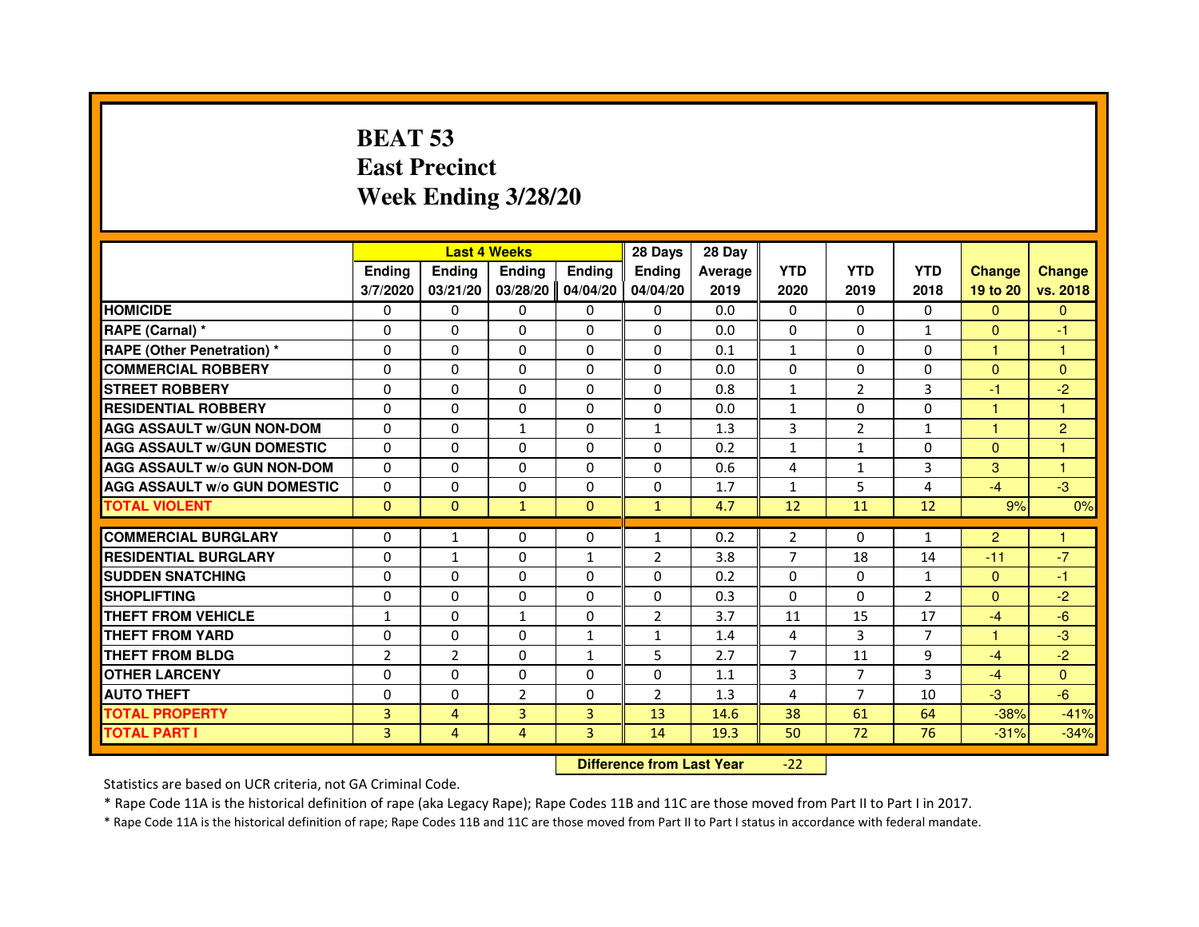# BEAT 53
# East Precinct
# Week Ending 3/28/20

| | Last 4 Weeks | | | | 28 Days | 28 Day | | | | | |
|---|---|---|---|---|---|---|---|---|---|---|---|
| | Ending 3/7/2020 | Ending 03/21/20 | Ending 03/28/20 | Ending 04/04/20 | Ending 04/04/20 | Average 2019 | YTD 2020 | YTD 2019 | YTD 2018 | Change 19 to 20 | Change vs. 2018 |
| HOMICIDE | 0 | 0 | 0 | 0 | 0 | 0.0 | 0 | 0 | 0 | 0 | 0 |
| RAPE (Carnal) * | 0 | 0 | 0 | 0 | 0 | 0.0 | 0 | 0 | 1 | 0 | -1 |
| RAPE (Other Penetration) * | 0 | 0 | 0 | 0 | 0 | 0.1 | 1 | 0 | 0 | 1 | 1 |
| COMMERCIAL ROBBERY | 0 | 0 | 0 | 0 | 0 | 0.0 | 0 | 0 | 0 | 0 | 0 |
| STREET ROBBERY | 0 | 0 | 0 | 0 | 0 | 0.8 | 1 | 2 | 3 | -1 | -2 |
| RESIDENTIAL ROBBERY | 0 | 0 | 0 | 0 | 0 | 0.0 | 1 | 0 | 0 | 1 | 1 |
| AGG ASSAULT w/GUN NON-DOM | 0 | 0 | 1 | 0 | 1 | 1.3 | 3 | 2 | 1 | 1 | 2 |
| AGG ASSAULT w/GUN DOMESTIC | 0 | 0 | 0 | 0 | 0 | 0.2 | 1 | 1 | 0 | 0 | 1 |
| AGG ASSAULT w/o GUN NON-DOM | 0 | 0 | 0 | 0 | 0 | 0.6 | 4 | 1 | 3 | 3 | 1 |
| AGG ASSAULT w/o GUN DOMESTIC | 0 | 0 | 0 | 0 | 0 | 1.7 | 1 | 5 | 4 | -4 | -3 |
| TOTAL VIOLENT | 0 | 0 | 1 | 0 | 1 | 4.7 | 12 | 11 | 12 | 9% | 0% |
| COMMERCIAL BURGLARY | 0 | 1 | 0 | 0 | 1 | 0.2 | 2 | 0 | 1 | 2 | 1 |
| RESIDENTIAL BURGLARY | 0 | 1 | 0 | 1 | 2 | 3.8 | 7 | 18 | 14 | -11 | -7 |
| SUDDEN SNATCHING | 0 | 0 | 0 | 0 | 0 | 0.2 | 0 | 0 | 1 | 0 | -1 |
| SHOPLIFTING | 0 | 0 | 0 | 0 | 0 | 0.3 | 0 | 0 | 2 | 0 | -2 |
| THEFT FROM VEHICLE | 1 | 0 | 1 | 0 | 2 | 3.7 | 11 | 15 | 17 | -4 | -6 |
| THEFT FROM YARD | 0 | 0 | 0 | 1 | 1 | 1.4 | 4 | 3 | 7 | 1 | -3 |
| THEFT FROM BLDG | 2 | 2 | 0 | 1 | 5 | 2.7 | 7 | 11 | 9 | -4 | -2 |
| OTHER LARCENY | 0 | 0 | 0 | 0 | 0 | 1.1 | 3 | 7 | 3 | -4 | 0 |
| AUTO THEFT | 0 | 0 | 2 | 0 | 2 | 1.3 | 4 | 7 | 10 | -3 | -6 |
| TOTAL PROPERTY | 3 | 4 | 3 | 3 | 13 | 14.6 | 38 | 61 | 64 | -38% | -41% |
| TOTAL PART I | 3 | 4 | 4 | 3 | 14 | 19.3 | 50 | 72 | 76 | -31% | -34% |

| Difference from Last Year | -22 |
|---|---|

Statistics are based on UCR criteria, not GA Criminal Code.

* Rape Code 11A is the historical definition of rape (aka Legacy Rape); Rape Codes 11B and 11C are those moved from Part II to Part I in 2017.

* Rape Code 11A is the historical definition of rape; Rape Codes 11B and 11C are those moved from Part II to Part I status in accordance with federal mandate.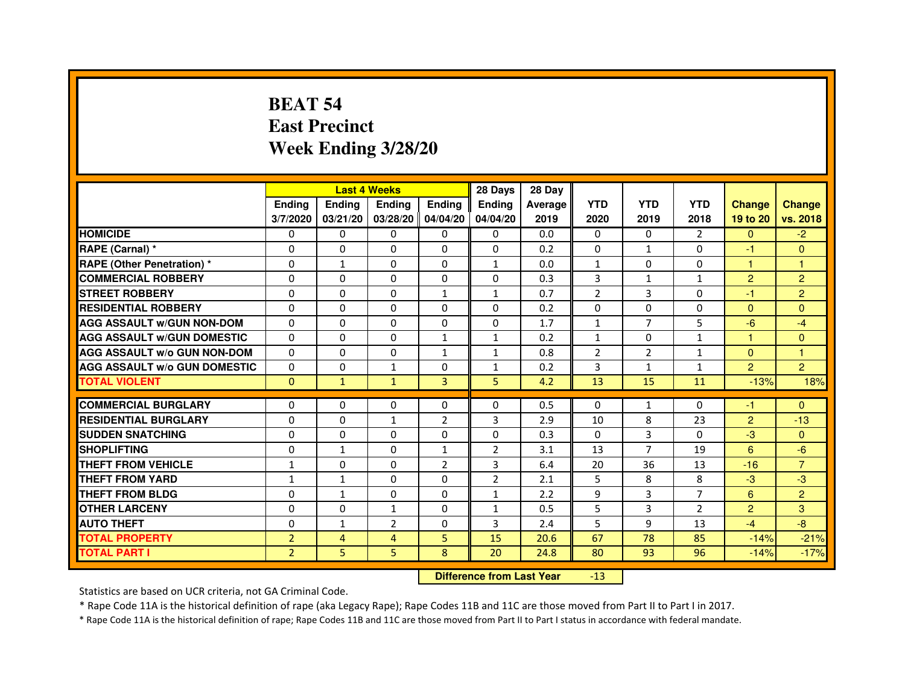# BEAT 54
# East Precinct
# Week Ending 3/28/20

| | Last 4 Weeks | | | | 28 Days | 28 Day | | | | | |
|---|---|---|---|---|---|---|---|---|---|---|---|
| | Ending 3/7/2020 | Ending 03/21/20 | Ending 03/28/20 | Ending 04/04/20 | Ending 04/04/20 | Average 2019 | YTD 2020 | YTD 2019 | YTD 2018 | Change 19 to 20 | Change vs. 2018 |
| HOMICIDE | 0 | 0 | 0 | 0 | 0 | 0.0 | 0 | 0 | 2 | 0 | -2 |
| RAPE (Carnal) * | 0 | 0 | 0 | 0 | 0 | 0.2 | 0 | 1 | 0 | -1 | 0 |
| RAPE (Other Penetration) * | 0 | 1 | 0 | 0 | 1 | 0.0 | 1 | 0 | 0 | 1 | 1 |
| COMMERCIAL ROBBERY | 0 | 0 | 0 | 0 | 0 | 0.3 | 3 | 1 | 1 | 2 | 2 |
| STREET ROBBERY | 0 | 0 | 0 | 1 | 1 | 0.7 | 2 | 3 | 0 | -1 | 2 |
| RESIDENTIAL ROBBERY | 0 | 0 | 0 | 0 | 0 | 0.2 | 0 | 0 | 0 | 0 | 0 |
| AGG ASSAULT w/GUN NON-DOM | 0 | 0 | 0 | 0 | 0 | 1.7 | 1 | 7 | 5 | -6 | -4 |
| AGG ASSAULT w/GUN DOMESTIC | 0 | 0 | 0 | 1 | 1 | 0.2 | 1 | 0 | 1 | 1 | 0 |
| AGG ASSAULT w/o GUN NON-DOM | 0 | 0 | 0 | 1 | 1 | 0.8 | 2 | 2 | 1 | 0 | 1 |
| AGG ASSAULT w/o GUN DOMESTIC | 0 | 0 | 1 | 0 | 1 | 0.2 | 3 | 1 | 1 | 2 | 2 |
| TOTAL VIOLENT | 0 | 1 | 1 | 3 | 5 | 4.2 | 13 | 15 | 11 | -13% | 18% |
| COMMERCIAL BURGLARY | 0 | 0 | 0 | 0 | 0 | 0.5 | 0 | 1 | 0 | -1 | 0 |
| RESIDENTIAL BURGLARY | 0 | 0 | 1 | 2 | 3 | 2.9 | 10 | 8 | 23 | 2 | -13 |
| SUDDEN SNATCHING | 0 | 0 | 0 | 0 | 0 | 0.3 | 0 | 3 | 0 | -3 | 0 |
| SHOPLIFTING | 0 | 1 | 0 | 1 | 2 | 3.1 | 13 | 7 | 19 | 6 | -6 |
| THEFT FROM VEHICLE | 1 | 0 | 0 | 2 | 3 | 6.4 | 20 | 36 | 13 | -16 | 7 |
| THEFT FROM YARD | 1 | 1 | 0 | 0 | 2 | 2.1 | 5 | 8 | 8 | -3 | -3 |
| THEFT FROM BLDG | 0 | 1 | 0 | 0 | 1 | 2.2 | 9 | 3 | 7 | 6 | 2 |
| OTHER LARCENY | 0 | 0 | 1 | 0 | 1 | 0.5 | 5 | 3 | 2 | 2 | 3 |
| AUTO THEFT | 0 | 1 | 2 | 0 | 3 | 2.4 | 5 | 9 | 13 | -4 | -8 |
| TOTAL PROPERTY | 2 | 4 | 4 | 5 | 15 | 20.6 | 67 | 78 | 85 | -14% | -21% |
| TOTAL PART I | 2 | 5 | 5 | 8 | 20 | 24.8 | 80 | 93 | 96 | -14% | -17% |

**Difference from Last Year** -13

Statistics are based on UCR criteria, not GA Criminal Code.

* Rape Code 11A is the historical definition of rape (aka Legacy Rape); Rape Codes 11B and 11C are those moved from Part II to Part I in 2017.

* Rape Code 11A is the historical definition of rape; Rape Codes 11B and 11C are those moved from Part II to Part I status in accordance with federal mandate.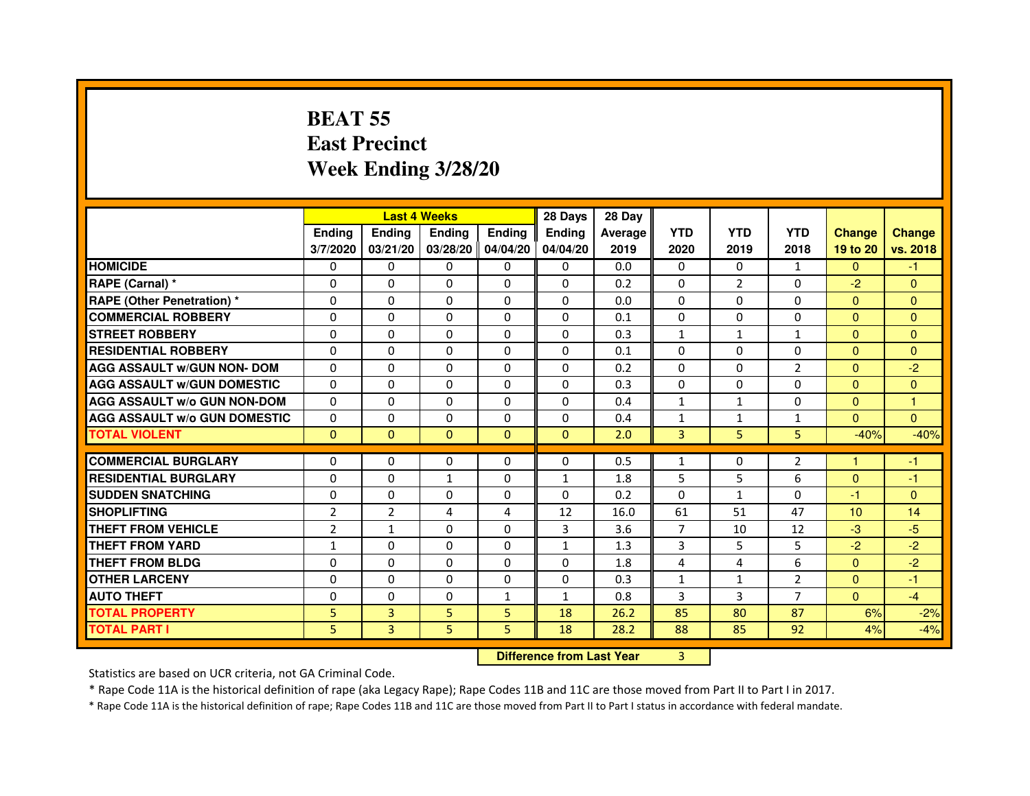# BEAT 55
# East Precinct
# Week Ending 3/28/20

| | Last 4 Weeks | | | | 28 Days | 28 Day | | | | | |
|---|---|---|---|---|---|---|---|---|---|---|---|
| | Ending 3/7/2020 | Ending 03/21/20 | Ending 03/28/20 | Ending 04/04/20 | Ending 04/04/20 | Average 2019 | YTD 2020 | YTD 2019 | YTD 2018 | Change 19 to 20 | Change vs. 2018 |
| HOMICIDE | 0 | 0 | 0 | 0 | 0 | 0.0 | 0 | 0 | 1 | 0 | -1 |
| RAPE (Carnal) * | 0 | 0 | 0 | 0 | 0 | 0.2 | 0 | 2 | 0 | -2 | 0 |
| RAPE (Other Penetration) * | 0 | 0 | 0 | 0 | 0 | 0.0 | 0 | 0 | 0 | 0 | 0 |
| COMMERCIAL ROBBERY | 0 | 0 | 0 | 0 | 0 | 0.1 | 0 | 0 | 0 | 0 | 0 |
| STREET ROBBERY | 0 | 0 | 0 | 0 | 0 | 0.3 | 1 | 1 | 1 | 0 | 0 |
| RESIDENTIAL ROBBERY | 0 | 0 | 0 | 0 | 0 | 0.1 | 0 | 0 | 0 | 0 | 0 |
| AGG ASSAULT w/GUN NON- DOM | 0 | 0 | 0 | 0 | 0 | 0.2 | 0 | 0 | 2 | 0 | -2 |
| AGG ASSAULT w/GUN DOMESTIC | 0 | 0 | 0 | 0 | 0 | 0.3 | 0 | 0 | 0 | 0 | 0 |
| AGG ASSAULT w/o GUN NON-DOM | 0 | 0 | 0 | 0 | 0 | 0.4 | 1 | 1 | 0 | 0 | 1 |
| AGG ASSAULT w/o GUN DOMESTIC | 0 | 0 | 0 | 0 | 0 | 0.4 | 1 | 1 | 1 | 0 | 0 |
| TOTAL VIOLENT | 0 | 0 | 0 | 0 | 0 | 2.0 | 3 | 5 | 5 | -40% | -40% |
| COMMERCIAL BURGLARY | 0 | 0 | 0 | 0 | 0 | 0.5 | 1 | 0 | 2 | 1 | -1 |
| RESIDENTIAL BURGLARY | 0 | 0 | 1 | 0 | 1 | 1.8 | 5 | 5 | 6 | 0 | -1 |
| SUDDEN SNATCHING | 0 | 0 | 0 | 0 | 0 | 0.2 | 0 | 1 | 0 | -1 | 0 |
| SHOPLIFTING | 2 | 2 | 4 | 4 | 12 | 16.0 | 61 | 51 | 47 | 10 | 14 |
| THEFT FROM VEHICLE | 2 | 1 | 0 | 0 | 3 | 3.6 | 7 | 10 | 12 | -3 | -5 |
| THEFT FROM YARD | 1 | 0 | 0 | 0 | 1 | 1.3 | 3 | 5 | 5 | -2 | -2 |
| THEFT FROM BLDG | 0 | 0 | 0 | 0 | 0 | 1.8 | 4 | 4 | 6 | 0 | -2 |
| OTHER LARCENY | 0 | 0 | 0 | 0 | 0 | 0.3 | 1 | 1 | 2 | 0 | -1 |
| AUTO THEFT | 0 | 0 | 0 | 1 | 1 | 0.8 | 3 | 3 | 7 | 0 | -4 |
| TOTAL PROPERTY | 5 | 3 | 5 | 5 | 18 | 26.2 | 85 | 80 | 87 | 6% | -2% |
| TOTAL PART I | 5 | 3 | 5 | 5 | 18 | 28.2 | 88 | 85 | 92 | 4% | -4% |

**Difference from Last Year** 3

Statistics are based on UCR criteria, not GA Criminal Code.

* Rape Code 11A is the historical definition of rape (aka Legacy Rape); Rape Codes 11B and 11C are those moved from Part II to Part I in 2017.

* Rape Code 11A is the historical definition of rape; Rape Codes 11B and 11C are those moved from Part II to Part I status in accordance with federal mandate.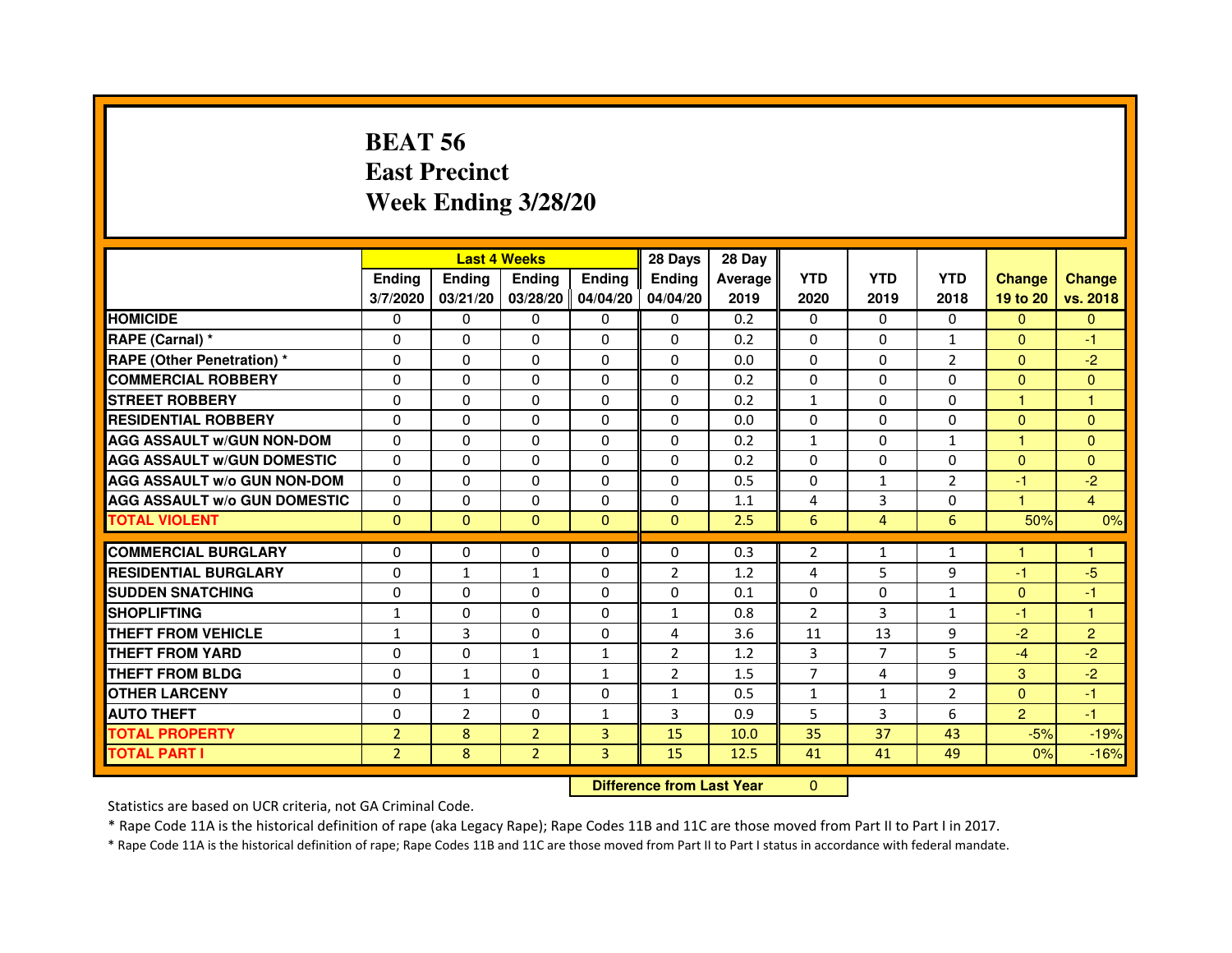# BEAT 56
# East Precinct
# Week Ending 3/28/20

| | Last 4 Weeks | | | | 28 Days | 28 Day | | | | | |
|---|---|---|---|---|---|---|---|---|---|---|---|
| | Ending 3/7/2020 | Ending 03/21/20 | Ending 03/28/20 | Ending 04/04/20 | Ending 04/04/20 | Average 2019 | YTD 2020 | YTD 2019 | YTD 2018 | Change 19 to 20 | Change vs. 2018 |
| HOMICIDE | 0 | 0 | 0 | 0 | 0 | 0.2 | 0 | 0 | 0 | 0 | 0 |
| RAPE (Carnal) * | 0 | 0 | 0 | 0 | 0 | 0.2 | 0 | 0 | 1 | 0 | -1 |
| RAPE (Other Penetration) * | 0 | 0 | 0 | 0 | 0 | 0.0 | 0 | 0 | 2 | 0 | -2 |
| COMMERCIAL ROBBERY | 0 | 0 | 0 | 0 | 0 | 0.2 | 0 | 0 | 0 | 0 | 0 |
| STREET ROBBERY | 0 | 0 | 0 | 0 | 0 | 0.2 | 1 | 0 | 0 | 1 | 1 |
| RESIDENTIAL ROBBERY | 0 | 0 | 0 | 0 | 0 | 0.0 | 0 | 0 | 0 | 0 | 0 |
| AGG ASSAULT w/GUN NON-DOM | 0 | 0 | 0 | 0 | 0 | 0.2 | 1 | 0 | 1 | 1 | 0 |
| AGG ASSAULT w/GUN DOMESTIC | 0 | 0 | 0 | 0 | 0 | 0.2 | 0 | 0 | 0 | 0 | 0 |
| AGG ASSAULT w/o GUN NON-DOM | 0 | 0 | 0 | 0 | 0 | 0.5 | 0 | 1 | 2 | -1 | -2 |
| AGG ASSAULT w/o GUN DOMESTIC | 0 | 0 | 0 | 0 | 0 | 1.1 | 4 | 3 | 0 | 1 | 4 |
| TOTAL VIOLENT | 0 | 0 | 0 | 0 | 0 | 2.5 | 6 | 4 | 6 | 50% | 0% |
| COMMERCIAL BURGLARY | 0 | 0 | 0 | 0 | 0 | 0.3 | 2 | 1 | 1 | 1 | 1 |
| RESIDENTIAL BURGLARY | 0 | 1 | 1 | 0 | 2 | 1.2 | 4 | 5 | 9 | -1 | -5 |
| SUDDEN SNATCHING | 0 | 0 | 0 | 0 | 0 | 0.1 | 0 | 0 | 1 | 0 | -1 |
| SHOPLIFTING | 1 | 0 | 0 | 0 | 1 | 0.8 | 2 | 3 | 1 | -1 | 1 |
| THEFT FROM VEHICLE | 1 | 3 | 0 | 0 | 4 | 3.6 | 11 | 13 | 9 | -2 | 2 |
| THEFT FROM YARD | 0 | 0 | 1 | 1 | 2 | 1.2 | 3 | 7 | 5 | -4 | -2 |
| THEFT FROM BLDG | 0 | 1 | 0 | 1 | 2 | 1.5 | 7 | 4 | 9 | 3 | -2 |
| OTHER LARCENY | 0 | 1 | 0 | 0 | 1 | 0.5 | 1 | 1 | 2 | 0 | -1 |
| AUTO THEFT | 0 | 2 | 0 | 1 | 3 | 0.9 | 5 | 3 | 6 | 2 | -1 |
| TOTAL PROPERTY | 2 | 8 | 2 | 3 | 15 | 10.0 | 35 | 37 | 43 | -5% | -19% |
| TOTAL PART I | 2 | 8 | 2 | 3 | 15 | 12.5 | 41 | 41 | 49 | 0% | -16% |

**Difference from Last Year** 0

Statistics are based on UCR criteria, not GA Criminal Code.

* Rape Code 11A is the historical definition of rape (aka Legacy Rape); Rape Codes 11B and 11C are those moved from Part II to Part I in 2017.

* Rape Code 11A is the historical definition of rape; Rape Codes 11B and 11C are those moved from Part II to Part I status in accordance with federal mandate.